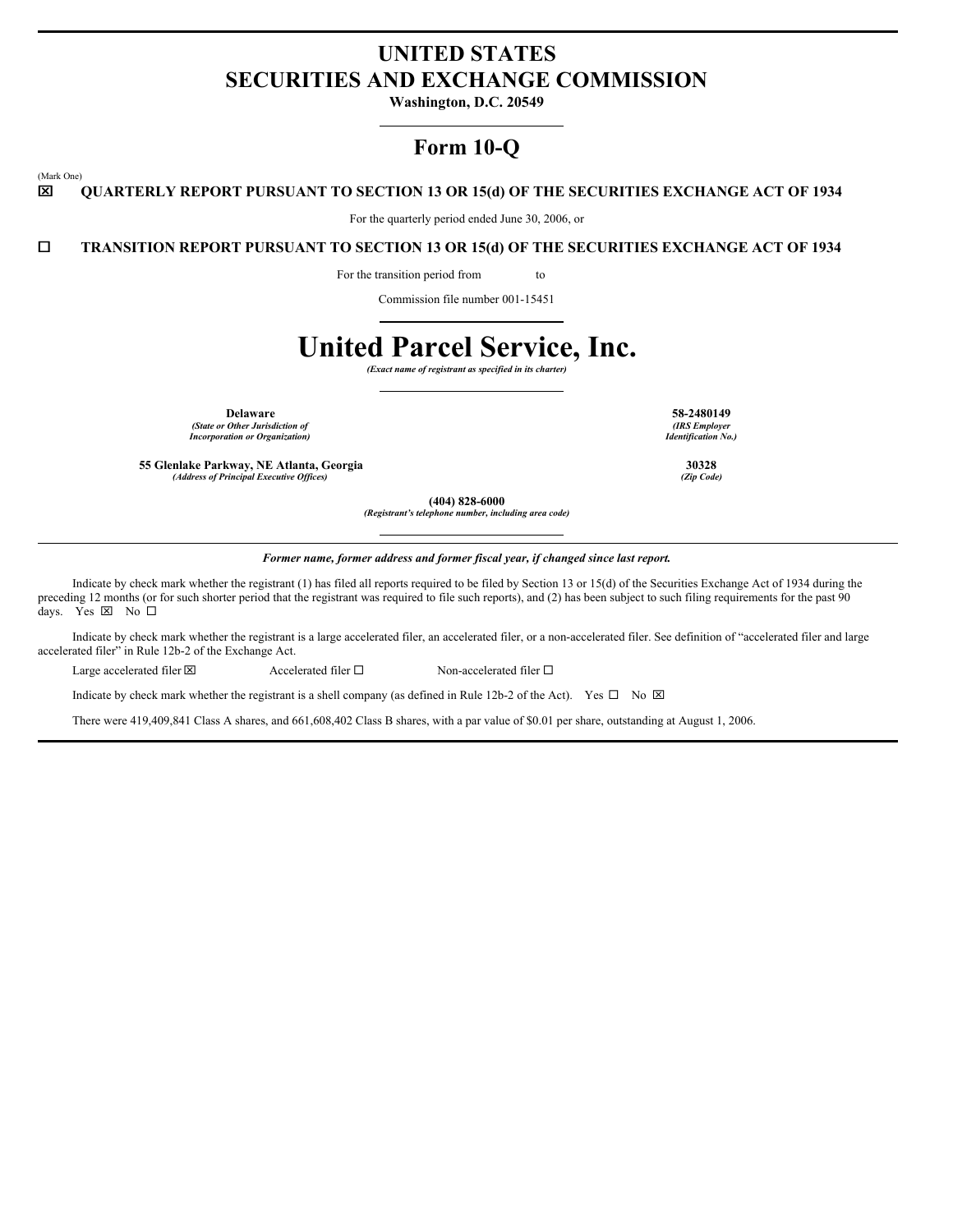# UNITED STATES
# SECURITIES AND EXCHANGE COMMISSION

**Washington, D.C. 20549**

## Form 10-Q

(Mark One)

☒ **QUARTERLY REPORT PURSUANT TO SECTION 13 OR 15(d) OF THE SECURITIES EXCHANGE ACT OF 1934**

For the quarterly period ended June 30, 2006, or

☐ **TRANSITION REPORT PURSUANT TO SECTION 13 OR 15(d) OF THE SECURITIES EXCHANGE ACT OF 1934**

For the transition period from to

Commission file number 001-15451

# United Parcel Service, Inc.

***(Exact name of registrant as specified in its charter)***

| | |
|---|---|
| **Delaware**<br>***(State or Other Jurisdiction of Incorporation or Organization)*** | **58-2480149**<br>***(IRS Employer Identification No.)*** |
| **55 Glenlake Parkway, NE Atlanta, Georgia**<br>***(Address of Principal Executive Offices)*** | **30328**<br>***(Zip Code)*** |

**(404) 828-6000**
***(Registrant's telephone number, including area code)***

***Former name, former address and former fiscal year, if changed since last report.***

Indicate by check mark whether the registrant (1) has filed all reports required to be filed by Section 13 or 15(d) of the Securities Exchange Act of 1934 during the preceding 12 months (or for such shorter period that the registrant was required to file such reports), and (2) has been subject to such filing requirements for the past 90 days. Yes ☒ No ☐

Indicate by check mark whether the registrant is a large accelerated filer, an accelerated filer, or a non-accelerated filer. See definition of "accelerated filer and large accelerated filer" in Rule 12b-2 of the Exchange Act.

Large accelerated filer ☒ Accelerated filer ☐ Non-accelerated filer ☐

Indicate by check mark whether the registrant is a shell company (as defined in Rule 12b-2 of the Act). Yes ☐ No ☒

There were 419,409,841 Class A shares, and 661,608,402 Class B shares, with a par value of $0.01 per share, outstanding at August 1, 2006.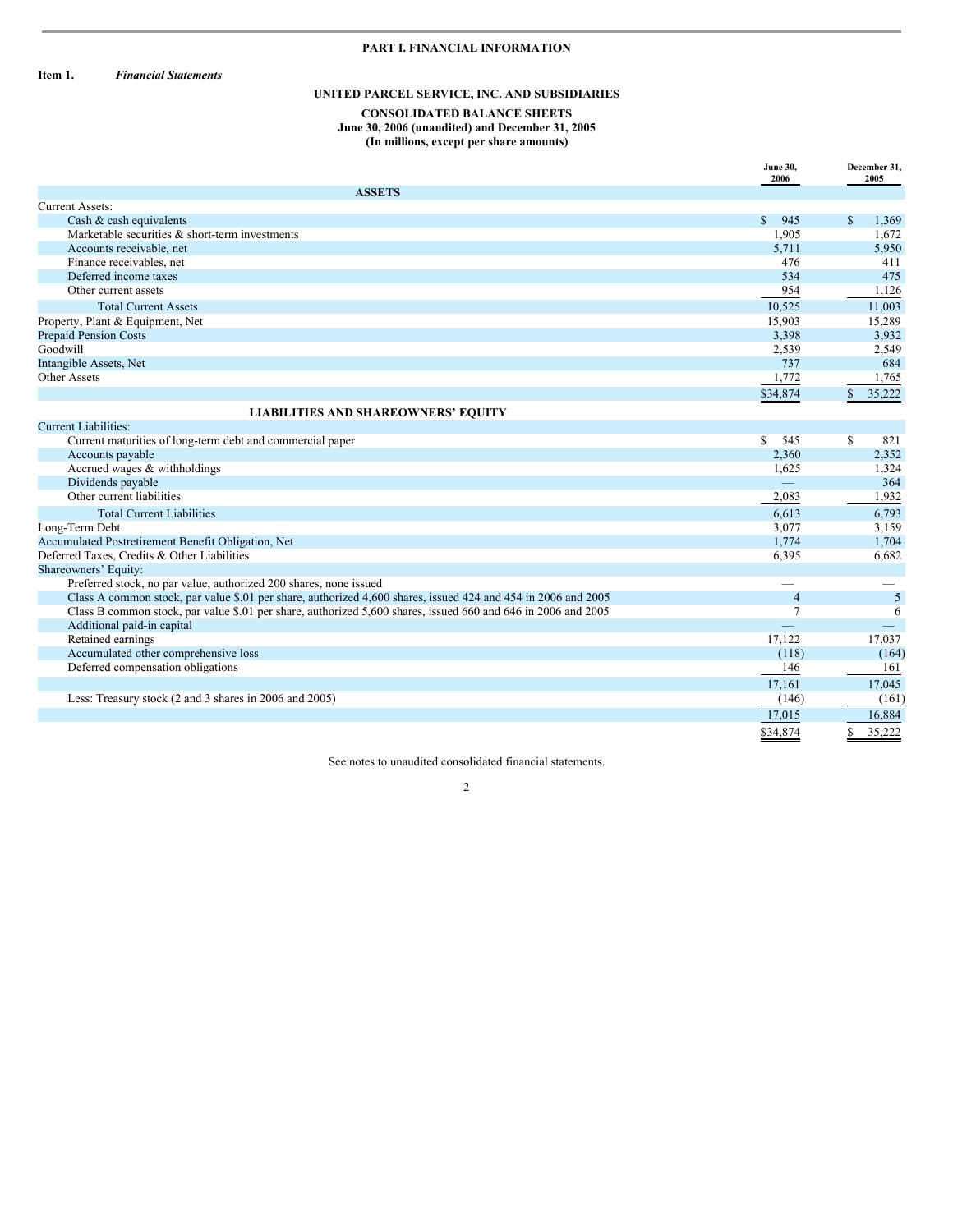# PART I. FINANCIAL INFORMATION

**Item 1.** ***Financial Statements***

## UNITED PARCEL SERVICE, INC. AND SUBSIDIARIES

### CONSOLIDATED BALANCE SHEETS
**June 30, 2006 (unaudited) and December 31, 2005**
**(In millions, except per share amounts)**

| | June 30, 2006 | December 31, 2005 |
|---|---|---|
| **ASSETS** | | |
| Current Assets: | | |
| Cash & cash equivalents | $ 945 | $ 1,369 |
| Marketable securities & short-term investments | 1,905 | 1,672 |
| Accounts receivable, net | 5,711 | 5,950 |
| Finance receivables, net | 476 | 411 |
| Deferred income taxes | 534 | 475 |
| Other current assets | 954 | 1,126 |
| Total Current Assets | 10,525 | 11,003 |
| Property, Plant & Equipment, Net | 15,903 | 15,289 |
| Prepaid Pension Costs | 3,398 | 3,932 |
| Goodwill | 2,539 | 2,549 |
| Intangible Assets, Net | 737 | 684 |
| Other Assets | 1,772 | 1,765 |
| | $34,874 | $ 35,222 |
| **LIABILITIES AND SHAREOWNERS' EQUITY** | | |
| Current Liabilities: | | |
| Current maturities of long-term debt and commercial paper | $ 545 | $ 821 |
| Accounts payable | 2,360 | 2,352 |
| Accrued wages & withholdings | 1,625 | 1,324 |
| Dividends payable | — | 364 |
| Other current liabilities | 2,083 | 1,932 |
| Total Current Liabilities | 6,613 | 6,793 |
| Long-Term Debt | 3,077 | 3,159 |
| Accumulated Postretirement Benefit Obligation, Net | 1,774 | 1,704 |
| Deferred Taxes, Credits & Other Liabilities | 6,395 | 6,682 |
| Shareowners' Equity: | | |
| Preferred stock, no par value, authorized 200 shares, none issued | — | — |
| Class A common stock, par value $.01 per share, authorized 4,600 shares, issued 424 and 454 in 2006 and 2005 | 4 | 5 |
| Class B common stock, par value $.01 per share, authorized 5,600 shares, issued 660 and 646 in 2006 and 2005 | 7 | 6 |
| Additional paid-in capital | — | — |
| Retained earnings | 17,122 | 17,037 |
| Accumulated other comprehensive loss | (118) | (164) |
| Deferred compensation obligations | 146 | 161 |
| | 17,161 | 17,045 |
| Less: Treasury stock (2 and 3 shares in 2006 and 2005) | (146) | (161) |
| | 17,015 | 16,884 |
| | $34,874 | $ 35,222 |

See notes to unaudited consolidated financial statements.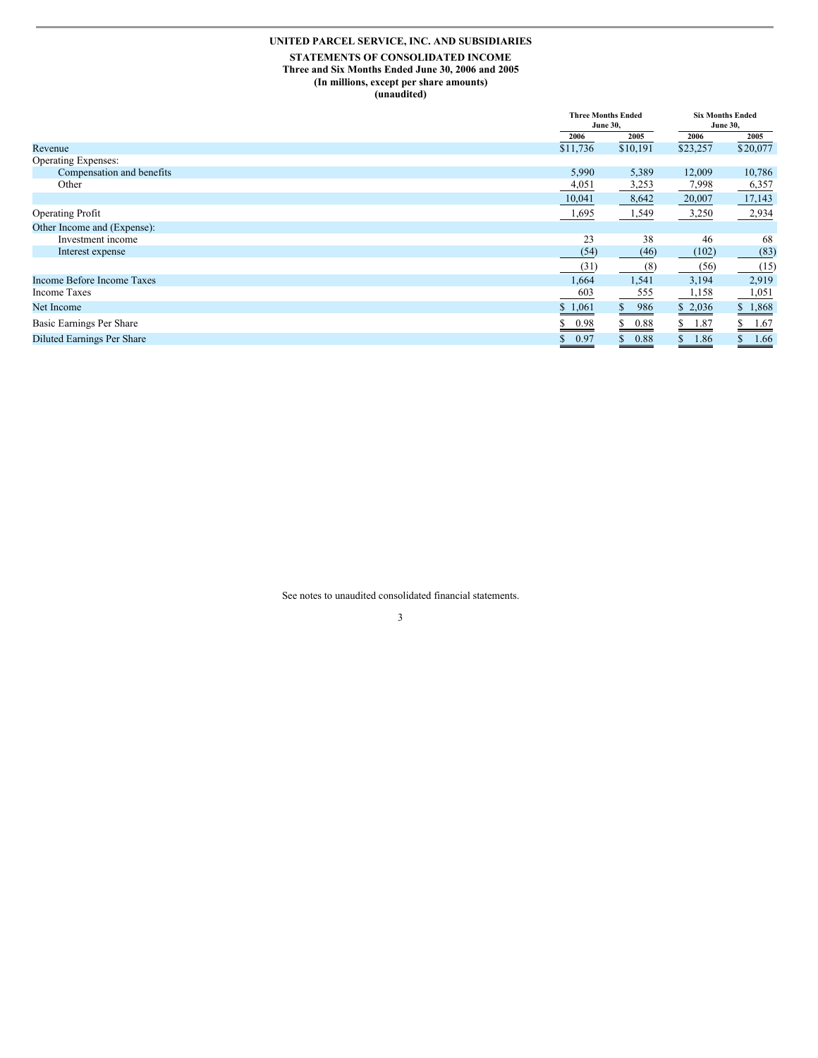# UNITED PARCEL SERVICE, INC. AND SUBSIDIARIES

## STATEMENTS OF CONSOLIDATED INCOME

**Three and Six Months Ended June 30, 2006 and 2005**
**(In millions, except per share amounts)**
**(unaudited)**

| | Three Months Ended June 30, | | Six Months Ended June 30, | |
|---|---|---|---|---|
| | 2006 | 2005 | 2006 | 2005 |
| Revenue | $11,736 | $10,191 | $23,257 | $20,077 |
| Operating Expenses: | | | | |
| Compensation and benefits | 5,990 | 5,389 | 12,009 | 10,786 |
| Other | 4,051 | 3,253 | 7,998 | 6,357 |
| | 10,041 | 8,642 | 20,007 | 17,143 |
| Operating Profit | 1,695 | 1,549 | 3,250 | 2,934 |
| Other Income and (Expense): | | | | |
| Investment income | 23 | 38 | 46 | 68 |
| Interest expense | (54) | (46) | (102) | (83) |
| | (31) | (8) | (56) | (15) |
| Income Before Income Taxes | 1,664 | 1,541 | 3,194 | 2,919 |
| Income Taxes | 603 | 555 | 1,158 | 1,051 |
| Net Income | $ 1,061 | $ 986 | $ 2,036 | $ 1,868 |
| Basic Earnings Per Share | $ 0.98 | $ 0.88 | $ 1.87 | $ 1.67 |
| Diluted Earnings Per Share | $ 0.97 | $ 0.88 | $ 1.86 | $ 1.66 |

See notes to unaudited consolidated financial statements.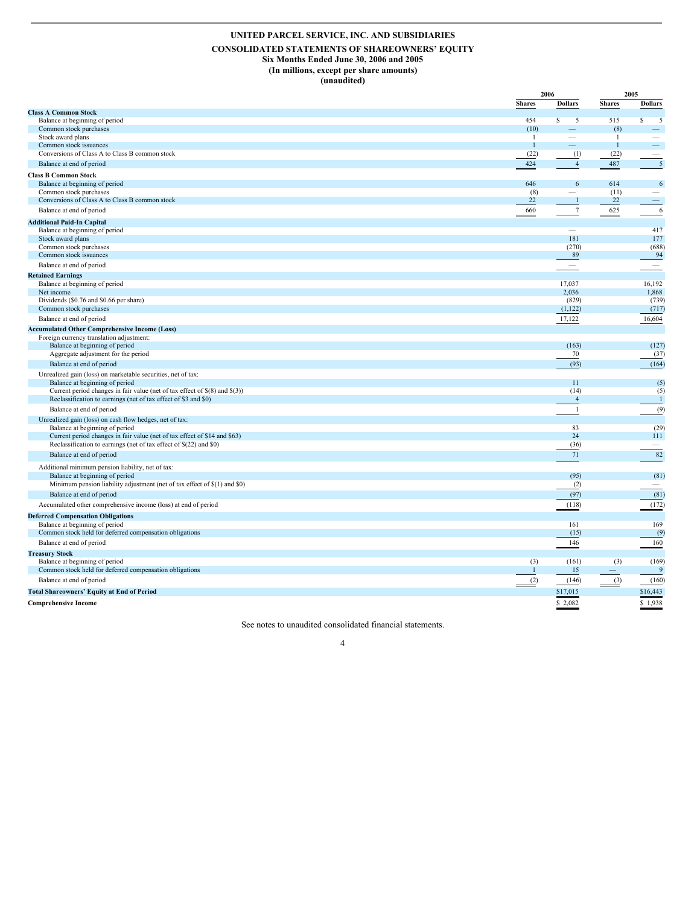# UNITED PARCEL SERVICE, INC. AND SUBSIDIARIES

## CONSOLIDATED STATEMENTS OF SHAREOWNERS' EQUITY

### Six Months Ended June 30, 2006 and 2005

### (In millions, except per share amounts)

### (unaudited)

| | 2006 | | 2005 | |
|---|---|---|---|---|
| | Shares | Dollars | Shares | Dollars |
| **Class A Common Stock** | | | | |
| Balance at beginning of period | 454 | $ 5 | 515 | $ 5 |
| Common stock purchases | (10) | — | (8) | — |
| Stock award plans | 1 | — | 1 | — |
| Common stock issuances | 1 | — | 1 | — |
| Conversions of Class A to Class B common stock | (22) | (1) | (22) | — |
| Balance at end of period | 424 | 4 | 487 | 5 |
| **Class B Common Stock** | | | | |
| Balance at beginning of period | 646 | 6 | 614 | 6 |
| Common stock purchases | (8) | — | (11) | — |
| Conversions of Class A to Class B common stock | 22 | 1 | 22 | — |
| Balance at end of period | 660 | 7 | 625 | 6 |
| **Additional Paid-In Capital** | | | | |
| Balance at beginning of period | | — | | 417 |
| Stock award plans | | 181 | | 177 |
| Common stock purchases | | (270) | | (688) |
| Common stock issuances | | 89 | | 94 |
| Balance at end of period | | — | | — |
| **Retained Earnings** | | | | |
| Balance at beginning of period | | 17,037 | | 16,192 |
| Net income | | 2,036 | | 1,868 |
| Dividends ($0.76 and $0.66 per share) | | (829) | | (739) |
| Common stock purchases | | (1,122) | | (717) |
| Balance at end of period | | 17,122 | | 16,604 |
| **Accumulated Other Comprehensive Income (Loss)** | | | | |
| Foreign currency translation adjustment: | | | | |
| Balance at beginning of period | | (163) | | (127) |
| Aggregate adjustment for the period | | 70 | | (37) |
| Balance at end of period | | (93) | | (164) |
| Unrealized gain (loss) on marketable securities, net of tax: | | | | |
| Balance at beginning of period | | 11 | | (5) |
| Current period changes in fair value (net of tax effect of $(8) and $(3)) | | (14) | | (5) |
| Reclassification to earnings (net of tax effect of $3 and $0) | | 4 | | 1 |
| Balance at end of period | | 1 | | (9) |
| Unrealized gain (loss) on cash flow hedges, net of tax: | | | | |
| Balance at beginning of period | | 83 | | (29) |
| Current period changes in fair value (net of tax effect of $14 and $63) | | 24 | | 111 |
| Reclassification to earnings (net of tax effect of $(22) and $0) | | (36) | | — |
| Balance at end of period | | 71 | | 82 |
| Additional minimum pension liability, net of tax: | | | | |
| Balance at beginning of period | | (95) | | (81) |
| Minimum pension liability adjustment (net of tax effect of $(1) and $0) | | (2) | | — |
| Balance at end of period | | (97) | | (81) |
| Accumulated other comprehensive income (loss) at end of period | | (118) | | (172) |
| **Deferred Compensation Obligations** | | | | |
| Balance at beginning of period | | 161 | | 169 |
| Common stock held for deferred compensation obligations | | (15) | | (9) |
| Balance at end of period | | 146 | | 160 |
| **Treasury Stock** | | | | |
| Balance at beginning of period | (3) | (161) | (3) | (169) |
| Common stock held for deferred compensation obligations | 1 | 15 | — | 9 |
| Balance at end of period | (2) | (146) | (3) | (160) |
| **Total Shareowners' Equity at End of Period** | | $17,015 | | $16,443 |
| **Comprehensive Income** | | $ 2,082 | | $ 1,938 |

See notes to unaudited consolidated financial statements.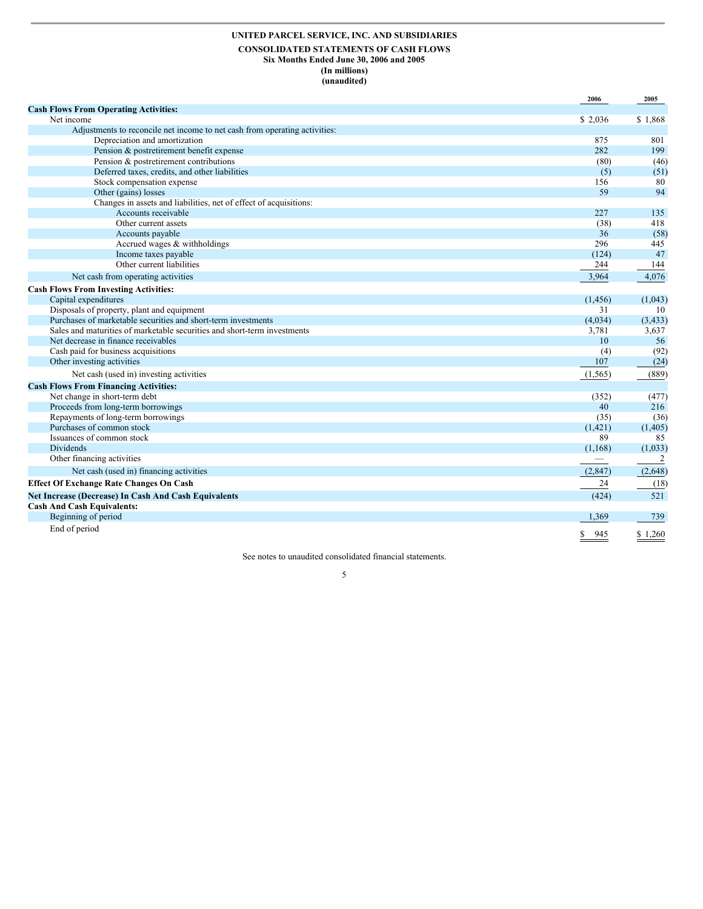**UNITED PARCEL SERVICE, INC. AND SUBSIDIARIES**

**CONSOLIDATED STATEMENTS OF CASH FLOWS**
**Six Months Ended June 30, 2006 and 2005**
**(In millions)**
**(unaudited)**

| | 2006 | 2005 |
|---|---|---|
| **Cash Flows From Operating Activities:** | | |
| Net income | $ 2,036 | $ 1,868 |
| Adjustments to reconcile net income to net cash from operating activities: | | |
| Depreciation and amortization | 875 | 801 |
| Pension & postretirement benefit expense | 282 | 199 |
| Pension & postretirement contributions | (80) | (46) |
| Deferred taxes, credits, and other liabilities | (5) | (51) |
| Stock compensation expense | 156 | 80 |
| Other (gains) losses | 59 | 94 |
| Changes in assets and liabilities, net of effect of acquisitions: | | |
| Accounts receivable | 227 | 135 |
| Other current assets | (38) | 418 |
| Accounts payable | 36 | (58) |
| Accrued wages & withholdings | 296 | 445 |
| Income taxes payable | (124) | 47 |
| Other current liabilities | 244 | 144 |
| Net cash from operating activities | 3,964 | 4,076 |
| **Cash Flows From Investing Activities:** | | |
| Capital expenditures | (1,456) | (1,043) |
| Disposals of property, plant and equipment | 31 | 10 |
| Purchases of marketable securities and short-term investments | (4,034) | (3,433) |
| Sales and maturities of marketable securities and short-term investments | 3,781 | 3,637 |
| Net decrease in finance receivables | 10 | 56 |
| Cash paid for business acquisitions | (4) | (92) |
| Other investing activities | 107 | (24) |
| Net cash (used in) investing activities | (1,565) | (889) |
| **Cash Flows From Financing Activities:** | | |
| Net change in short-term debt | (352) | (477) |
| Proceeds from long-term borrowings | 40 | 216 |
| Repayments of long-term borrowings | (35) | (36) |
| Purchases of common stock | (1,421) | (1,405) |
| Issuances of common stock | 89 | 85 |
| Dividends | (1,168) | (1,033) |
| Other financing activities | — | 2 |
| Net cash (used in) financing activities | (2,847) | (2,648) |
| **Effect Of Exchange Rate Changes On Cash** | 24 | (18) |
| **Net Increase (Decrease) In Cash And Cash Equivalents** | (424) | 521 |
| **Cash And Cash Equivalents:** | | |
| Beginning of period | 1,369 | 739 |
| End of period | $ 945 | $ 1,260 |

See notes to unaudited consolidated financial statements.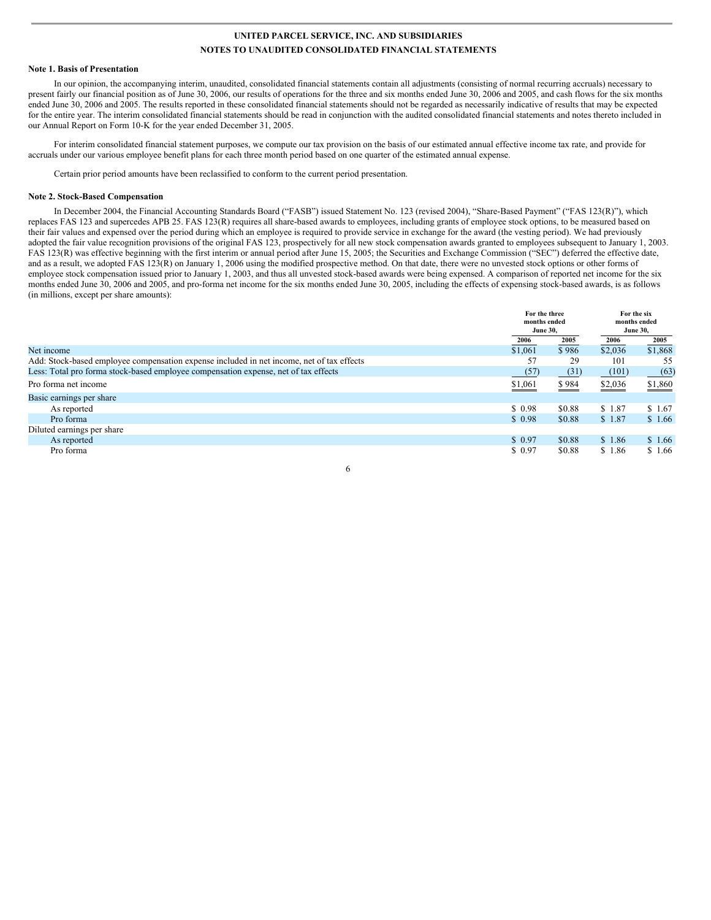UNITED PARCEL SERVICE, INC. AND SUBSIDIARIES

NOTES TO UNAUDITED CONSOLIDATED FINANCIAL STATEMENTS

**Note 1. Basis of Presentation**

In our opinion, the accompanying interim, unaudited, consolidated financial statements contain all adjustments (consisting of normal recurring accruals) necessary to present fairly our financial position as of June 30, 2006, our results of operations for the three and six months ended June 30, 2006 and 2005, and cash flows for the six months ended June 30, 2006 and 2005. The results reported in these consolidated financial statements should not be regarded as necessarily indicative of results that may be expected for the entire year. The interim consolidated financial statements should be read in conjunction with the audited consolidated financial statements and notes thereto included in our Annual Report on Form 10-K for the year ended December 31, 2005.

For interim consolidated financial statement purposes, we compute our tax provision on the basis of our estimated annual effective income tax rate, and provide for accruals under our various employee benefit plans for each three month period based on one quarter of the estimated annual expense.

Certain prior period amounts have been reclassified to conform to the current period presentation.

**Note 2. Stock-Based Compensation**

In December 2004, the Financial Accounting Standards Board ("FASB") issued Statement No. 123 (revised 2004), "Share-Based Payment" ("FAS 123(R)"), which replaces FAS 123 and supercedes APB 25. FAS 123(R) requires all share-based awards to employees, including grants of employee stock options, to be measured based on their fair values and expensed over the period during which an employee is required to provide service in exchange for the award (the vesting period). We had previously adopted the fair value recognition provisions of the original FAS 123, prospectively for all new stock compensation awards granted to employees subsequent to January 1, 2003. FAS 123(R) was effective beginning with the first interim or annual period after June 15, 2005; the Securities and Exchange Commission ("SEC") deferred the effective date, and as a result, we adopted FAS 123(R) on January 1, 2006 using the modified prospective method. On that date, there were no unvested stock options or other forms of employee stock compensation issued prior to January 1, 2003, and thus all unvested stock-based awards were being expensed. A comparison of reported net income for the six months ended June 30, 2006 and 2005, and pro-forma net income for the six months ended June 30, 2005, including the effects of expensing stock-based awards, is as follows (in millions, except per share amounts):

| | For the three months ended June 30, | | For the six months ended June 30, | |
|---|---|---|---|---|
| | 2006 | 2005 | 2006 | 2005 |
| Net income | $1,061 | $ 986 | $2,036 | $1,868 |
| Add: Stock-based employee compensation expense included in net income, net of tax effects | 57 | 29 | 101 | 55 |
| Less: Total pro forma stock-based employee compensation expense, net of tax effects | (57) | (31) | (101) | (63) |
| Pro forma net income | $1,061 | $ 984 | $2,036 | $1,860 |
| Basic earnings per share | | | | |
| As reported | $ 0.98 | $0.88 | $ 1.87 | $ 1.67 |
| Pro forma | $ 0.98 | $0.88 | $ 1.87 | $ 1.66 |
| Diluted earnings per share | | | | |
| As reported | $ 0.97 | $0.88 | $ 1.86 | $ 1.66 |
| Pro forma | $ 0.97 | $0.88 | $ 1.86 | $ 1.66 |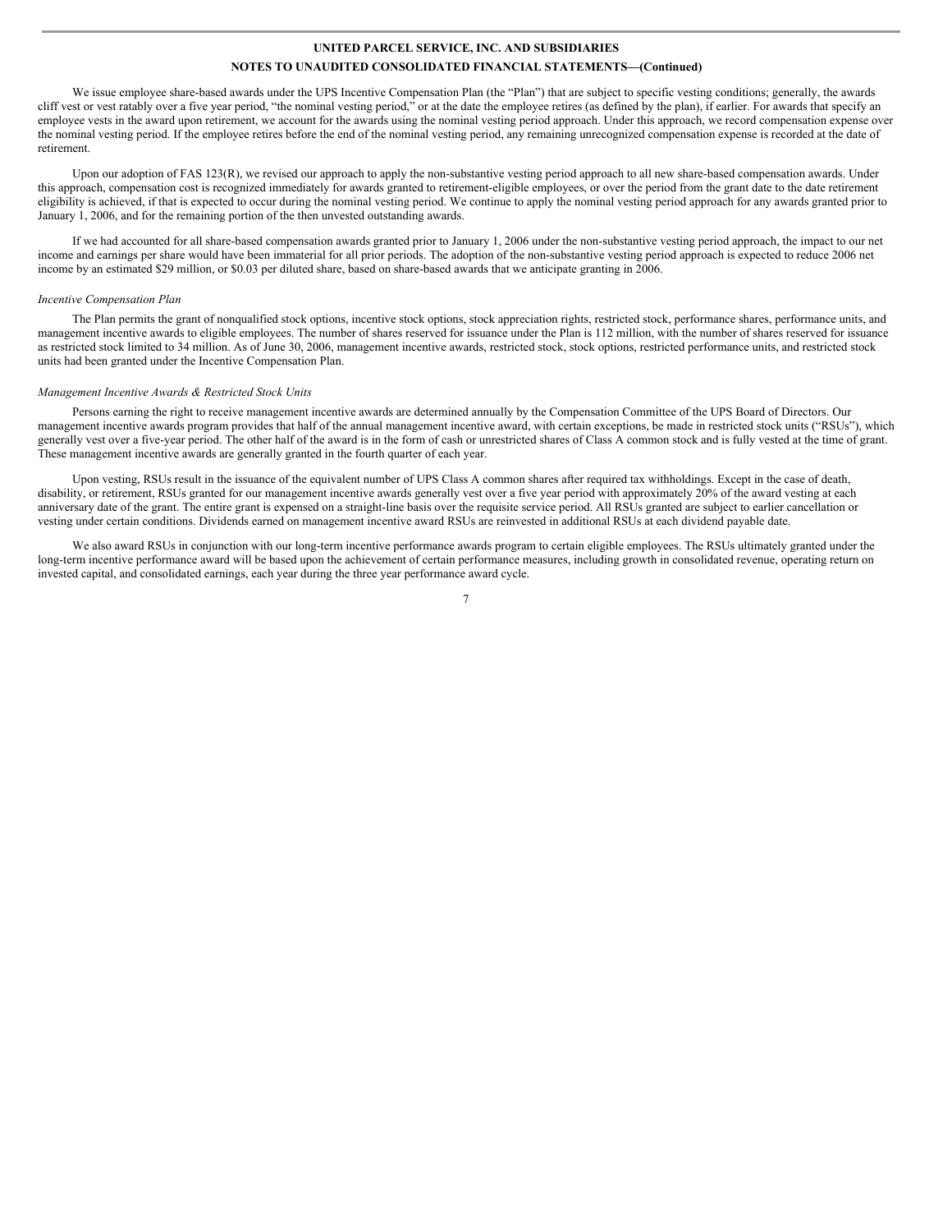We issue employee share-based awards under the UPS Incentive Compensation Plan (the "Plan") that are subject to specific vesting conditions; generally, the awards cliff vest or vest ratably over a five year period, "the nominal vesting period," or at the date the employee retires (as defined by the plan), if earlier. For awards that specify an employee vests in the award upon retirement, we account for the awards using the nominal vesting period approach. Under this approach, we record compensation expense over the nominal vesting period. If the employee retires before the end of the nominal vesting period, any remaining unrecognized compensation expense is recorded at the date of retirement.

Upon our adoption of FAS 123(R), we revised our approach to apply the non-substantive vesting period approach to all new share-based compensation awards. Under this approach, compensation cost is recognized immediately for awards granted to retirement-eligible employees, or over the period from the grant date to the date retirement eligibility is achieved, if that is expected to occur during the nominal vesting period. We continue to apply the nominal vesting period approach for any awards granted prior to January 1, 2006, and for the remaining portion of the then unvested outstanding awards.

If we had accounted for all share-based compensation awards granted prior to January 1, 2006 under the non-substantive vesting period approach, the impact to our net income and earnings per share would have been immaterial for all prior periods. The adoption of the non-substantive vesting period approach is expected to reduce 2006 net income by an estimated $29 million, or $0.03 per diluted share, based on share-based awards that we anticipate granting in 2006.

*Incentive Compensation Plan*

The Plan permits the grant of nonqualified stock options, incentive stock options, stock appreciation rights, restricted stock, performance shares, performance units, and management incentive awards to eligible employees. The number of shares reserved for issuance under the Plan is 112 million, with the number of shares reserved for issuance as restricted stock limited to 34 million. As of June 30, 2006, management incentive awards, restricted stock, stock options, restricted performance units, and restricted stock units had been granted under the Incentive Compensation Plan.

*Management Incentive Awards & Restricted Stock Units*

Persons earning the right to receive management incentive awards are determined annually by the Compensation Committee of the UPS Board of Directors. Our management incentive awards program provides that half of the annual management incentive award, with certain exceptions, be made in restricted stock units ("RSUs"), which generally vest over a five-year period. The other half of the award is in the form of cash or unrestricted shares of Class A common stock and is fully vested at the time of grant. These management incentive awards are generally granted in the fourth quarter of each year.

Upon vesting, RSUs result in the issuance of the equivalent number of UPS Class A common shares after required tax withholdings. Except in the case of death, disability, or retirement, RSUs granted for our management incentive awards generally vest over a five year period with approximately 20% of the award vesting at each anniversary date of the grant. The entire grant is expensed on a straight-line basis over the requisite service period. All RSUs granted are subject to earlier cancellation or vesting under certain conditions. Dividends earned on management incentive award RSUs are reinvested in additional RSUs at each dividend payable date.

We also award RSUs in conjunction with our long-term incentive performance awards program to certain eligible employees. The RSUs ultimately granted under the long-term incentive performance award will be based upon the achievement of certain performance measures, including growth in consolidated revenue, operating return on invested capital, and consolidated earnings, each year during the three year performance award cycle.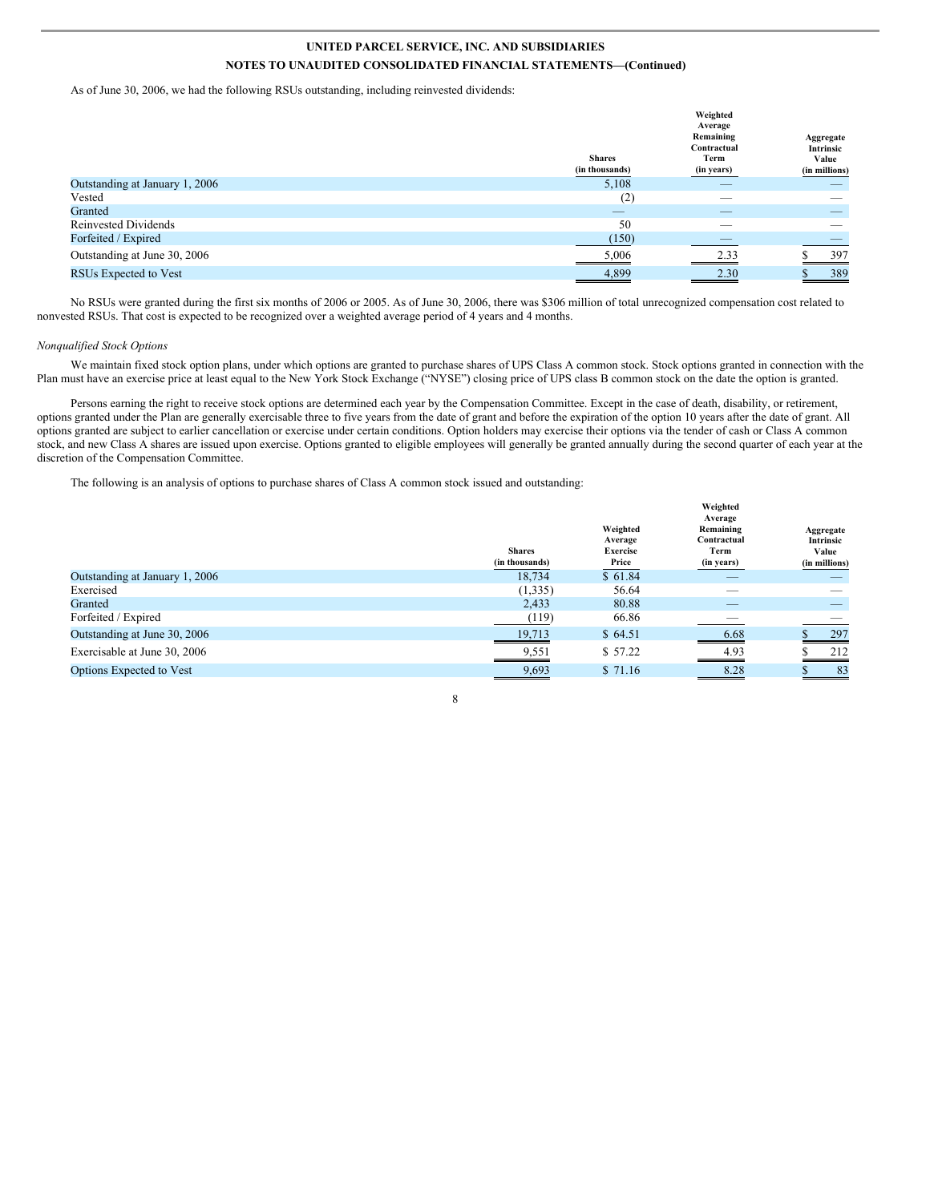**UNITED PARCEL SERVICE, INC. AND SUBSIDIARIES**

**NOTES TO UNAUDITED CONSOLIDATED FINANCIAL STATEMENTS—(Continued)**

As of June 30, 2006, we had the following RSUs outstanding, including reinvested dividends:

| | Shares (in thousands) | Weighted Average Remaining Contractual Term (in years) | Aggregate Intrinsic Value (in millions) |
|---|---|---|---|
| Outstanding at January 1, 2006 | 5,108 | — | — |
| Vested | (2) | — | — |
| Granted | — | — | — |
| Reinvested Dividends | 50 | — | — |
| Forfeited / Expired | (150) | — | — |
| Outstanding at June 30, 2006 | 5,006 | 2.33 | $ 397 |
| RSUs Expected to Vest | 4,899 | 2.30 | $ 389 |

No RSUs were granted during the first six months of 2006 or 2005. As of June 30, 2006, there was $306 million of total unrecognized compensation cost related to nonvested RSUs. That cost is expected to be recognized over a weighted average period of 4 years and 4 months.

*Nonqualified Stock Options*

We maintain fixed stock option plans, under which options are granted to purchase shares of UPS Class A common stock. Stock options granted in connection with the Plan must have an exercise price at least equal to the New York Stock Exchange ("NYSE") closing price of UPS class B common stock on the date the option is granted.

Persons earning the right to receive stock options are determined each year by the Compensation Committee. Except in the case of death, disability, or retirement, options granted under the Plan are generally exercisable three to five years from the date of grant and before the expiration of the option 10 years after the date of grant. All options granted are subject to earlier cancellation or exercise under certain conditions. Option holders may exercise their options via the tender of cash or Class A common stock, and new Class A shares are issued upon exercise. Options granted to eligible employees will generally be granted annually during the second quarter of each year at the discretion of the Compensation Committee.

The following is an analysis of options to purchase shares of Class A common stock issued and outstanding:

| | Shares (in thousands) | Weighted Average Exercise Price | Weighted Average Remaining Contractual Term (in years) | Aggregate Intrinsic Value (in millions) |
|---|---|---|---|---|
| Outstanding at January 1, 2006 | 18,734 | $ 61.84 | — | — |
| Exercised | (1,335) | 56.64 | — | — |
| Granted | 2,433 | 80.88 | — | — |
| Forfeited / Expired | (119) | 66.86 | — | — |
| Outstanding at June 30, 2006 | 19,713 | $ 64.51 | 6.68 | $ 297 |
| Exercisable at June 30, 2006 | 9,551 | $ 57.22 | 4.93 | $ 212 |
| Options Expected to Vest | 9,693 | $ 71.16 | 8.28 | $ 83 |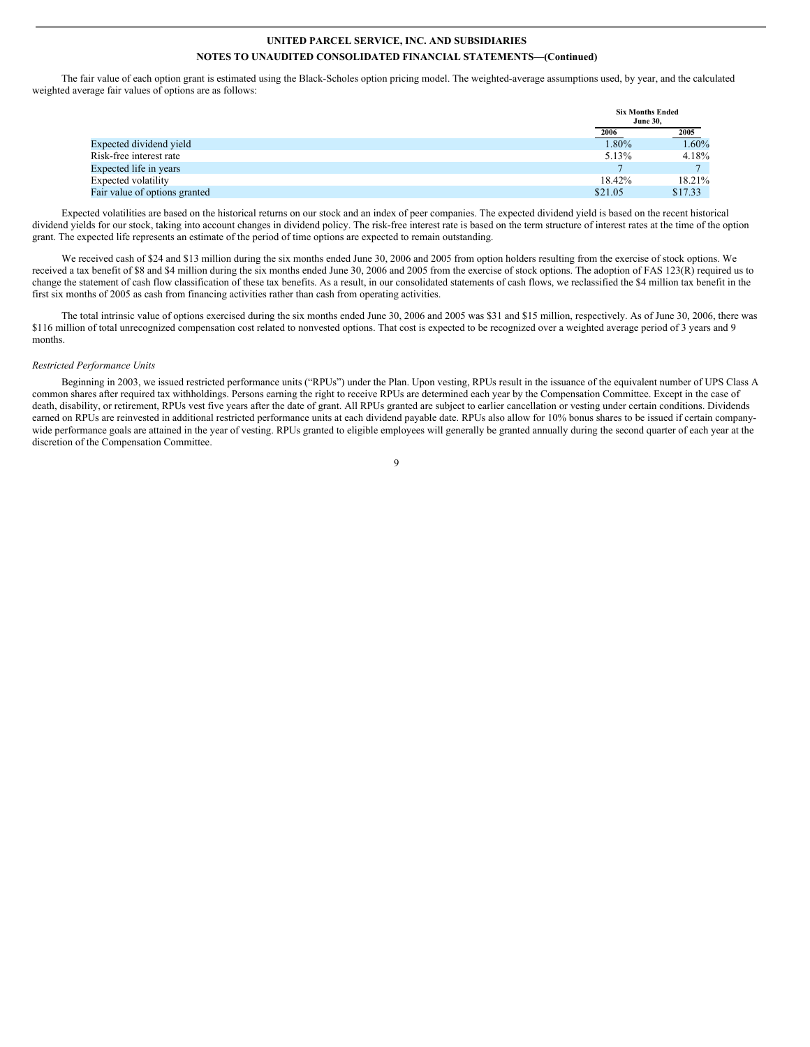The fair value of each option grant is estimated using the Black-Scholes option pricing model. The weighted-average assumptions used, by year, and the calculated weighted average fair values of options are as follows:

| | Six Months Ended June 30, | |
|---|---|---|
| | 2006 | 2005 |
| Expected dividend yield | 1.80% | 1.60% |
| Risk-free interest rate | 5.13% | 4.18% |
| Expected life in years | 7 | 7 |
| Expected volatility | 18.42% | 18.21% |
| Fair value of options granted | $21.05 | $17.33 |

Expected volatilities are based on the historical returns on our stock and an index of peer companies. The expected dividend yield is based on the recent historical dividend yields for our stock, taking into account changes in dividend policy. The risk-free interest rate is based on the term structure of interest rates at the time of the option grant. The expected life represents an estimate of the period of time options are expected to remain outstanding.

We received cash of $24 and $13 million during the six months ended June 30, 2006 and 2005 from option holders resulting from the exercise of stock options. We received a tax benefit of $8 and $4 million during the six months ended June 30, 2006 and 2005 from the exercise of stock options. The adoption of FAS 123(R) required us to change the statement of cash flow classification of these tax benefits. As a result, in our consolidated statements of cash flows, we reclassified the $4 million tax benefit in the first six months of 2005 as cash from financing activities rather than cash from operating activities.

The total intrinsic value of options exercised during the six months ended June 30, 2006 and 2005 was $31 and $15 million, respectively. As of June 30, 2006, there was $116 million of total unrecognized compensation cost related to nonvested options. That cost is expected to be recognized over a weighted average period of 3 years and 9 months.

*Restricted Performance Units*

Beginning in 2003, we issued restricted performance units ("RPUs") under the Plan. Upon vesting, RPUs result in the issuance of the equivalent number of UPS Class A common shares after required tax withholdings. Persons earning the right to receive RPUs are determined each year by the Compensation Committee. Except in the case of death, disability, or retirement, RPUs vest five years after the date of grant. All RPUs granted are subject to earlier cancellation or vesting under certain conditions. Dividends earned on RPUs are reinvested in additional restricted performance units at each dividend payable date. RPUs also allow for 10% bonus shares to be issued if certain company-wide performance goals are attained in the year of vesting. RPUs granted to eligible employees will generally be granted annually during the second quarter of each year at the discretion of the Compensation Committee.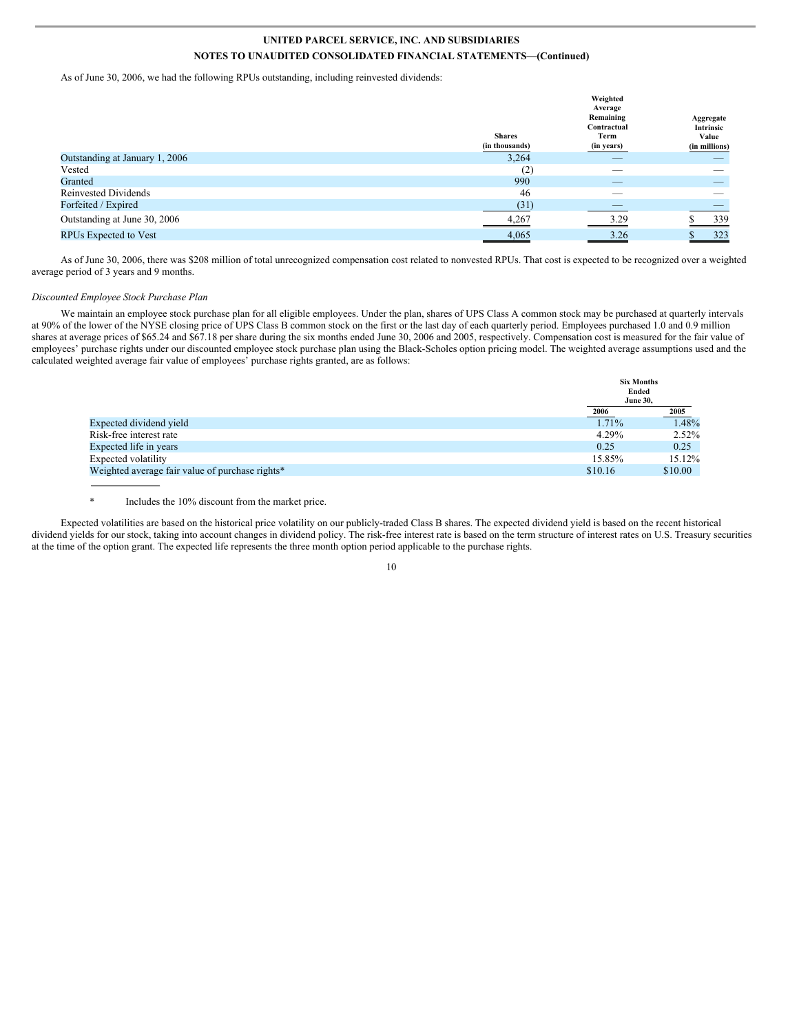As of June 30, 2006, we had the following RPUs outstanding, including reinvested dividends:

| | Shares (in thousands) | Weighted Average Remaining Contractual Term (in years) | Aggregate Intrinsic Value (in millions) |
|---|---|---|---|
| Outstanding at January 1, 2006 | 3,264 | — | — |
| Vested | (2) | — | — |
| Granted | 990 | — | — |
| Reinvested Dividends | 46 | — | — |
| Forfeited / Expired | (31) | — | — |
| Outstanding at June 30, 2006 | 4,267 | 3.29 | $ 339 |
| RPUs Expected to Vest | 4,065 | 3.26 | $ 323 |

As of June 30, 2006, there was $208 million of total unrecognized compensation cost related to nonvested RPUs. That cost is expected to be recognized over a weighted average period of 3 years and 9 months.

*Discounted Employee Stock Purchase Plan*

We maintain an employee stock purchase plan for all eligible employees. Under the plan, shares of UPS Class A common stock may be purchased at quarterly intervals at 90% of the lower of the NYSE closing price of UPS Class B common stock on the first or the last day of each quarterly period. Employees purchased 1.0 and 0.9 million shares at average prices of $65.24 and $67.18 per share during the six months ended June 30, 2006 and 2005, respectively. Compensation cost is measured for the fair value of employees' purchase rights under our discounted employee stock purchase plan using the Black-Scholes option pricing model. The weighted average assumptions used and the calculated weighted average fair value of employees' purchase rights granted, are as follows:

| | Six Months Ended June 30, | |
|---|---|---|
| | 2006 | 2005 |
| Expected dividend yield | 1.71% | 1.48% |
| Risk-free interest rate | 4.29% | 2.52% |
| Expected life in years | 0.25 | 0.25 |
| Expected volatility | 15.85% | 15.12% |
| Weighted average fair value of purchase rights* | $10.16 | $10.00 |

\* Includes the 10% discount from the market price.

Expected volatilities are based on the historical price volatility on our publicly-traded Class B shares. The expected dividend yield is based on the recent historical dividend yields for our stock, taking into account changes in dividend policy. The risk-free interest rate is based on the term structure of interest rates on U.S. Treasury securities at the time of the option grant. The expected life represents the three month option period applicable to the purchase rights.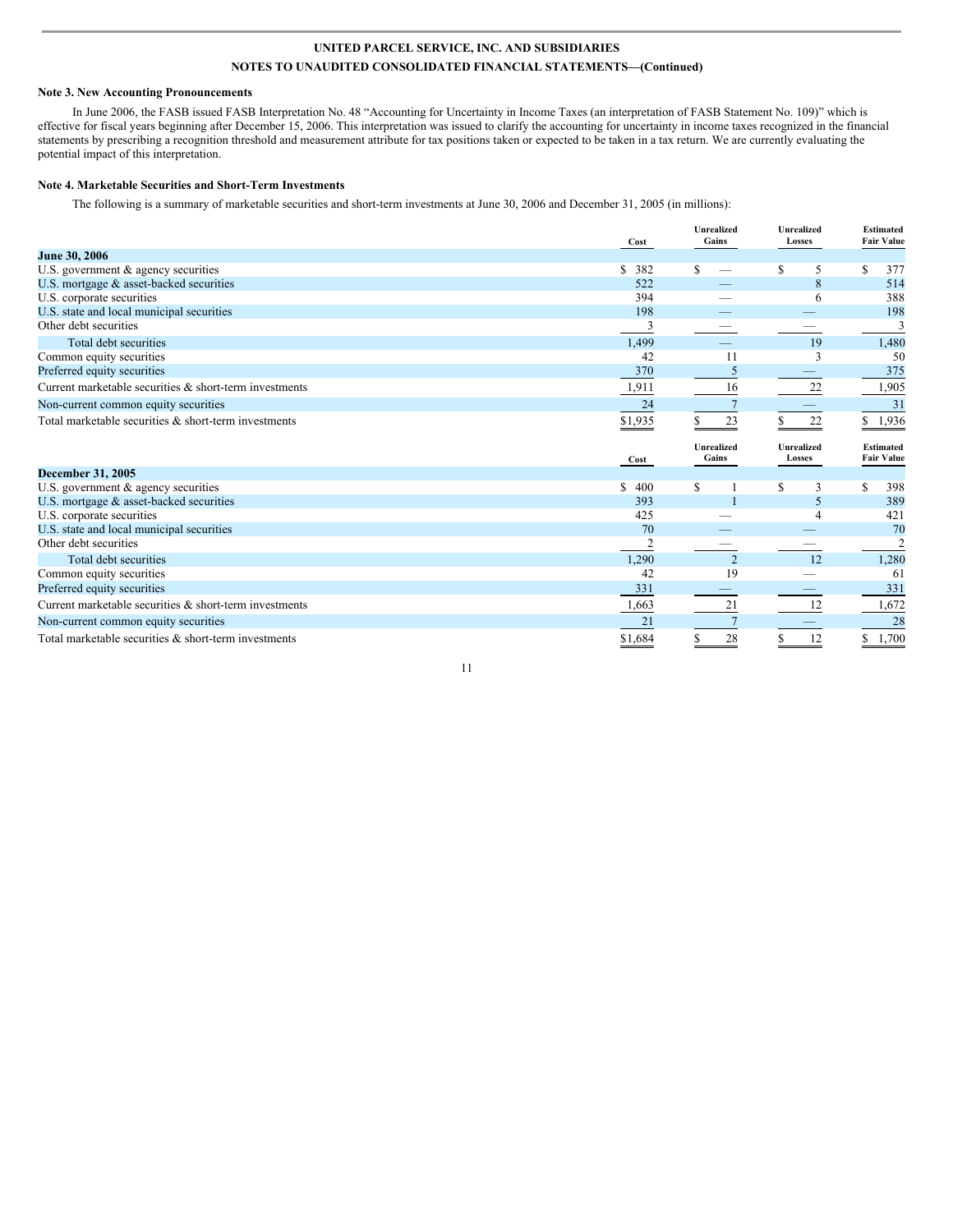UNITED PARCEL SERVICE, INC. AND SUBSIDIARIES

NOTES TO UNAUDITED CONSOLIDATED FINANCIAL STATEMENTS—(Continued)

**Note 3. New Accounting Pronouncements**

In June 2006, the FASB issued FASB Interpretation No. 48 "Accounting for Uncertainty in Income Taxes (an interpretation of FASB Statement No. 109)" which is effective for fiscal years beginning after December 15, 2006. This interpretation was issued to clarify the accounting for uncertainty in income taxes recognized in the financial statements by prescribing a recognition threshold and measurement attribute for tax positions taken or expected to be taken in a tax return. We are currently evaluating the potential impact of this interpretation.

**Note 4. Marketable Securities and Short-Term Investments**

The following is a summary of marketable securities and short-term investments at June 30, 2006 and December 31, 2005 (in millions):

| | Cost | Unrealized Gains | Unrealized Losses | Estimated Fair Value |
|---|---|---|---|---|
| **June 30, 2006** | | | | |
| U.S. government & agency securities | $ 382 | $ — | $ 5 | $ 377 |
| U.S. mortgage & asset-backed securities | 522 | — | 8 | 514 |
| U.S. corporate securities | 394 | — | 6 | 388 |
| U.S. state and local municipal securities | 198 | — | — | 198 |
| Other debt securities | 3 | — | — | 3 |
| Total debt securities | 1,499 | — | 19 | 1,480 |
| Common equity securities | 42 | 11 | 3 | 50 |
| Preferred equity securities | 370 | 5 | — | 375 |
| Current marketable securities & short-term investments | 1,911 | 16 | 22 | 1,905 |
| Non-current common equity securities | 24 | 7 | — | 31 |
| Total marketable securities & short-term investments | $1,935 | $ 23 | $ 22 | $ 1,936 |

| | Cost | Unrealized Gains | Unrealized Losses | Estimated Fair Value |
|---|---|---|---|---|
| **December 31, 2005** | | | | |
| U.S. government & agency securities | $ 400 | $ 1 | $ 3 | $ 398 |
| U.S. mortgage & asset-backed securities | 393 | 1 | 5 | 389 |
| U.S. corporate securities | 425 | — | 4 | 421 |
| U.S. state and local municipal securities | 70 | — | — | 70 |
| Other debt securities | 2 | — | — | 2 |
| Total debt securities | 1,290 | 2 | 12 | 1,280 |
| Common equity securities | 42 | 19 | — | 61 |
| Preferred equity securities | 331 | — | — | 331 |
| Current marketable securities & short-term investments | 1,663 | 21 | 12 | 1,672 |
| Non-current common equity securities | 21 | 7 | — | 28 |
| Total marketable securities & short-term investments | $1,684 | $ 28 | $ 12 | $ 1,700 |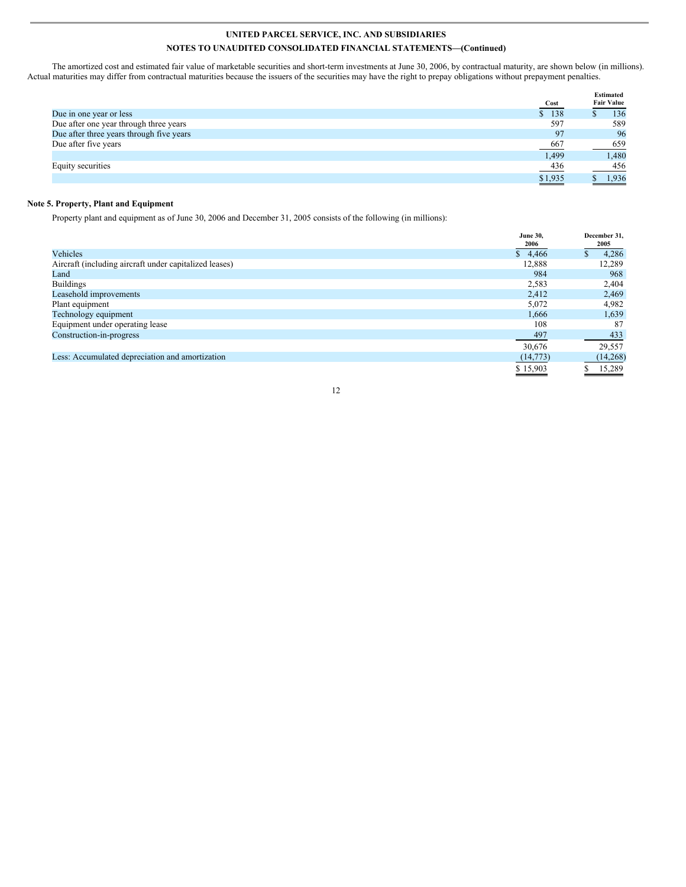**UNITED PARCEL SERVICE, INC. AND SUBSIDIARIES**

**NOTES TO UNAUDITED CONSOLIDATED FINANCIAL STATEMENTS—(Continued)**

The amortized cost and estimated fair value of marketable securities and short-term investments at June 30, 2006, by contractual maturity, are shown below (in millions). Actual maturities may differ from contractual maturities because the issuers of the securities may have the right to prepay obligations without prepayment penalties.

| | Cost | Estimated Fair Value |
|---|---|---|
| Due in one year or less | $ 138 | $ 136 |
| Due after one year through three years | 597 | 589 |
| Due after three years through five years | 97 | 96 |
| Due after five years | 667 | 659 |
| | 1,499 | 1,480 |
| Equity securities | 436 | 456 |
| | $1,935 | $ 1,936 |

**Note 5. Property, Plant and Equipment**

Property plant and equipment as of June 30, 2006 and December 31, 2005 consists of the following (in millions):

| | June 30, 2006 | December 31, 2005 |
|---|---|---|
| Vehicles | $ 4,466 | $ 4,286 |
| Aircraft (including aircraft under capitalized leases) | 12,888 | 12,289 |
| Land | 984 | 968 |
| Buildings | 2,583 | 2,404 |
| Leasehold improvements | 2,412 | 2,469 |
| Plant equipment | 5,072 | 4,982 |
| Technology equipment | 1,666 | 1,639 |
| Equipment under operating lease | 108 | 87 |
| Construction-in-progress | 497 | 433 |
| | 30,676 | 29,557 |
| Less: Accumulated depreciation and amortization | (14,773) | (14,268) |
| | $ 15,903 | $ 15,289 |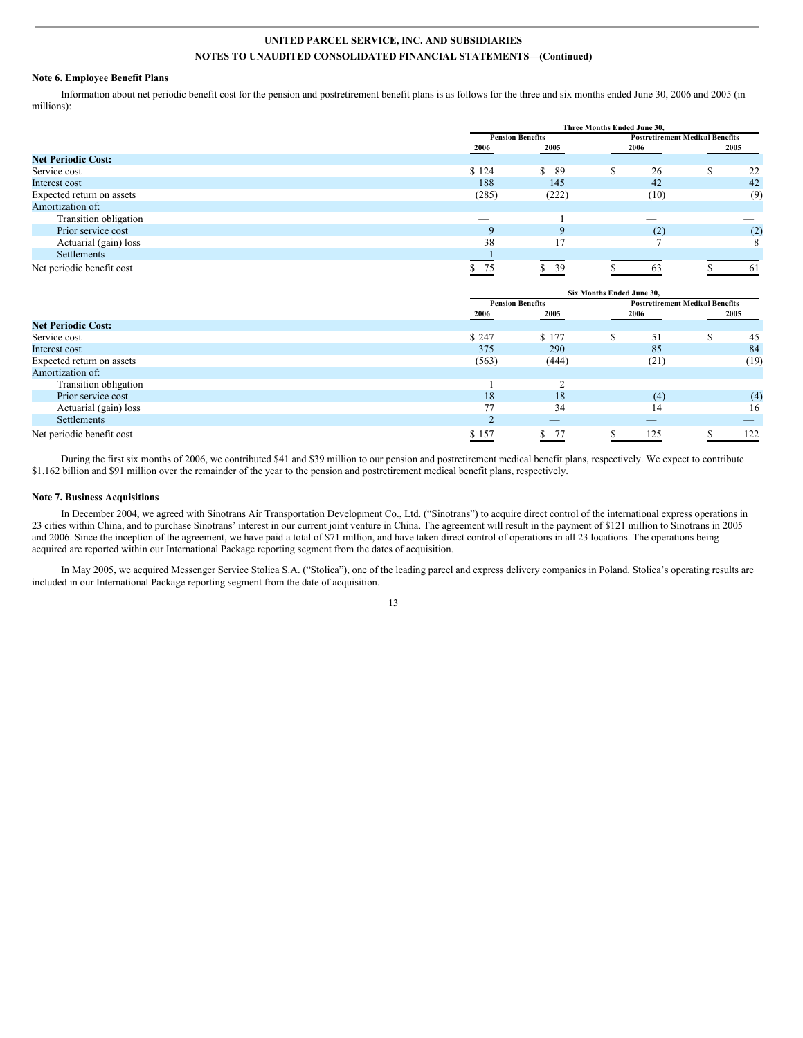## Note 6. Employee Benefit Plans

Information about net periodic benefit cost for the pension and postretirement benefit plans is as follows for the three and six months ended June 30, 2006 and 2005 (in millions):

| | Three Months Ended June 30, | | | |
|---|---|---|---|---|
| | Pension Benefits | | Postretirement Medical Benefits | |
| | 2006 | 2005 | 2006 | 2005 |
| **Net Periodic Cost:** | | | | |
| Service cost | $ 124 | $ 89 | $ 26 | $ 22 |
| Interest cost | 188 | 145 | 42 | 42 |
| Expected return on assets | (285) | (222) | (10) | (9) |
| Amortization of: | | | | |
| Transition obligation | — | 1 | — | — |
| Prior service cost | 9 | 9 | (2) | (2) |
| Actuarial (gain) loss | 38 | 17 | 7 | 8 |
| Settlements | 1 | — | — | — |
| Net periodic benefit cost | $ 75 | $ 39 | $ 63 | $ 61 |

| | Six Months Ended June 30, | | | |
|---|---|---|---|---|
| | Pension Benefits | | Postretirement Medical Benefits | |
| | 2006 | 2005 | 2006 | 2005 |
| **Net Periodic Cost:** | | | | |
| Service cost | $ 247 | $ 177 | $ 51 | $ 45 |
| Interest cost | 375 | 290 | 85 | 84 |
| Expected return on assets | (563) | (444) | (21) | (19) |
| Amortization of: | | | | |
| Transition obligation | 1 | 2 | — | — |
| Prior service cost | 18 | 18 | (4) | (4) |
| Actuarial (gain) loss | 77 | 34 | 14 | 16 |
| Settlements | 2 | — | — | — |
| Net periodic benefit cost | $ 157 | $ 77 | $ 125 | $ 122 |

During the first six months of 2006, we contributed $41 and $39 million to our pension and postretirement medical benefit plans, respectively. We expect to contribute $1.162 billion and $91 million over the remainder of the year to the pension and postretirement medical benefit plans, respectively.

## Note 7. Business Acquisitions

In December 2004, we agreed with Sinotrans Air Transportation Development Co., Ltd. ("Sinotrans") to acquire direct control of the international express operations in 23 cities within China, and to purchase Sinotrans' interest in our current joint venture in China. The agreement will result in the payment of $121 million to Sinotrans in 2005 and 2006. Since the inception of the agreement, we have paid a total of $71 million, and have taken direct control of operations in all 23 locations. The operations being acquired are reported within our International Package reporting segment from the dates of acquisition.

In May 2005, we acquired Messenger Service Stolica S.A. ("Stolica"), one of the leading parcel and express delivery companies in Poland. Stolica's operating results are included in our International Package reporting segment from the date of acquisition.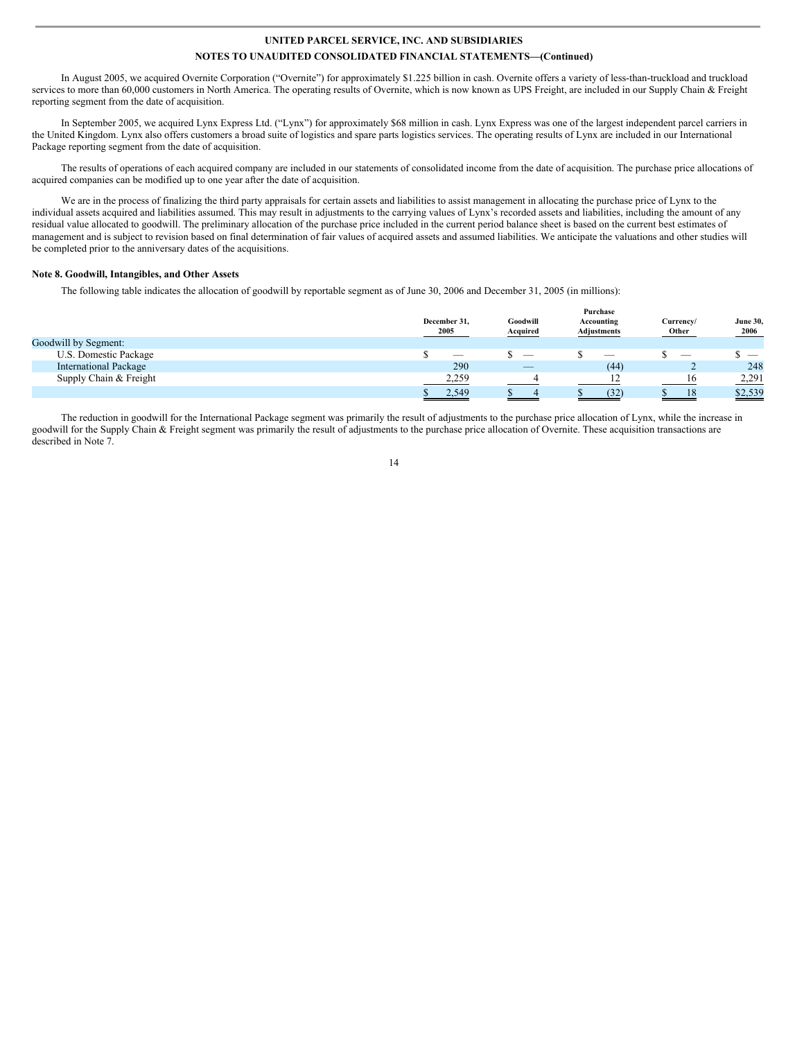In August 2005, we acquired Overnite Corporation ("Overnite") for approximately $1.225 billion in cash. Overnite offers a variety of less-than-truckload and truckload services to more than 60,000 customers in North America. The operating results of Overnite, which is now known as UPS Freight, are included in our Supply Chain & Freight reporting segment from the date of acquisition.

In September 2005, we acquired Lynx Express Ltd. ("Lynx") for approximately $68 million in cash. Lynx Express was one of the largest independent parcel carriers in the United Kingdom. Lynx also offers customers a broad suite of logistics and spare parts logistics services. The operating results of Lynx are included in our International Package reporting segment from the date of acquisition.

The results of operations of each acquired company are included in our statements of consolidated income from the date of acquisition. The purchase price allocations of acquired companies can be modified up to one year after the date of acquisition.

We are in the process of finalizing the third party appraisals for certain assets and liabilities to assist management in allocating the purchase price of Lynx to the individual assets acquired and liabilities assumed. This may result in adjustments to the carrying values of Lynx's recorded assets and liabilities, including the amount of any residual value allocated to goodwill. The preliminary allocation of the purchase price included in the current period balance sheet is based on the current best estimates of management and is subject to revision based on final determination of fair values of acquired assets and assumed liabilities. We anticipate the valuations and other studies will be completed prior to the anniversary dates of the acquisitions.

**Note 8. Goodwill, Intangibles, and Other Assets**

The following table indicates the allocation of goodwill by reportable segment as of June 30, 2006 and December 31, 2005 (in millions):

| | December 31, 2005 | Goodwill Acquired | Purchase Accounting Adjustments | Currency/ Other | June 30, 2006 |
|---|---|---|---|---|---|
| Goodwill by Segment: | | | | | |
| U.S. Domestic Package | $ — | $ — | $ — | $ — | $ — |
| International Package | 290 | — | (44) | 2 | 248 |
| Supply Chain & Freight | 2,259 | 4 | 12 | 16 | 2,291 |
| | $ 2,549 | $ 4 | $ (32) | $ 18 | $2,539 |

The reduction in goodwill for the International Package segment was primarily the result of adjustments to the purchase price allocation of Lynx, while the increase in goodwill for the Supply Chain & Freight segment was primarily the result of adjustments to the purchase price allocation of Overnite. These acquisition transactions are described in Note 7.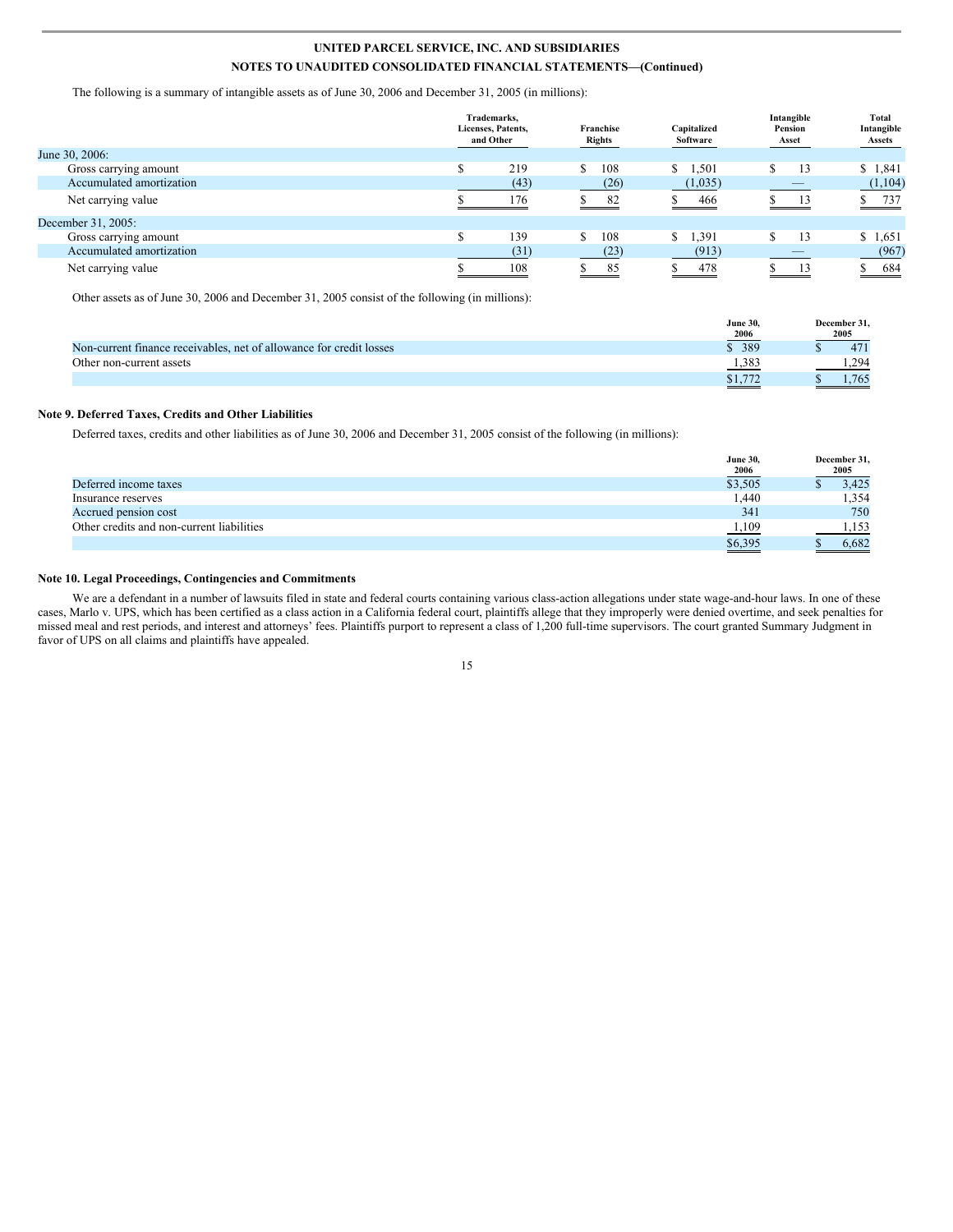The following is a summary of intangible assets as of June 30, 2006 and December 31, 2005 (in millions):

| | Trademarks, Licenses, Patents, and Other | Franchise Rights | Capitalized Software | Intangible Pension Asset | Total Intangible Assets |
|---|---|---|---|---|---|
| June 30, 2006: | | | | | |
| Gross carrying amount | $ 219 | $ 108 | $ 1,501 | $ 13 | $ 1,841 |
| Accumulated amortization | (43) | (26) | (1,035) | — | (1,104) |
| Net carrying value | $ 176 | $ 82 | $ 466 | $ 13 | $ 737 |
| December 31, 2005: | | | | | |
| Gross carrying amount | $ 139 | $ 108 | $ 1,391 | $ 13 | $ 1,651 |
| Accumulated amortization | (31) | (23) | (913) | — | (967) |
| Net carrying value | $ 108 | $ 85 | $ 478 | $ 13 | $ 684 |

Other assets as of June 30, 2006 and December 31, 2005 consist of the following (in millions):

| | June 30, 2006 | December 31, 2005 |
|---|---|---|
| Non-current finance receivables, net of allowance for credit losses | $ 389 | $ 471 |
| Other non-current assets | 1,383 | 1,294 |
| | $1,772 | $ 1,765 |

## Note 9. Deferred Taxes, Credits and Other Liabilities

Deferred taxes, credits and other liabilities as of June 30, 2006 and December 31, 2005 consist of the following (in millions):

| | June 30, 2006 | December 31, 2005 |
|---|---|---|
| Deferred income taxes | $3,505 | $ 3,425 |
| Insurance reserves | 1,440 | 1,354 |
| Accrued pension cost | 341 | 750 |
| Other credits and non-current liabilities | 1,109 | 1,153 |
| | $6,395 | $ 6,682 |

## Note 10. Legal Proceedings, Contingencies and Commitments

We are a defendant in a number of lawsuits filed in state and federal courts containing various class-action allegations under state wage-and-hour laws. In one of these cases, Marlo v. UPS, which has been certified as a class action in a California federal court, plaintiffs allege that they improperly were denied overtime, and seek penalties for missed meal and rest periods, and interest and attorneys' fees. Plaintiffs purport to represent a class of 1,200 full-time supervisors. The court granted Summary Judgment in favor of UPS on all claims and plaintiffs have appealed.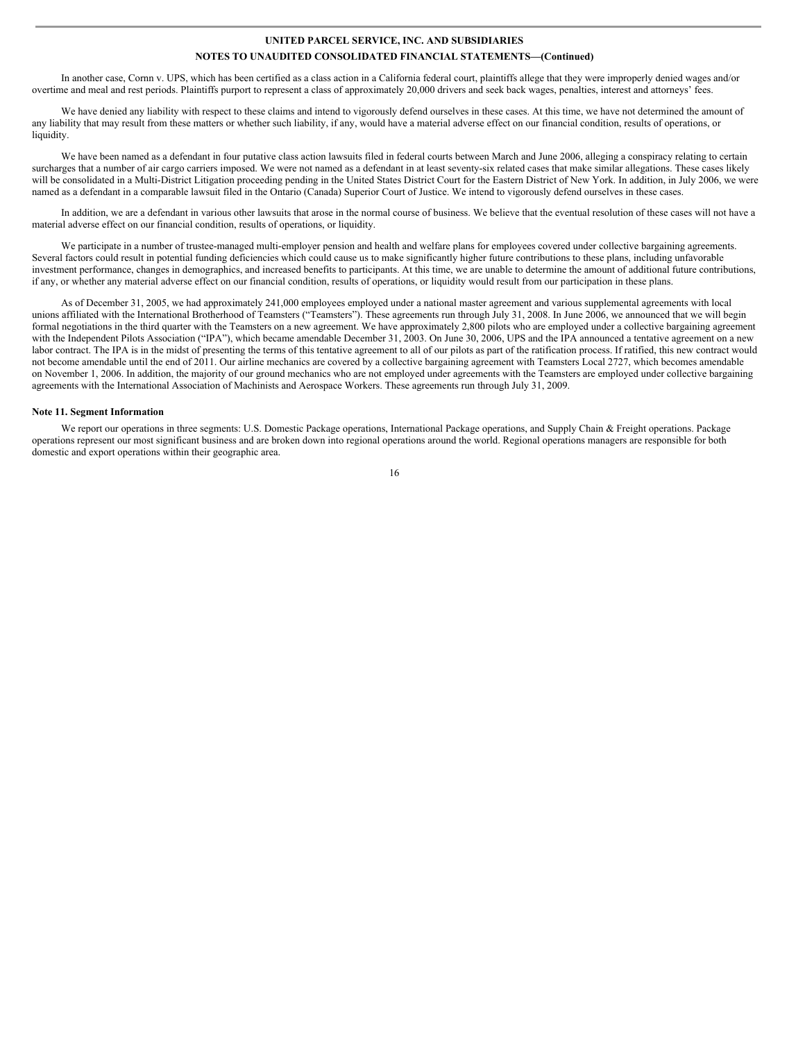In another case, Cornn v. UPS, which has been certified as a class action in a California federal court, plaintiffs allege that they were improperly denied wages and/or overtime and meal and rest periods. Plaintiffs purport to represent a class of approximately 20,000 drivers and seek back wages, penalties, interest and attorneys' fees.

We have denied any liability with respect to these claims and intend to vigorously defend ourselves in these cases. At this time, we have not determined the amount of any liability that may result from these matters or whether such liability, if any, would have a material adverse effect on our financial condition, results of operations, or liquidity.

We have been named as a defendant in four putative class action lawsuits filed in federal courts between March and June 2006, alleging a conspiracy relating to certain surcharges that a number of air cargo carriers imposed. We were not named as a defendant in at least seventy-six related cases that make similar allegations. These cases likely will be consolidated in a Multi-District Litigation proceeding pending in the United States District Court for the Eastern District of New York. In addition, in July 2006, we were named as a defendant in a comparable lawsuit filed in the Ontario (Canada) Superior Court of Justice. We intend to vigorously defend ourselves in these cases.

In addition, we are a defendant in various other lawsuits that arose in the normal course of business. We believe that the eventual resolution of these cases will not have a material adverse effect on our financial condition, results of operations, or liquidity.

We participate in a number of trustee-managed multi-employer pension and health and welfare plans for employees covered under collective bargaining agreements. Several factors could result in potential funding deficiencies which could cause us to make significantly higher future contributions to these plans, including unfavorable investment performance, changes in demographics, and increased benefits to participants. At this time, we are unable to determine the amount of additional future contributions, if any, or whether any material adverse effect on our financial condition, results of operations, or liquidity would result from our participation in these plans.

As of December 31, 2005, we had approximately 241,000 employees employed under a national master agreement and various supplemental agreements with local unions affiliated with the International Brotherhood of Teamsters ("Teamsters"). These agreements run through July 31, 2008. In June 2006, we announced that we will begin formal negotiations in the third quarter with the Teamsters on a new agreement. We have approximately 2,800 pilots who are employed under a collective bargaining agreement with the Independent Pilots Association ("IPA"), which became amendable December 31, 2003. On June 30, 2006, UPS and the IPA announced a tentative agreement on a new labor contract. The IPA is in the midst of presenting the terms of this tentative agreement to all of our pilots as part of the ratification process. If ratified, this new contract would not become amendable until the end of 2011. Our airline mechanics are covered by a collective bargaining agreement with Teamsters Local 2727, which becomes amendable on November 1, 2006. In addition, the majority of our ground mechanics who are not employed under agreements with the Teamsters are employed under collective bargaining agreements with the International Association of Machinists and Aerospace Workers. These agreements run through July 31, 2009.

**Note 11. Segment Information**

We report our operations in three segments: U.S. Domestic Package operations, International Package operations, and Supply Chain & Freight operations. Package operations represent our most significant business and are broken down into regional operations around the world. Regional operations managers are responsible for both domestic and export operations within their geographic area.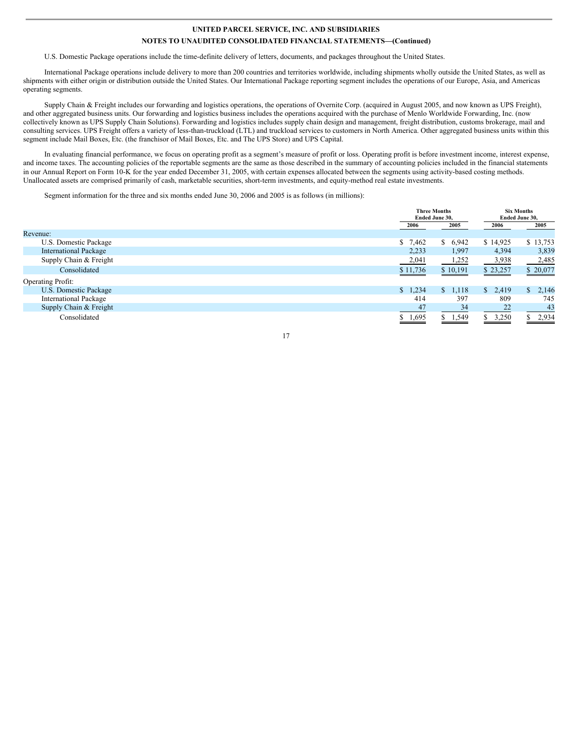U.S. Domestic Package operations include the time-definite delivery of letters, documents, and packages throughout the United States.

International Package operations include delivery to more than 200 countries and territories worldwide, including shipments wholly outside the United States, as well as shipments with either origin or distribution outside the United States. Our International Package reporting segment includes the operations of our Europe, Asia, and Americas operating segments.

Supply Chain & Freight includes our forwarding and logistics operations, the operations of Overnite Corp. (acquired in August 2005, and now known as UPS Freight), and other aggregated business units. Our forwarding and logistics business includes the operations acquired with the purchase of Menlo Worldwide Forwarding, Inc. (now collectively known as UPS Supply Chain Solutions). Forwarding and logistics includes supply chain design and management, freight distribution, customs brokerage, mail and consulting services. UPS Freight offers a variety of less-than-truckload (LTL) and truckload services to customers in North America. Other aggregated business units within this segment include Mail Boxes, Etc. (the franchisor of Mail Boxes, Etc. and The UPS Store) and UPS Capital.

In evaluating financial performance, we focus on operating profit as a segment's measure of profit or loss. Operating profit is before investment income, interest expense, and income taxes. The accounting policies of the reportable segments are the same as those described in the summary of accounting policies included in the financial statements in our Annual Report on Form 10-K for the year ended December 31, 2005, with certain expenses allocated between the segments using activity-based costing methods. Unallocated assets are comprised primarily of cash, marketable securities, short-term investments, and equity-method real estate investments.

Segment information for the three and six months ended June 30, 2006 and 2005 is as follows (in millions):

| | Three Months Ended June 30, | | Six Months Ended June 30, | |
|---|---|---|---|---|
| | 2006 | 2005 | 2006 | 2005 |
| Revenue: | | | | |
| U.S. Domestic Package | $ 7,462 | $ 6,942 | $ 14,925 | $ 13,753 |
| International Package | 2,233 | 1,997 | 4,394 | 3,839 |
| Supply Chain & Freight | 2,041 | 1,252 | 3,938 | 2,485 |
| Consolidated | $ 11,736 | $ 10,191 | $ 23,257 | $ 20,077 |
| Operating Profit: | | | | |
| U.S. Domestic Package | $ 1,234 | $ 1,118 | $ 2,419 | $ 2,146 |
| International Package | 414 | 397 | 809 | 745 |
| Supply Chain & Freight | 47 | 34 | 22 | 43 |
| Consolidated | $ 1,695 | $ 1,549 | $ 3,250 | $ 2,934 |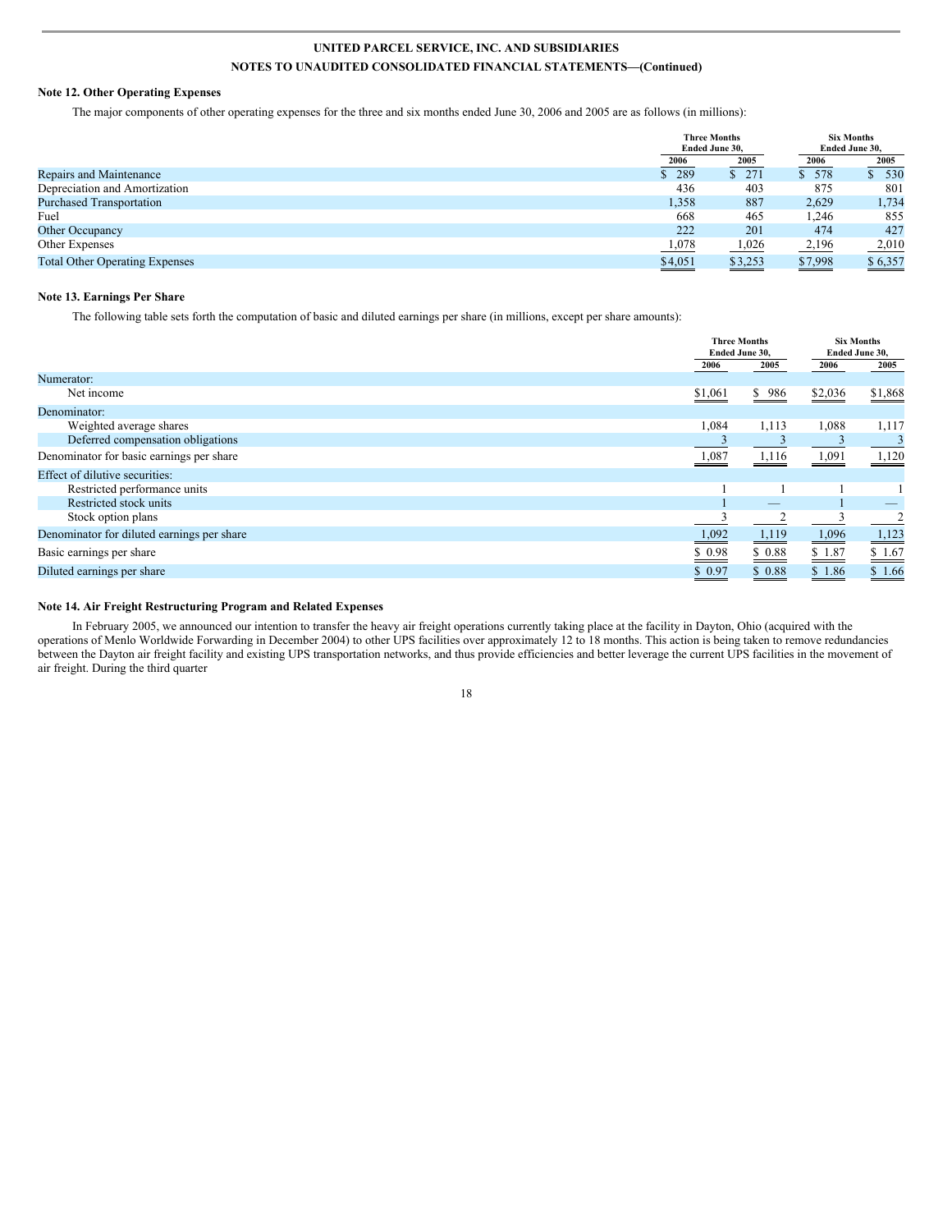## Note 12. Other Operating Expenses

The major components of other operating expenses for the three and six months ended June 30, 2006 and 2005 are as follows (in millions):

| | Three Months Ended June 30, | | Six Months Ended June 30, | |
|---|---|---|---|---|
| | 2006 | 2005 | 2006 | 2005 |
| Repairs and Maintenance | $ 289 | $ 271 | $ 578 | $ 530 |
| Depreciation and Amortization | 436 | 403 | 875 | 801 |
| Purchased Transportation | 1,358 | 887 | 2,629 | 1,734 |
| Fuel | 668 | 465 | 1,246 | 855 |
| Other Occupancy | 222 | 201 | 474 | 427 |
| Other Expenses | 1,078 | 1,026 | 2,196 | 2,010 |
| Total Other Operating Expenses | $4,051 | $3,253 | $7,998 | $ 6,357 |

## Note 13. Earnings Per Share

The following table sets forth the computation of basic and diluted earnings per share (in millions, except per share amounts):

| | Three Months Ended June 30, | | Six Months Ended June 30, | |
|---|---|---|---|---|
| | 2006 | 2005 | 2006 | 2005 |
| Numerator: | | | | |
| Net income | $1,061 | $ 986 | $2,036 | $1,868 |
| Denominator: | | | | |
| Weighted average shares | 1,084 | 1,113 | 1,088 | 1,117 |
| Deferred compensation obligations | 3 | 3 | 3 | 3 |
| Denominator for basic earnings per share | 1,087 | 1,116 | 1,091 | 1,120 |
| Effect of dilutive securities: | | | | |
| Restricted performance units | 1 | 1 | 1 | 1 |
| Restricted stock units | 1 | — | 1 | — |
| Stock option plans | 3 | 2 | 3 | 2 |
| Denominator for diluted earnings per share | 1,092 | 1,119 | 1,096 | 1,123 |
| Basic earnings per share | $ 0.98 | $ 0.88 | $ 1.87 | $ 1.67 |
| Diluted earnings per share | $ 0.97 | $ 0.88 | $ 1.86 | $ 1.66 |

## Note 14. Air Freight Restructuring Program and Related Expenses

In February 2005, we announced our intention to transfer the heavy air freight operations currently taking place at the facility in Dayton, Ohio (acquired with the operations of Menlo Worldwide Forwarding in December 2004) to other UPS facilities over approximately 12 to 18 months. This action is being taken to remove redundancies between the Dayton air freight facility and existing UPS transportation networks, and thus provide efficiencies and better leverage the current UPS facilities in the movement of air freight. During the third quarter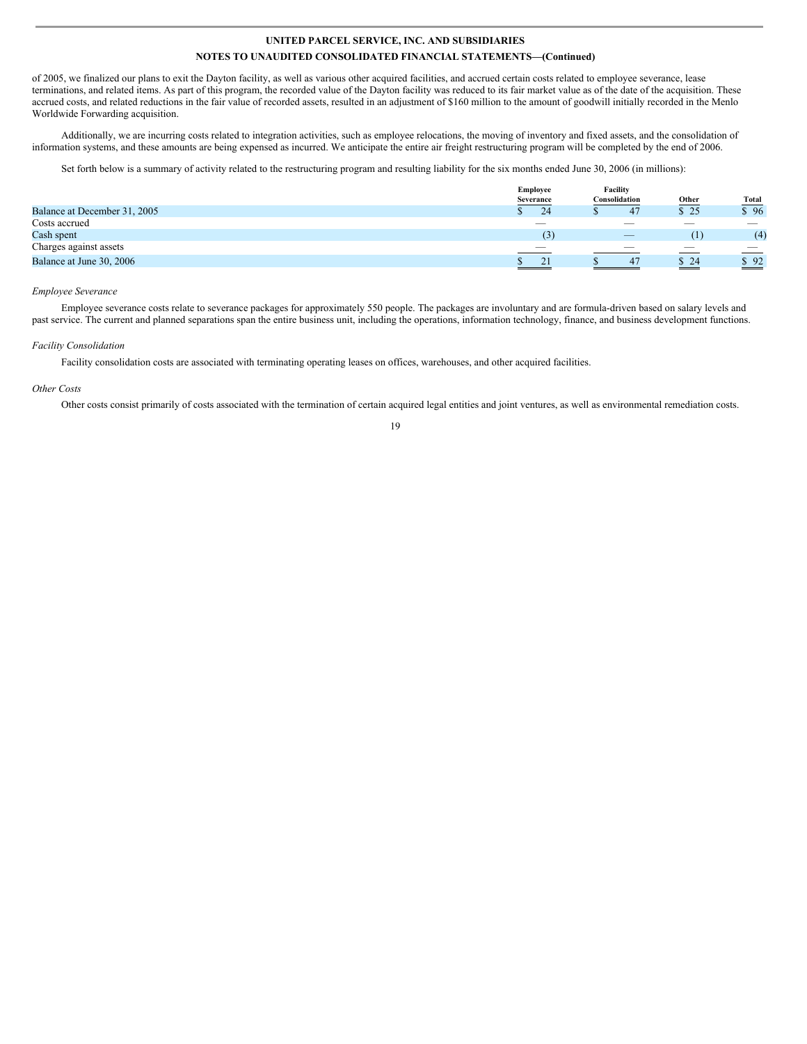of 2005, we finalized our plans to exit the Dayton facility, as well as various other acquired facilities, and accrued certain costs related to employee severance, lease terminations, and related items. As part of this program, the recorded value of the Dayton facility was reduced to its fair market value as of the date of the acquisition. These accrued costs, and related reductions in the fair value of recorded assets, resulted in an adjustment of $160 million to the amount of goodwill initially recorded in the Menlo Worldwide Forwarding acquisition.

Additionally, we are incurring costs related to integration activities, such as employee relocations, the moving of inventory and fixed assets, and the consolidation of information systems, and these amounts are being expensed as incurred. We anticipate the entire air freight restructuring program will be completed by the end of 2006.

Set forth below is a summary of activity related to the restructuring program and resulting liability for the six months ended June 30, 2006 (in millions):

| | Employee Severance | Facility Consolidation | Other | Total |
|---|---|---|---|---|
| Balance at December 31, 2005 | $ 24 | $ 47 | $ 25 | $ 96 |
| Costs accrued | — | — | — | — |
| Cash spent | (3) | — | (1) | (4) |
| Charges against assets | — | — | — | — |
| Balance at June 30, 2006 | $ 21 | $ 47 | $ 24 | $ 92 |

*Employee Severance*

Employee severance costs relate to severance packages for approximately 550 people. The packages are involuntary and are formula-driven based on salary levels and past service. The current and planned separations span the entire business unit, including the operations, information technology, finance, and business development functions.

*Facility Consolidation*

Facility consolidation costs are associated with terminating operating leases on offices, warehouses, and other acquired facilities.

*Other Costs*

Other costs consist primarily of costs associated with the termination of certain acquired legal entities and joint ventures, as well as environmental remediation costs.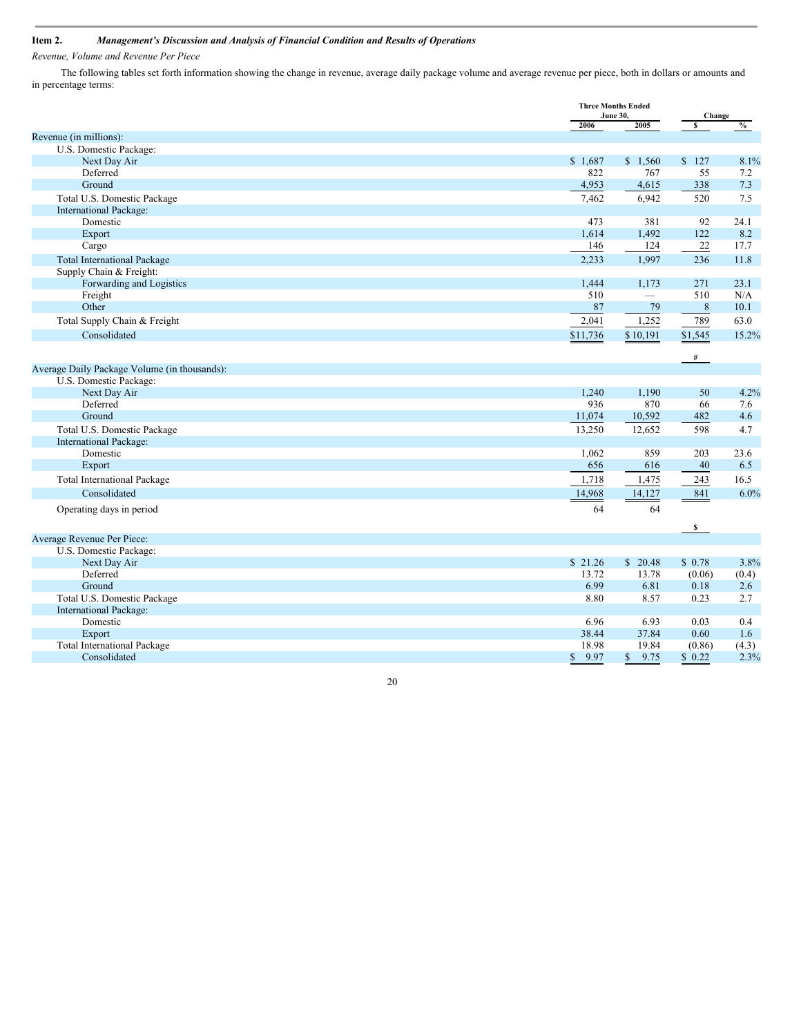**Item 2.** ***Management's Discussion and Analysis of Financial Condition and Results of Operations***

*Revenue, Volume and Revenue Per Piece*

The following tables set forth information showing the change in revenue, average daily package volume and average revenue per piece, both in dollars or amounts and in percentage terms:

| | Three Months Ended June 30, | | Change | |
|---|---|---|---|---|
| | 2006 | 2005 | $ | % |
| Revenue (in millions): | | | | |
| U.S. Domestic Package: | | | | |
| Next Day Air | $ 1,687 | $ 1,560 | $ 127 | 8.1% |
| Deferred | 822 | 767 | 55 | 7.2 |
| Ground | 4,953 | 4,615 | 338 | 7.3 |
| Total U.S. Domestic Package | 7,462 | 6,942 | 520 | 7.5 |
| International Package: | | | | |
| Domestic | 473 | 381 | 92 | 24.1 |
| Export | 1,614 | 1,492 | 122 | 8.2 |
| Cargo | 146 | 124 | 22 | 17.7 |
| Total International Package | 2,233 | 1,997 | 236 | 11.8 |
| Supply Chain & Freight: | | | | |
| Forwarding and Logistics | 1,444 | 1,173 | 271 | 23.1 |
| Freight | 510 | — | 510 | N/A |
| Other | 87 | 79 | 8 | 10.1 |
| Total Supply Chain & Freight | 2,041 | 1,252 | 789 | 63.0 |
| Consolidated | $11,736 | $ 10,191 | $1,545 | 15.2% |
| | | | # | |
| Average Daily Package Volume (in thousands): | | | | |
| U.S. Domestic Package: | | | | |
| Next Day Air | 1,240 | 1,190 | 50 | 4.2% |
| Deferred | 936 | 870 | 66 | 7.6 |
| Ground | 11,074 | 10,592 | 482 | 4.6 |
| Total U.S. Domestic Package | 13,250 | 12,652 | 598 | 4.7 |
| International Package: | | | | |
| Domestic | 1,062 | 859 | 203 | 23.6 |
| Export | 656 | 616 | 40 | 6.5 |
| Total International Package | 1,718 | 1,475 | 243 | 16.5 |
| Consolidated | 14,968 | 14,127 | 841 | 6.0% |
| Operating days in period | 64 | 64 | | |
| | | | $ | |
| Average Revenue Per Piece: | | | | |
| U.S. Domestic Package: | | | | |
| Next Day Air | $ 21.26 | $ 20.48 | $ 0.78 | 3.8% |
| Deferred | 13.72 | 13.78 | (0.06) | (0.4) |
| Ground | 6.99 | 6.81 | 0.18 | 2.6 |
| Total U.S. Domestic Package | 8.80 | 8.57 | 0.23 | 2.7 |
| International Package: | | | | |
| Domestic | 6.96 | 6.93 | 0.03 | 0.4 |
| Export | 38.44 | 37.84 | 0.60 | 1.6 |
| Total International Package | 18.98 | 19.84 | (0.86) | (4.3) |
| Consolidated | $ 9.97 | $ 9.75 | $ 0.22 | 2.3% |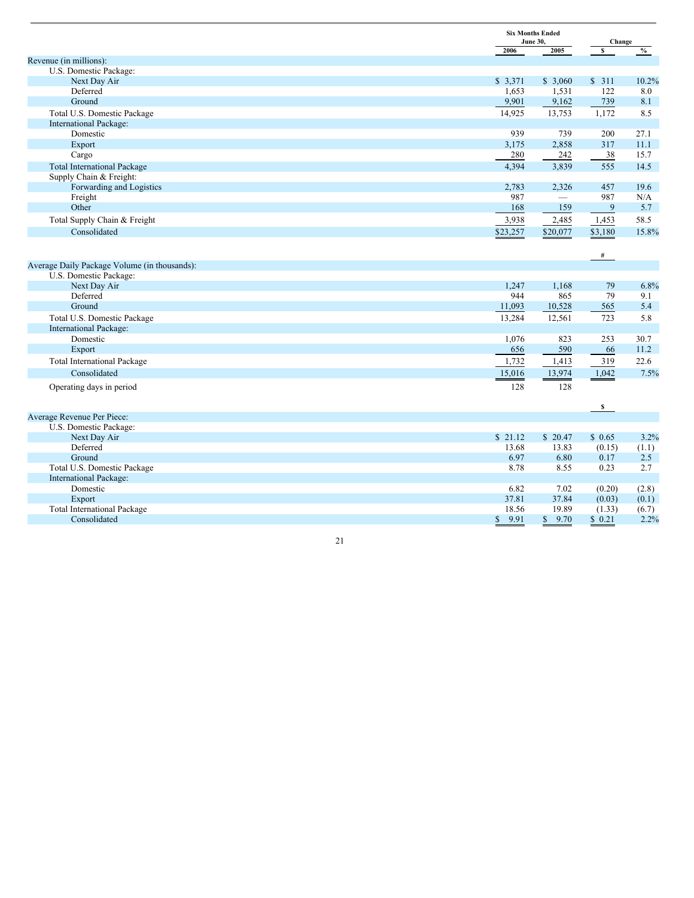|  | Six Months Ended June 30, |  | Change |  |
|---|---|---|---|---|
|  | 2006 | 2005 | $ | % |
| Revenue (in millions): |  |  |  |  |
| U.S. Domestic Package: |  |  |  |  |
| Next Day Air | $ 3,371 | $ 3,060 | $ 311 | 10.2% |
| Deferred | 1,653 | 1,531 | 122 | 8.0 |
| Ground | 9,901 | 9,162 | 739 | 8.1 |
| Total U.S. Domestic Package | 14,925 | 13,753 | 1,172 | 8.5 |
| International Package: |  |  |  |  |
| Domestic | 939 | 739 | 200 | 27.1 |
| Export | 3,175 | 2,858 | 317 | 11.1 |
| Cargo | 280 | 242 | 38 | 15.7 |
| Total International Package | 4,394 | 3,839 | 555 | 14.5 |
| Supply Chain & Freight: |  |  |  |  |
| Forwarding and Logistics | 2,783 | 2,326 | 457 | 19.6 |
| Freight | 987 | — | 987 | N/A |
| Other | 168 | 159 | 9 | 5.7 |
| Total Supply Chain & Freight | 3,938 | 2,485 | 1,453 | 58.5 |
| Consolidated | $23,257 | $20,077 | $3,180 | 15.8% |
|  |  |  | # |  |
| Average Daily Package Volume (in thousands): |  |  |  |  |
| U.S. Domestic Package: |  |  |  |  |
| Next Day Air | 1,247 | 1,168 | 79 | 6.8% |
| Deferred | 944 | 865 | 79 | 9.1 |
| Ground | 11,093 | 10,528 | 565 | 5.4 |
| Total U.S. Domestic Package | 13,284 | 12,561 | 723 | 5.8 |
| International Package: |  |  |  |  |
| Domestic | 1,076 | 823 | 253 | 30.7 |
| Export | 656 | 590 | 66 | 11.2 |
| Total International Package | 1,732 | 1,413 | 319 | 22.6 |
| Consolidated | 15,016 | 13,974 | 1,042 | 7.5% |
| Operating days in period | 128 | 128 |  |  |
|  |  |  | $ |  |
| Average Revenue Per Piece: |  |  |  |  |
| U.S. Domestic Package: |  |  |  |  |
| Next Day Air | $ 21.12 | $ 20.47 | $ 0.65 | 3.2% |
| Deferred | 13.68 | 13.83 | (0.15) | (1.1) |
| Ground | 6.97 | 6.80 | 0.17 | 2.5 |
| Total U.S. Domestic Package | 8.78 | 8.55 | 0.23 | 2.7 |
| International Package: |  |  |  |  |
| Domestic | 6.82 | 7.02 | (0.20) | (2.8) |
| Export | 37.81 | 37.84 | (0.03) | (0.1) |
| Total International Package | 18.56 | 19.89 | (1.33) | (6.7) |
| Consolidated | $ 9.91 | $ 9.70 | $ 0.21 | 2.2% |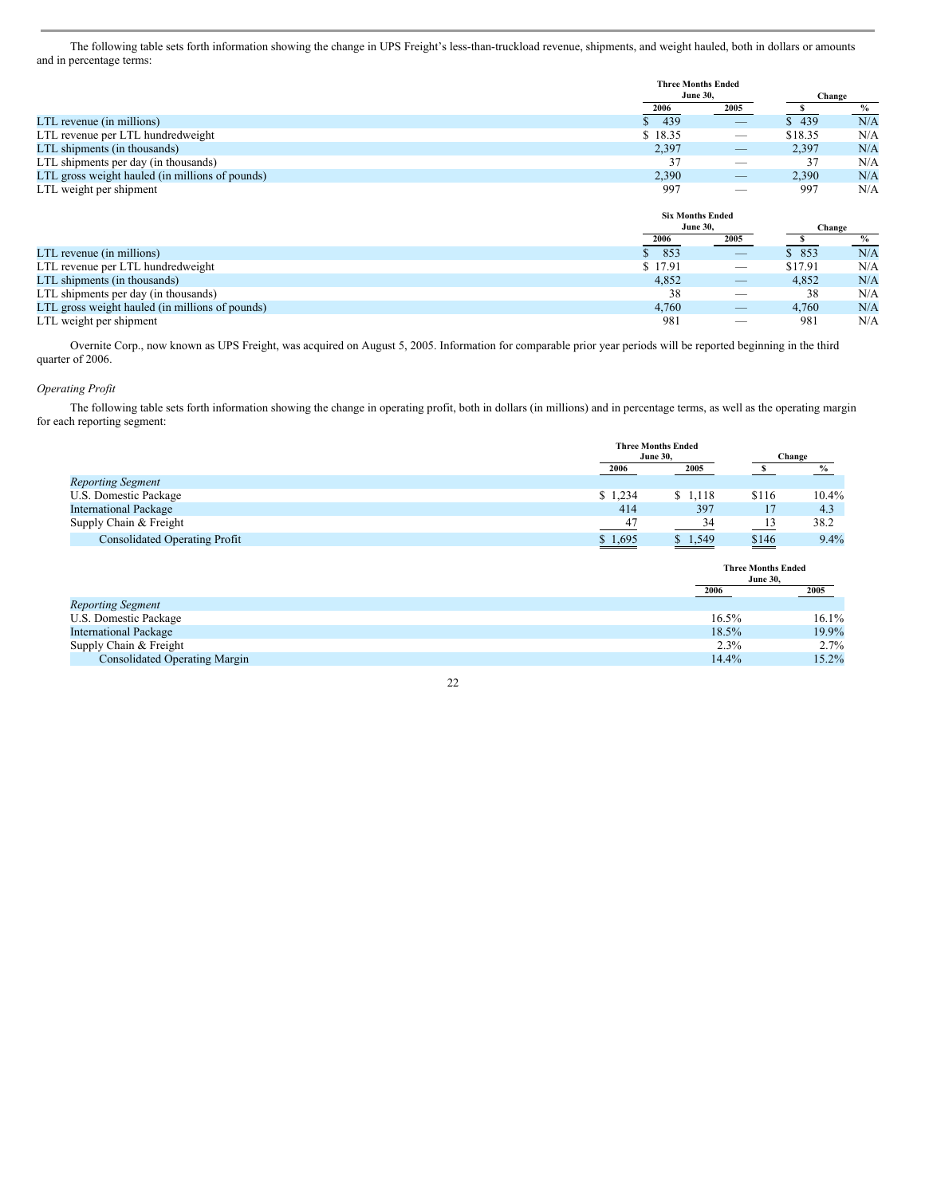The following table sets forth information showing the change in UPS Freight's less-than-truckload revenue, shipments, and weight hauled, both in dollars or amounts and in percentage terms:

| | Three Months Ended June 30, | | Change | |
|---|---|---|---|---|
| | 2006 | 2005 | $ | % |
| LTL revenue (in millions) | $ 439 | — | $ 439 | N/A |
| LTL revenue per LTL hundredweight | $ 18.35 | — | $18.35 | N/A |
| LTL shipments (in thousands) | 2,397 | — | 2,397 | N/A |
| LTL shipments per day (in thousands) | 37 | — | 37 | N/A |
| LTL gross weight hauled (in millions of pounds) | 2,390 | — | 2,390 | N/A |
| LTL weight per shipment | 997 | — | 997 | N/A |

| | Six Months Ended June 30, | | Change | |
|---|---|---|---|---|
| | 2006 | 2005 | $ | % |
| LTL revenue (in millions) | $ 853 | — | $ 853 | N/A |
| LTL revenue per LTL hundredweight | $ 17.91 | — | $17.91 | N/A |
| LTL shipments (in thousands) | 4,852 | — | 4,852 | N/A |
| LTL shipments per day (in thousands) | 38 | — | 38 | N/A |
| LTL gross weight hauled (in millions of pounds) | 4,760 | — | 4,760 | N/A |
| LTL weight per shipment | 981 | — | 981 | N/A |

Overnite Corp., now known as UPS Freight, was acquired on August 5, 2005. Information for comparable prior year periods will be reported beginning in the third quarter of 2006.

*Operating Profit*

The following table sets forth information showing the change in operating profit, both in dollars (in millions) and in percentage terms, as well as the operating margin for each reporting segment:

| | Three Months Ended June 30, | | Change | |
|---|---|---|---|---|
| | 2006 | 2005 | $ | % |
| *Reporting Segment* | | | | |
| U.S. Domestic Package | $ 1,234 | $ 1,118 | $116 | 10.4% |
| International Package | 414 | 397 | 17 | 4.3 |
| Supply Chain & Freight | 47 | 34 | 13 | 38.2 |
| Consolidated Operating Profit | $ 1,695 | $ 1,549 | $146 | 9.4% |

| | Three Months Ended June 30, | |
|---|---|---|
| | 2006 | 2005 |
| *Reporting Segment* | | |
| U.S. Domestic Package | 16.5% | 16.1% |
| International Package | 18.5% | 19.9% |
| Supply Chain & Freight | 2.3% | 2.7% |
| Consolidated Operating Margin | 14.4% | 15.2% |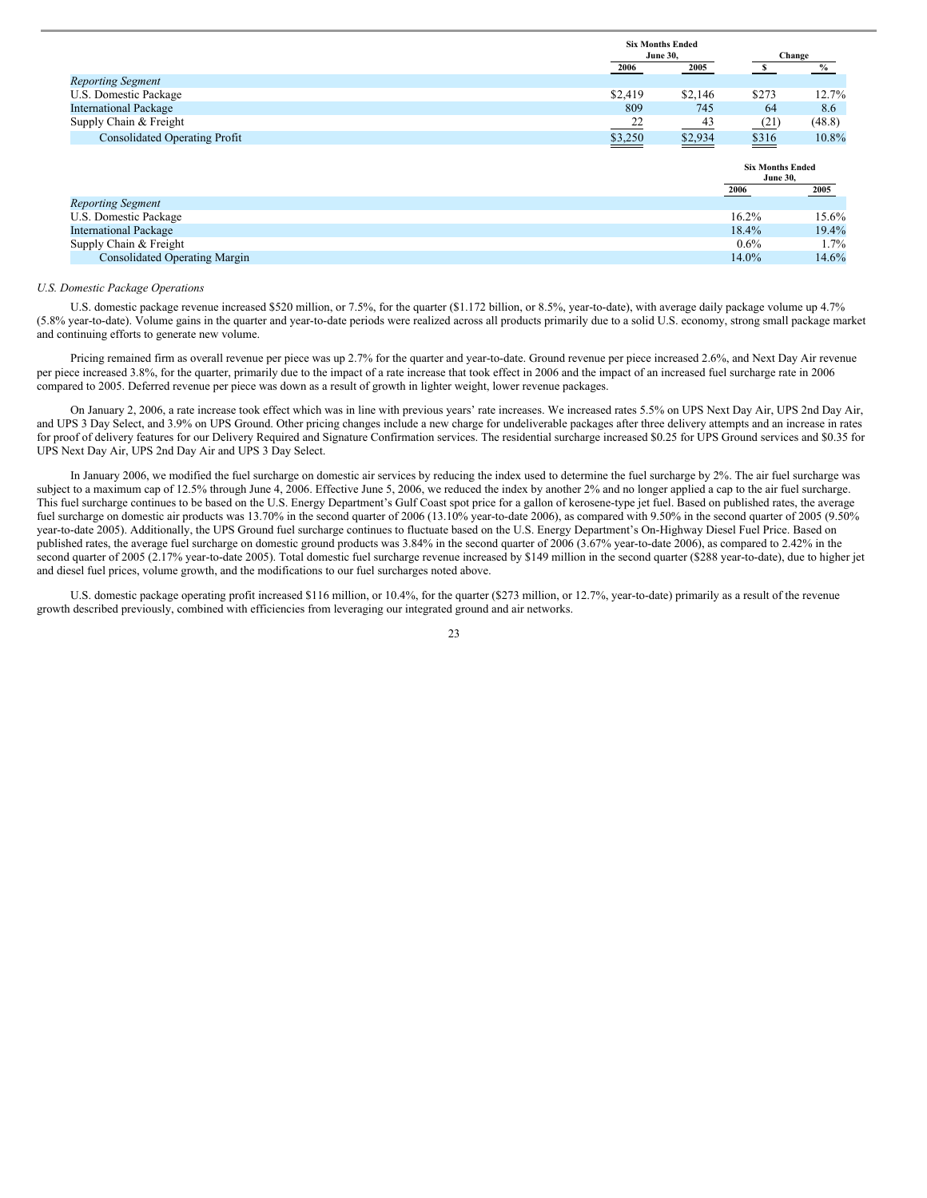| | Six Months Ended June 30, | | Change | |
|---|---|---|---|---|
| | 2006 | 2005 | $ | % |
| *Reporting Segment* | | | | |
| U.S. Domestic Package | $2,419 | $2,146 | $273 | 12.7% |
| International Package | 809 | 745 | 64 | 8.6 |
| Supply Chain & Freight | 22 | 43 | (21) | (48.8) |
| Consolidated Operating Profit | $3,250 | $2,934 | $316 | 10.8% |

| | Six Months Ended June 30, | |
|---|---|---|
| | 2006 | 2005 |
| *Reporting Segment* | | |
| U.S. Domestic Package | 16.2% | 15.6% |
| International Package | 18.4% | 19.4% |
| Supply Chain & Freight | 0.6% | 1.7% |
| Consolidated Operating Margin | 14.0% | 14.6% |

*U.S. Domestic Package Operations*

U.S. domestic package revenue increased $520 million, or 7.5%, for the quarter ($1.172 billion, or 8.5%, year-to-date), with average daily package volume up 4.7% (5.8% year-to-date). Volume gains in the quarter and year-to-date periods were realized across all products primarily due to a solid U.S. economy, strong small package market and continuing efforts to generate new volume.

Pricing remained firm as overall revenue per piece was up 2.7% for the quarter and year-to-date. Ground revenue per piece increased 2.6%, and Next Day Air revenue per piece increased 3.8%, for the quarter, primarily due to the impact of a rate increase that took effect in 2006 and the impact of an increased fuel surcharge rate in 2006 compared to 2005. Deferred revenue per piece was down as a result of growth in lighter weight, lower revenue packages.

On January 2, 2006, a rate increase took effect which was in line with previous years' rate increases. We increased rates 5.5% on UPS Next Day Air, UPS 2nd Day Air, and UPS 3 Day Select, and 3.9% on UPS Ground. Other pricing changes include a new charge for undeliverable packages after three delivery attempts and an increase in rates for proof of delivery features for our Delivery Required and Signature Confirmation services. The residential surcharge increased $0.25 for UPS Ground services and $0.35 for UPS Next Day Air, UPS 2nd Day Air and UPS 3 Day Select.

In January 2006, we modified the fuel surcharge on domestic air services by reducing the index used to determine the fuel surcharge by 2%. The air fuel surcharge was subject to a maximum cap of 12.5% through June 4, 2006. Effective June 5, 2006, we reduced the index by another 2% and no longer applied a cap to the air fuel surcharge. This fuel surcharge continues to be based on the U.S. Energy Department's Gulf Coast spot price for a gallon of kerosene-type jet fuel. Based on published rates, the average fuel surcharge on domestic air products was 13.70% in the second quarter of 2006 (13.10% year-to-date 2006), as compared with 9.50% in the second quarter of 2005 (9.50% year-to-date 2005). Additionally, the UPS Ground fuel surcharge continues to fluctuate based on the U.S. Energy Department's On-Highway Diesel Fuel Price. Based on published rates, the average fuel surcharge on domestic ground products was 3.84% in the second quarter of 2006 (3.67% year-to-date 2006), as compared to 2.42% in the second quarter of 2005 (2.17% year-to-date 2005). Total domestic fuel surcharge revenue increased by $149 million in the second quarter ($288 year-to-date), due to higher jet and diesel fuel prices, volume growth, and the modifications to our fuel surcharges noted above.

U.S. domestic package operating profit increased $116 million, or 10.4%, for the quarter ($273 million, or 12.7%, year-to-date) primarily as a result of the revenue growth described previously, combined with efficiencies from leveraging our integrated ground and air networks.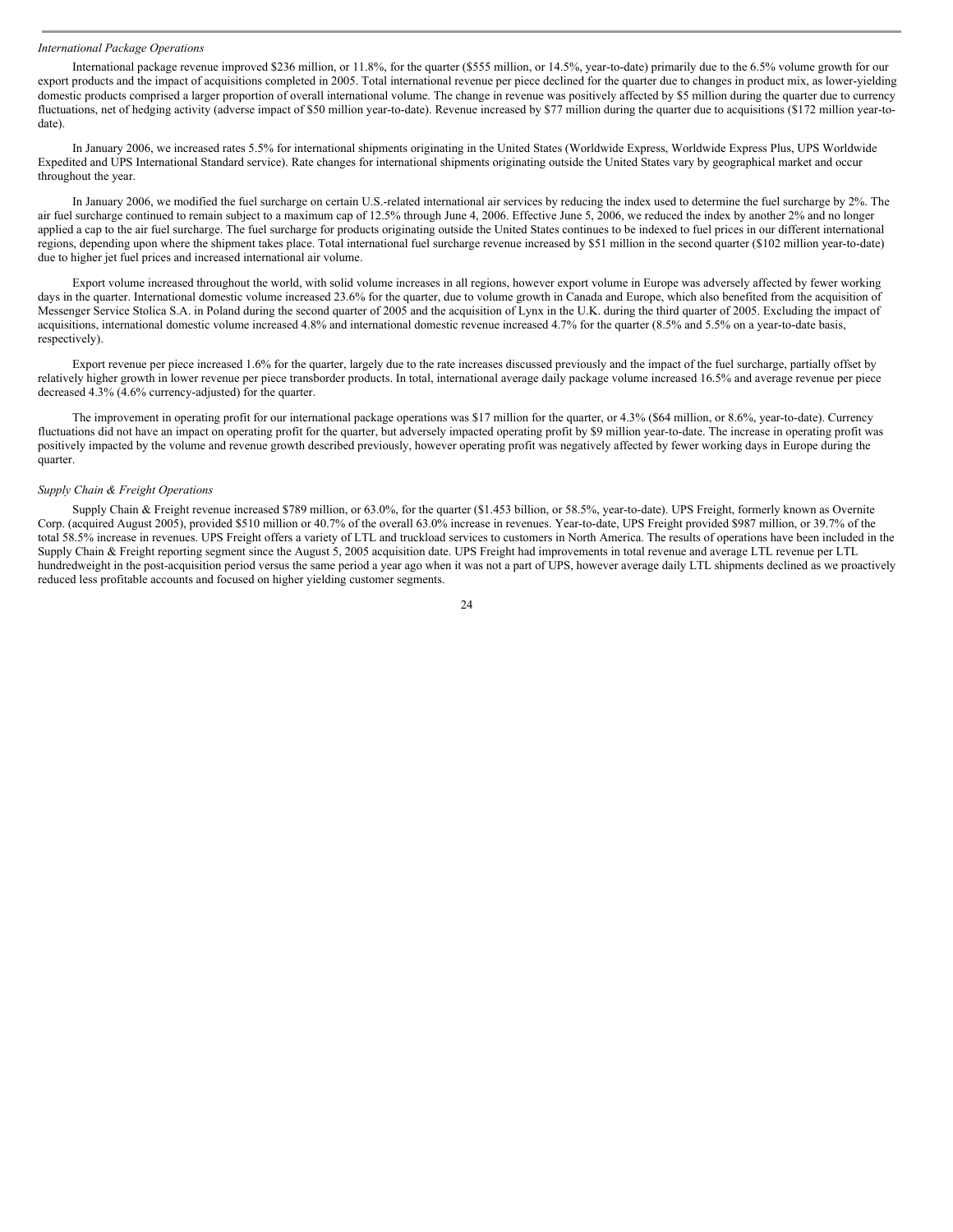*International Package Operations*

International package revenue improved $236 million, or 11.8%, for the quarter ($555 million, or 14.5%, year-to-date) primarily due to the 6.5% volume growth for our export products and the impact of acquisitions completed in 2005. Total international revenue per piece declined for the quarter due to changes in product mix, as lower-yielding domestic products comprised a larger proportion of overall international volume. The change in revenue was positively affected by $5 million during the quarter due to currency fluctuations, net of hedging activity (adverse impact of $50 million year-to-date). Revenue increased by $77 million during the quarter due to acquisitions ($172 million year-to-date).

In January 2006, we increased rates 5.5% for international shipments originating in the United States (Worldwide Express, Worldwide Express Plus, UPS Worldwide Expedited and UPS International Standard service). Rate changes for international shipments originating outside the United States vary by geographical market and occur throughout the year.

In January 2006, we modified the fuel surcharge on certain U.S.-related international air services by reducing the index used to determine the fuel surcharge by 2%. The air fuel surcharge continued to remain subject to a maximum cap of 12.5% through June 4, 2006. Effective June 5, 2006, we reduced the index by another 2% and no longer applied a cap to the air fuel surcharge. The fuel surcharge for products originating outside the United States continues to be indexed to fuel prices in our different international regions, depending upon where the shipment takes place. Total international fuel surcharge revenue increased by $51 million in the second quarter ($102 million year-to-date) due to higher jet fuel prices and increased international air volume.

Export volume increased throughout the world, with solid volume increases in all regions, however export volume in Europe was adversely affected by fewer working days in the quarter. International domestic volume increased 23.6% for the quarter, due to volume growth in Canada and Europe, which also benefited from the acquisition of Messenger Service Stolica S.A. in Poland during the second quarter of 2005 and the acquisition of Lynx in the U.K. during the third quarter of 2005. Excluding the impact of acquisitions, international domestic volume increased 4.8% and international domestic revenue increased 4.7% for the quarter (8.5% and 5.5% on a year-to-date basis, respectively).

Export revenue per piece increased 1.6% for the quarter, largely due to the rate increases discussed previously and the impact of the fuel surcharge, partially offset by relatively higher growth in lower revenue per piece transborder products. In total, international average daily package volume increased 16.5% and average revenue per piece decreased 4.3% (4.6% currency-adjusted) for the quarter.

The improvement in operating profit for our international package operations was $17 million for the quarter, or 4.3% ($64 million, or 8.6%, year-to-date). Currency fluctuations did not have an impact on operating profit for the quarter, but adversely impacted operating profit by $9 million year-to-date. The increase in operating profit was positively impacted by the volume and revenue growth described previously, however operating profit was negatively affected by fewer working days in Europe during the quarter.

*Supply Chain & Freight Operations*

Supply Chain & Freight revenue increased $789 million, or 63.0%, for the quarter ($1.453 billion, or 58.5%, year-to-date). UPS Freight, formerly known as Overnite Corp. (acquired August 2005), provided $510 million or 40.7% of the overall 63.0% increase in revenues. Year-to-date, UPS Freight provided $987 million, or 39.7% of the total 58.5% increase in revenues. UPS Freight offers a variety of LTL and truckload services to customers in North America. The results of operations have been included in the Supply Chain & Freight reporting segment since the August 5, 2005 acquisition date. UPS Freight had improvements in total revenue and average LTL revenue per LTL hundredweight in the post-acquisition period versus the same period a year ago when it was not a part of UPS, however average daily LTL shipments declined as we proactively reduced less profitable accounts and focused on higher yielding customer segments.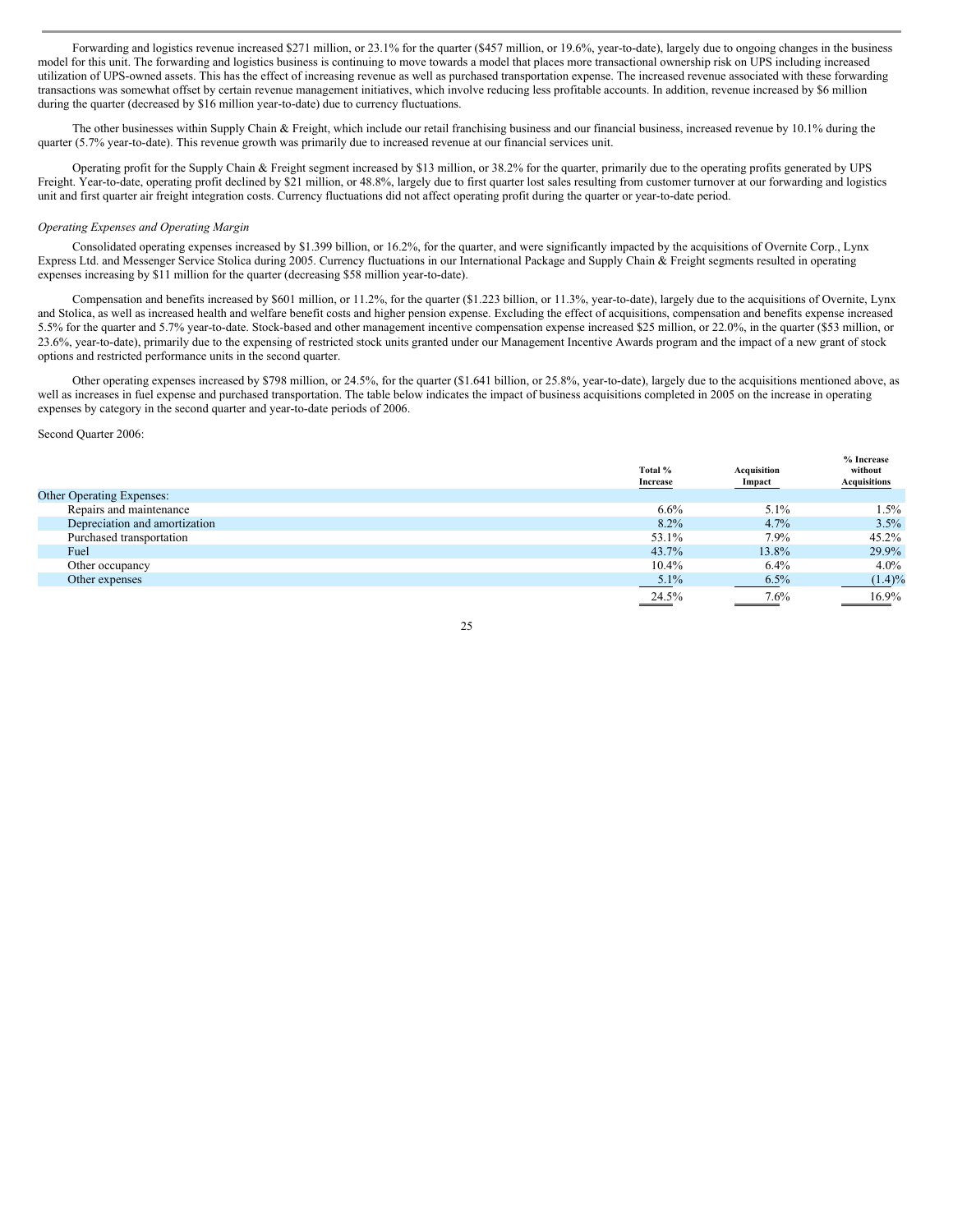Forwarding and logistics revenue increased $271 million, or 23.1% for the quarter ($457 million, or 19.6%, year-to-date), largely due to ongoing changes in the business model for this unit. The forwarding and logistics business is continuing to move towards a model that places more transactional ownership risk on UPS including increased utilization of UPS-owned assets. This has the effect of increasing revenue as well as purchased transportation expense. The increased revenue associated with these forwarding transactions was somewhat offset by certain revenue management initiatives, which involve reducing less profitable accounts. In addition, revenue increased by $6 million during the quarter (decreased by $16 million year-to-date) due to currency fluctuations.

The other businesses within Supply Chain & Freight, which include our retail franchising business and our financial business, increased revenue by 10.1% during the quarter (5.7% year-to-date). This revenue growth was primarily due to increased revenue at our financial services unit.

Operating profit for the Supply Chain & Freight segment increased by $13 million, or 38.2% for the quarter, primarily due to the operating profits generated by UPS Freight. Year-to-date, operating profit declined by $21 million, or 48.8%, largely due to first quarter lost sales resulting from customer turnover at our forwarding and logistics unit and first quarter air freight integration costs. Currency fluctuations did not affect operating profit during the quarter or year-to-date period.

*Operating Expenses and Operating Margin*

Consolidated operating expenses increased by $1.399 billion, or 16.2%, for the quarter, and were significantly impacted by the acquisitions of Overnite Corp., Lynx Express Ltd. and Messenger Service Stolica during 2005. Currency fluctuations in our International Package and Supply Chain & Freight segments resulted in operating expenses increasing by $11 million for the quarter (decreasing $58 million year-to-date).

Compensation and benefits increased by $601 million, or 11.2%, for the quarter ($1.223 billion, or 11.3%, year-to-date), largely due to the acquisitions of Overnite, Lynx and Stolica, as well as increased health and welfare benefit costs and higher pension expense. Excluding the effect of acquisitions, compensation and benefits expense increased 5.5% for the quarter and 5.7% year-to-date. Stock-based and other management incentive compensation expense increased $25 million, or 22.0%, in the quarter ($53 million, or 23.6%, year-to-date), primarily due to the expensing of restricted stock units granted under our Management Incentive Awards program and the impact of a new grant of stock options and restricted performance units in the second quarter.

Other operating expenses increased by $798 million, or 24.5%, for the quarter ($1.641 billion, or 25.8%, year-to-date), largely due to the acquisitions mentioned above, as well as increases in fuel expense and purchased transportation. The table below indicates the impact of business acquisitions completed in 2005 on the increase in operating expenses by category in the second quarter and year-to-date periods of 2006.

Second Quarter 2006:

| | Total % Increase | Acquisition Impact | % Increase without Acquisitions |
|---|---|---|---|
| Other Operating Expenses: | | | |
| Repairs and maintenance | 6.6% | 5.1% | 1.5% |
| Depreciation and amortization | 8.2% | 4.7% | 3.5% |
| Purchased transportation | 53.1% | 7.9% | 45.2% |
| Fuel | 43.7% | 13.8% | 29.9% |
| Other occupancy | 10.4% | 6.4% | 4.0% |
| Other expenses | 5.1% | 6.5% | (1.4)% |
| | 24.5% | 7.6% | 16.9% |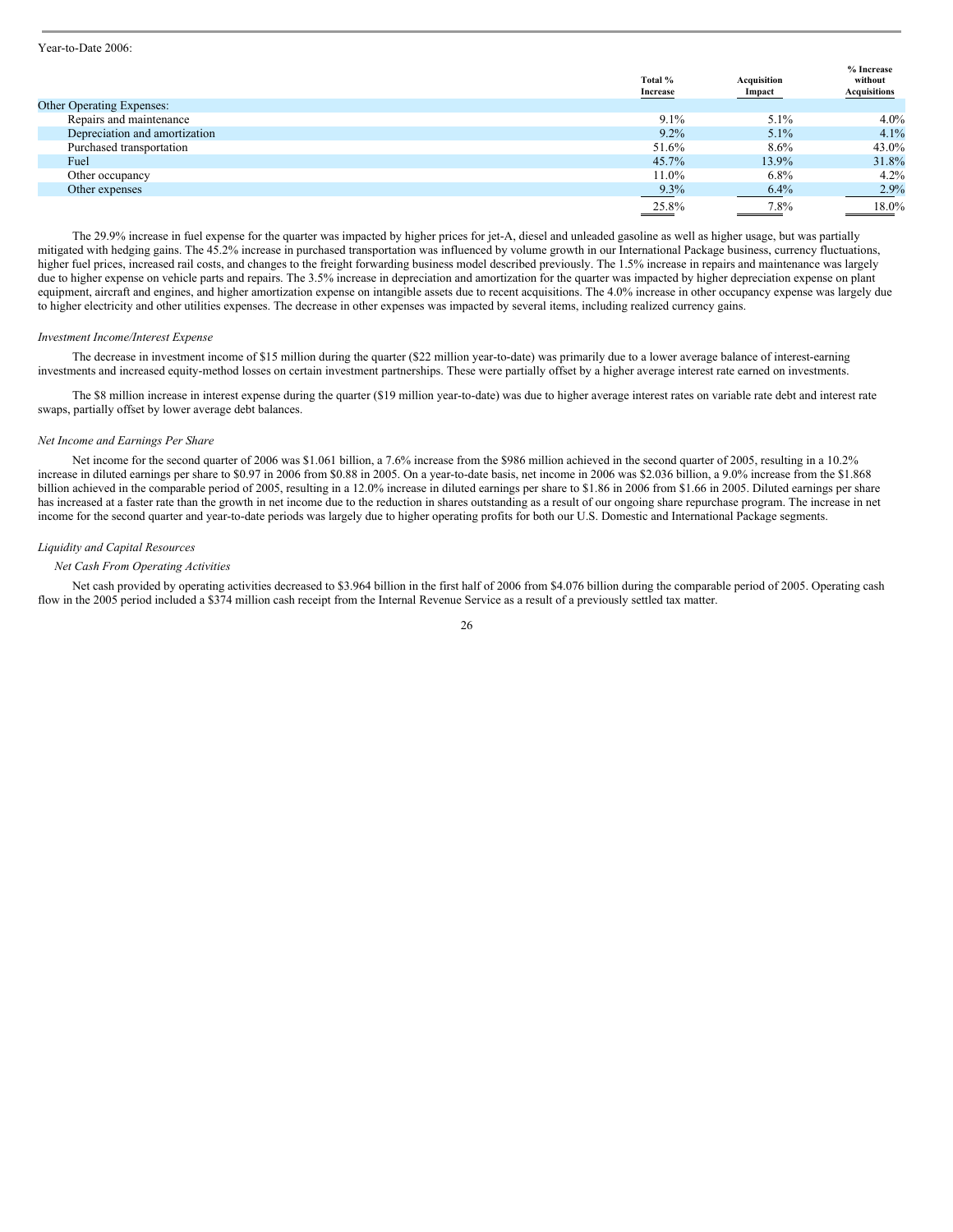Year-to-Date 2006:

| | Total % Increase | Acquisition Impact | % Increase without Acquisitions |
|---|---|---|---|
| Other Operating Expenses: | | | |
| Repairs and maintenance | 9.1% | 5.1% | 4.0% |
| Depreciation and amortization | 9.2% | 5.1% | 4.1% |
| Purchased transportation | 51.6% | 8.6% | 43.0% |
| Fuel | 45.7% | 13.9% | 31.8% |
| Other occupancy | 11.0% | 6.8% | 4.2% |
| Other expenses | 9.3% | 6.4% | 2.9% |
| | 25.8% | 7.8% | 18.0% |

The 29.9% increase in fuel expense for the quarter was impacted by higher prices for jet-A, diesel and unleaded gasoline as well as higher usage, but was partially mitigated with hedging gains. The 45.2% increase in purchased transportation was influenced by volume growth in our International Package business, currency fluctuations, higher fuel prices, increased rail costs, and changes to the freight forwarding business model described previously. The 1.5% increase in repairs and maintenance was largely due to higher expense on vehicle parts and repairs. The 3.5% increase in depreciation and amortization for the quarter was impacted by higher depreciation expense on plant equipment, aircraft and engines, and higher amortization expense on intangible assets due to recent acquisitions. The 4.0% increase in other occupancy expense was largely due to higher electricity and other utilities expenses. The decrease in other expenses was impacted by several items, including realized currency gains.

*Investment Income/Interest Expense*

The decrease in investment income of $15 million during the quarter ($22 million year-to-date) was primarily due to a lower average balance of interest-earning investments and increased equity-method losses on certain investment partnerships. These were partially offset by a higher average interest rate earned on investments.

The $8 million increase in interest expense during the quarter ($19 million year-to-date) was due to higher average interest rates on variable rate debt and interest rate swaps, partially offset by lower average debt balances.

*Net Income and Earnings Per Share*

Net income for the second quarter of 2006 was $1.061 billion, a 7.6% increase from the $986 million achieved in the second quarter of 2005, resulting in a 10.2% increase in diluted earnings per share to $0.97 in 2006 from $0.88 in 2005. On a year-to-date basis, net income in 2006 was $2.036 billion, a 9.0% increase from the $1.868 billion achieved in the comparable period of 2005, resulting in a 12.0% increase in diluted earnings per share to $1.86 in 2006 from $1.66 in 2005. Diluted earnings per share has increased at a faster rate than the growth in net income due to the reduction in shares outstanding as a result of our ongoing share repurchase program. The increase in net income for the second quarter and year-to-date periods was largely due to higher operating profits for both our U.S. Domestic and International Package segments.

*Liquidity and Capital Resources*

*Net Cash From Operating Activities*

Net cash provided by operating activities decreased to $3.964 billion in the first half of 2006 from $4.076 billion during the comparable period of 2005. Operating cash flow in the 2005 period included a $374 million cash receipt from the Internal Revenue Service as a result of a previously settled tax matter.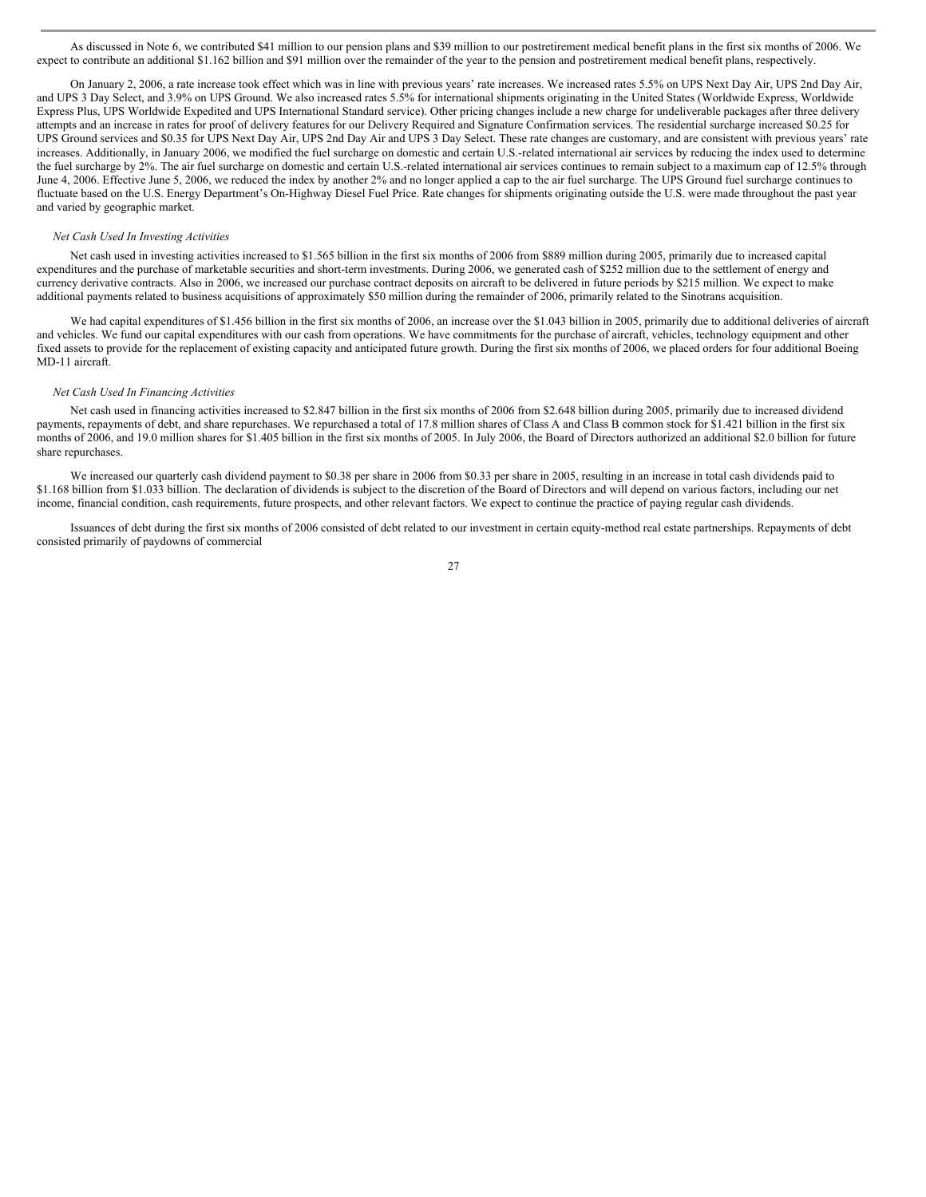As discussed in Note 6, we contributed $41 million to our pension plans and $39 million to our postretirement medical benefit plans in the first six months of 2006. We expect to contribute an additional $1.162 billion and $91 million over the remainder of the year to the pension and postretirement medical benefit plans, respectively.

On January 2, 2006, a rate increase took effect which was in line with previous years' rate increases. We increased rates 5.5% on UPS Next Day Air, UPS 2nd Day Air, and UPS 3 Day Select, and 3.9% on UPS Ground. We also increased rates 5.5% for international shipments originating in the United States (Worldwide Express, Worldwide Express Plus, UPS Worldwide Expedited and UPS International Standard service). Other pricing changes include a new charge for undeliverable packages after three delivery attempts and an increase in rates for proof of delivery features for our Delivery Required and Signature Confirmation services. The residential surcharge increased $0.25 for UPS Ground services and $0.35 for UPS Next Day Air, UPS 2nd Day Air and UPS 3 Day Select. These rate changes are customary, and are consistent with previous years' rate increases. Additionally, in January 2006, we modified the fuel surcharge on domestic and certain U.S.-related international air services by reducing the index used to determine the fuel surcharge by 2%. The air fuel surcharge on domestic and certain U.S.-related international air services continues to remain subject to a maximum cap of 12.5% through June 4, 2006. Effective June 5, 2006, we reduced the index by another 2% and no longer applied a cap to the air fuel surcharge. The UPS Ground fuel surcharge continues to fluctuate based on the U.S. Energy Department's On-Highway Diesel Fuel Price. Rate changes for shipments originating outside the U.S. were made throughout the past year and varied by geographic market.

*Net Cash Used In Investing Activities*

Net cash used in investing activities increased to $1.565 billion in the first six months of 2006 from $889 million during 2005, primarily due to increased capital expenditures and the purchase of marketable securities and short-term investments. During 2006, we generated cash of $252 million due to the settlement of energy and currency derivative contracts. Also in 2006, we increased our purchase contract deposits on aircraft to be delivered in future periods by $215 million. We expect to make additional payments related to business acquisitions of approximately $50 million during the remainder of 2006, primarily related to the Sinotrans acquisition.

We had capital expenditures of $1.456 billion in the first six months of 2006, an increase over the $1.043 billion in 2005, primarily due to additional deliveries of aircraft and vehicles. We fund our capital expenditures with our cash from operations. We have commitments for the purchase of aircraft, vehicles, technology equipment and other fixed assets to provide for the replacement of existing capacity and anticipated future growth. During the first six months of 2006, we placed orders for four additional Boeing MD-11 aircraft.

*Net Cash Used In Financing Activities*

Net cash used in financing activities increased to $2.847 billion in the first six months of 2006 from $2.648 billion during 2005, primarily due to increased dividend payments, repayments of debt, and share repurchases. We repurchased a total of 17.8 million shares of Class A and Class B common stock for $1.421 billion in the first six months of 2006, and 19.0 million shares for $1.405 billion in the first six months of 2005. In July 2006, the Board of Directors authorized an additional $2.0 billion for future share repurchases.

We increased our quarterly cash dividend payment to $0.38 per share in 2006 from $0.33 per share in 2005, resulting in an increase in total cash dividends paid to $1.168 billion from $1.033 billion. The declaration of dividends is subject to the discretion of the Board of Directors and will depend on various factors, including our net income, financial condition, cash requirements, future prospects, and other relevant factors. We expect to continue the practice of paying regular cash dividends.

Issuances of debt during the first six months of 2006 consisted of debt related to our investment in certain equity-method real estate partnerships. Repayments of debt consisted primarily of paydowns of commercial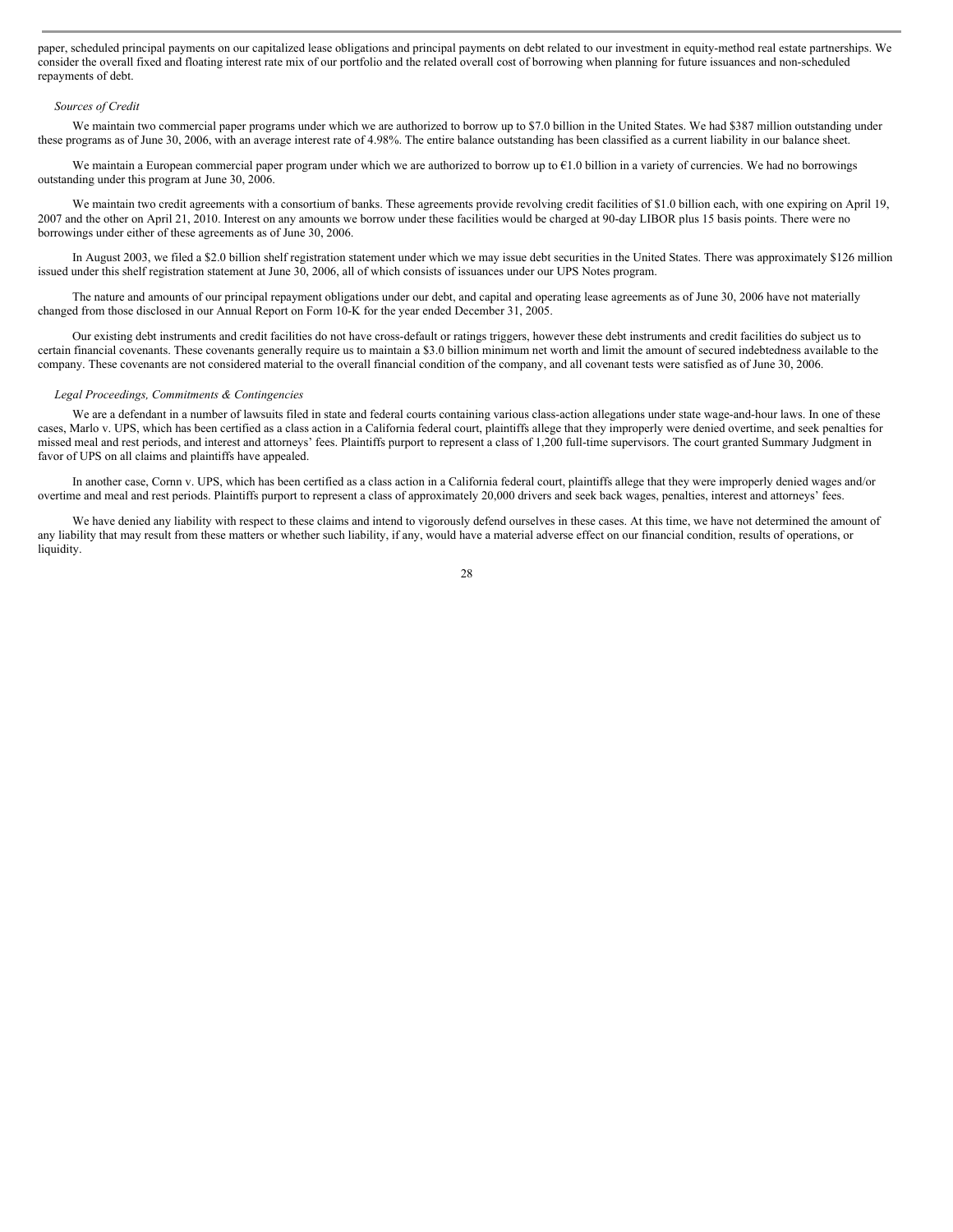paper, scheduled principal payments on our capitalized lease obligations and principal payments on debt related to our investment in equity-method real estate partnerships. We consider the overall fixed and floating interest rate mix of our portfolio and the related overall cost of borrowing when planning for future issuances and non-scheduled repayments of debt.

*Sources of Credit*

We maintain two commercial paper programs under which we are authorized to borrow up to $7.0 billion in the United States. We had $387 million outstanding under these programs as of June 30, 2006, with an average interest rate of 4.98%. The entire balance outstanding has been classified as a current liability in our balance sheet.

We maintain a European commercial paper program under which we are authorized to borrow up to €1.0 billion in a variety of currencies. We had no borrowings outstanding under this program at June 30, 2006.

We maintain two credit agreements with a consortium of banks. These agreements provide revolving credit facilities of $1.0 billion each, with one expiring on April 19, 2007 and the other on April 21, 2010. Interest on any amounts we borrow under these facilities would be charged at 90-day LIBOR plus 15 basis points. There were no borrowings under either of these agreements as of June 30, 2006.

In August 2003, we filed a $2.0 billion shelf registration statement under which we may issue debt securities in the United States. There was approximately $126 million issued under this shelf registration statement at June 30, 2006, all of which consists of issuances under our UPS Notes program.

The nature and amounts of our principal repayment obligations under our debt, and capital and operating lease agreements as of June 30, 2006 have not materially changed from those disclosed in our Annual Report on Form 10-K for the year ended December 31, 2005.

Our existing debt instruments and credit facilities do not have cross-default or ratings triggers, however these debt instruments and credit facilities do subject us to certain financial covenants. These covenants generally require us to maintain a $3.0 billion minimum net worth and limit the amount of secured indebtedness available to the company. These covenants are not considered material to the overall financial condition of the company, and all covenant tests were satisfied as of June 30, 2006.

*Legal Proceedings, Commitments & Contingencies*

We are a defendant in a number of lawsuits filed in state and federal courts containing various class-action allegations under state wage-and-hour laws. In one of these cases, Marlo v. UPS, which has been certified as a class action in a California federal court, plaintiffs allege that they improperly were denied overtime, and seek penalties for missed meal and rest periods, and interest and attorneys' fees. Plaintiffs purport to represent a class of 1,200 full-time supervisors. The court granted Summary Judgment in favor of UPS on all claims and plaintiffs have appealed.

In another case, Cornn v. UPS, which has been certified as a class action in a California federal court, plaintiffs allege that they were improperly denied wages and/or overtime and meal and rest periods. Plaintiffs purport to represent a class of approximately 20,000 drivers and seek back wages, penalties, interest and attorneys' fees.

We have denied any liability with respect to these claims and intend to vigorously defend ourselves in these cases. At this time, we have not determined the amount of any liability that may result from these matters or whether such liability, if any, would have a material adverse effect on our financial condition, results of operations, or liquidity.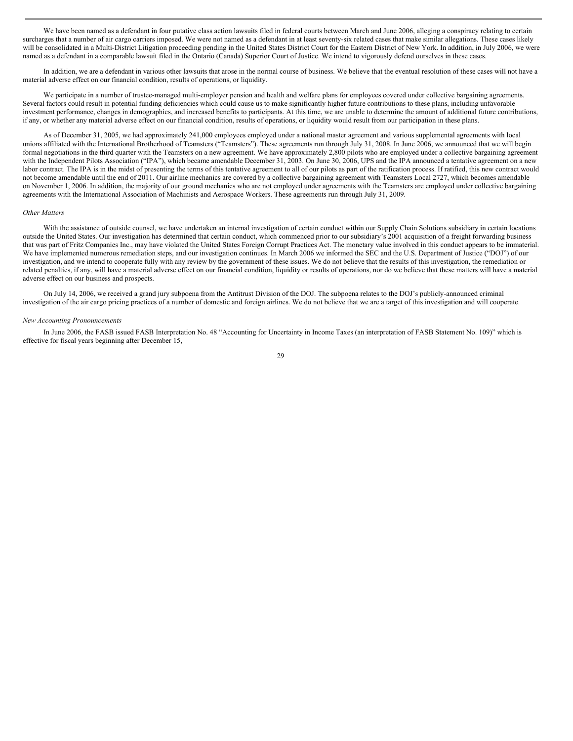We have been named as a defendant in four putative class action lawsuits filed in federal courts between March and June 2006, alleging a conspiracy relating to certain surcharges that a number of air cargo carriers imposed. We were not named as a defendant in at least seventy-six related cases that make similar allegations. These cases likely will be consolidated in a Multi-District Litigation proceeding pending in the United States District Court for the Eastern District of New York. In addition, in July 2006, we were named as a defendant in a comparable lawsuit filed in the Ontario (Canada) Superior Court of Justice. We intend to vigorously defend ourselves in these cases.

In addition, we are a defendant in various other lawsuits that arose in the normal course of business. We believe that the eventual resolution of these cases will not have a material adverse effect on our financial condition, results of operations, or liquidity.

We participate in a number of trustee-managed multi-employer pension and health and welfare plans for employees covered under collective bargaining agreements. Several factors could result in potential funding deficiencies which could cause us to make significantly higher future contributions to these plans, including unfavorable investment performance, changes in demographics, and increased benefits to participants. At this time, we are unable to determine the amount of additional future contributions, if any, or whether any material adverse effect on our financial condition, results of operations, or liquidity would result from our participation in these plans.

As of December 31, 2005, we had approximately 241,000 employees employed under a national master agreement and various supplemental agreements with local unions affiliated with the International Brotherhood of Teamsters ("Teamsters"). These agreements run through July 31, 2008. In June 2006, we announced that we will begin formal negotiations in the third quarter with the Teamsters on a new agreement. We have approximately 2,800 pilots who are employed under a collective bargaining agreement with the Independent Pilots Association ("IPA"), which became amendable December 31, 2003. On June 30, 2006, UPS and the IPA announced a tentative agreement on a new labor contract. The IPA is in the midst of presenting the terms of this tentative agreement to all of our pilots as part of the ratification process. If ratified, this new contract would not become amendable until the end of 2011. Our airline mechanics are covered by a collective bargaining agreement with Teamsters Local 2727, which becomes amendable on November 1, 2006. In addition, the majority of our ground mechanics who are not employed under agreements with the Teamsters are employed under collective bargaining agreements with the International Association of Machinists and Aerospace Workers. These agreements run through July 31, 2009.

*Other Matters*

With the assistance of outside counsel, we have undertaken an internal investigation of certain conduct within our Supply Chain Solutions subsidiary in certain locations outside the United States. Our investigation has determined that certain conduct, which commenced prior to our subsidiary's 2001 acquisition of a freight forwarding business that was part of Fritz Companies Inc., may have violated the United States Foreign Corrupt Practices Act. The monetary value involved in this conduct appears to be immaterial. We have implemented numerous remediation steps, and our investigation continues. In March 2006 we informed the SEC and the U.S. Department of Justice ("DOJ") of our investigation, and we intend to cooperate fully with any review by the government of these issues. We do not believe that the results of this investigation, the remediation or related penalties, if any, will have a material adverse effect on our financial condition, liquidity or results of operations, nor do we believe that these matters will have a material adverse effect on our business and prospects.

On July 14, 2006, we received a grand jury subpoena from the Antitrust Division of the DOJ. The subpoena relates to the DOJ's publicly-announced criminal investigation of the air cargo pricing practices of a number of domestic and foreign airlines. We do not believe that we are a target of this investigation and will cooperate.

*New Accounting Pronouncements*

In June 2006, the FASB issued FASB Interpretation No. 48 "Accounting for Uncertainty in Income Taxes (an interpretation of FASB Statement No. 109)" which is effective for fiscal years beginning after December 15,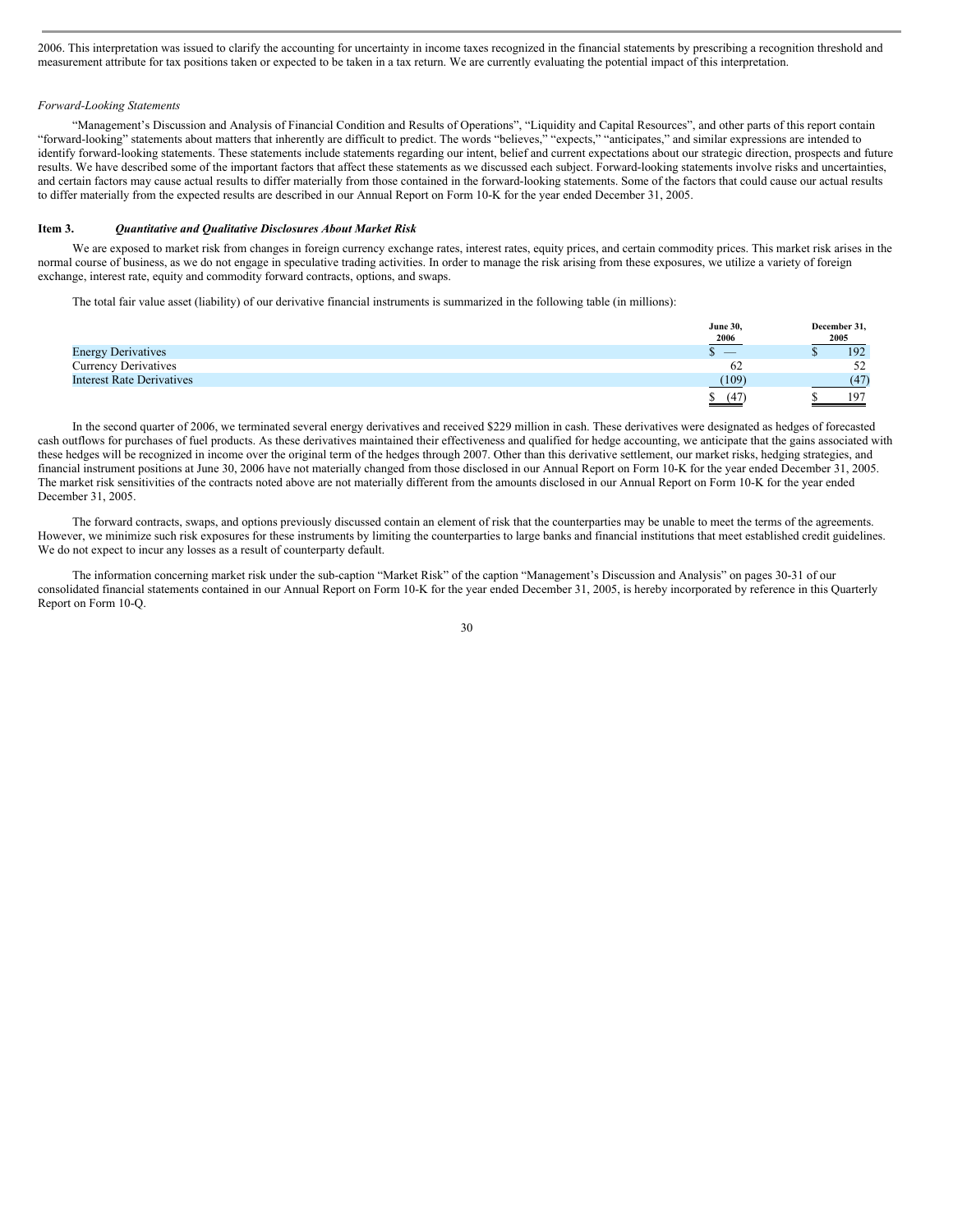2006. This interpretation was issued to clarify the accounting for uncertainty in income taxes recognized in the financial statements by prescribing a recognition threshold and measurement attribute for tax positions taken or expected to be taken in a tax return. We are currently evaluating the potential impact of this interpretation.

*Forward-Looking Statements*

"Management's Discussion and Analysis of Financial Condition and Results of Operations", "Liquidity and Capital Resources", and other parts of this report contain "forward-looking" statements about matters that inherently are difficult to predict. The words "believes," "expects," "anticipates," and similar expressions are intended to identify forward-looking statements. These statements include statements regarding our intent, belief and current expectations about our strategic direction, prospects and future results. We have described some of the important factors that affect these statements as we discussed each subject. Forward-looking statements involve risks and uncertainties, and certain factors may cause actual results to differ materially from those contained in the forward-looking statements. Some of the factors that could cause our actual results to differ materially from the expected results are described in our Annual Report on Form 10-K for the year ended December 31, 2005.

## Item 3. *Quantitative and Qualitative Disclosures About Market Risk*

We are exposed to market risk from changes in foreign currency exchange rates, interest rates, equity prices, and certain commodity prices. This market risk arises in the normal course of business, as we do not engage in speculative trading activities. In order to manage the risk arising from these exposures, we utilize a variety of foreign exchange, interest rate, equity and commodity forward contracts, options, and swaps.

The total fair value asset (liability) of our derivative financial instruments is summarized in the following table (in millions):

| | June 30, 2006 | December 31, 2005 |
|---|---|---|
| Energy Derivatives | $ — | $ 192 |
| Currency Derivatives | 62 | 52 |
| Interest Rate Derivatives | (109) | (47) |
| | $ (47) | $ 197 |

In the second quarter of 2006, we terminated several energy derivatives and received $229 million in cash. These derivatives were designated as hedges of forecasted cash outflows for purchases of fuel products. As these derivatives maintained their effectiveness and qualified for hedge accounting, we anticipate that the gains associated with these hedges will be recognized in income over the original term of the hedges through 2007. Other than this derivative settlement, our market risks, hedging strategies, and financial instrument positions at June 30, 2006 have not materially changed from those disclosed in our Annual Report on Form 10-K for the year ended December 31, 2005. The market risk sensitivities of the contracts noted above are not materially different from the amounts disclosed in our Annual Report on Form 10-K for the year ended December 31, 2005.

The forward contracts, swaps, and options previously discussed contain an element of risk that the counterparties may be unable to meet the terms of the agreements. However, we minimize such risk exposures for these instruments by limiting the counterparties to large banks and financial institutions that meet established credit guidelines. We do not expect to incur any losses as a result of counterparty default.

The information concerning market risk under the sub-caption "Market Risk" of the caption "Management's Discussion and Analysis" on pages 30-31 of our consolidated financial statements contained in our Annual Report on Form 10-K for the year ended December 31, 2005, is hereby incorporated by reference in this Quarterly Report on Form 10-Q.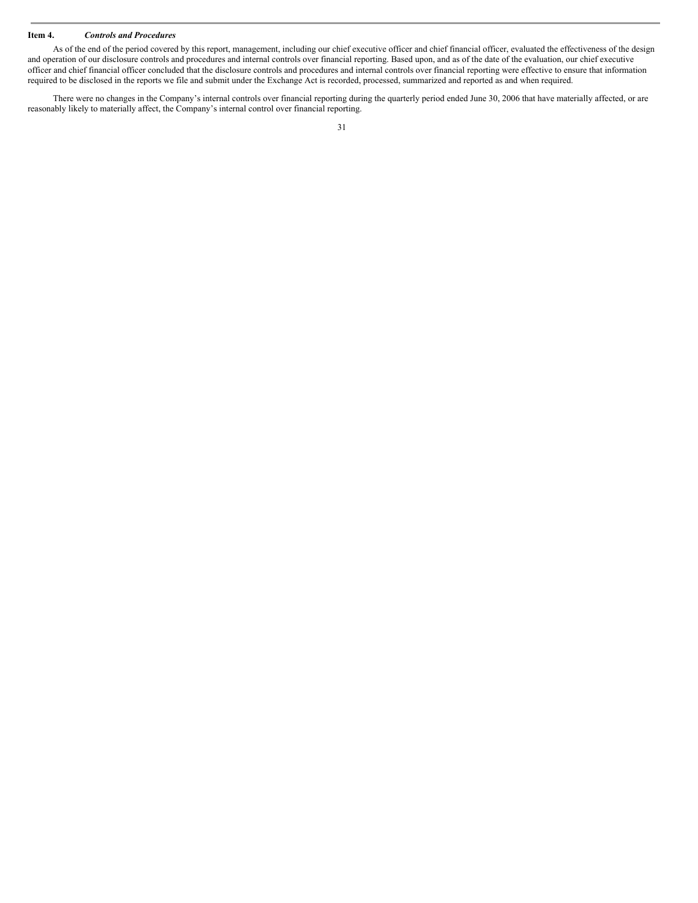## Item 4. *Controls and Procedures*

As of the end of the period covered by this report, management, including our chief executive officer and chief financial officer, evaluated the effectiveness of the design and operation of our disclosure controls and procedures and internal controls over financial reporting. Based upon, and as of the date of the evaluation, our chief executive officer and chief financial officer concluded that the disclosure controls and procedures and internal controls over financial reporting were effective to ensure that information required to be disclosed in the reports we file and submit under the Exchange Act is recorded, processed, summarized and reported as and when required.

There were no changes in the Company's internal controls over financial reporting during the quarterly period ended June 30, 2006 that have materially affected, or are reasonably likely to materially affect, the Company's internal control over financial reporting.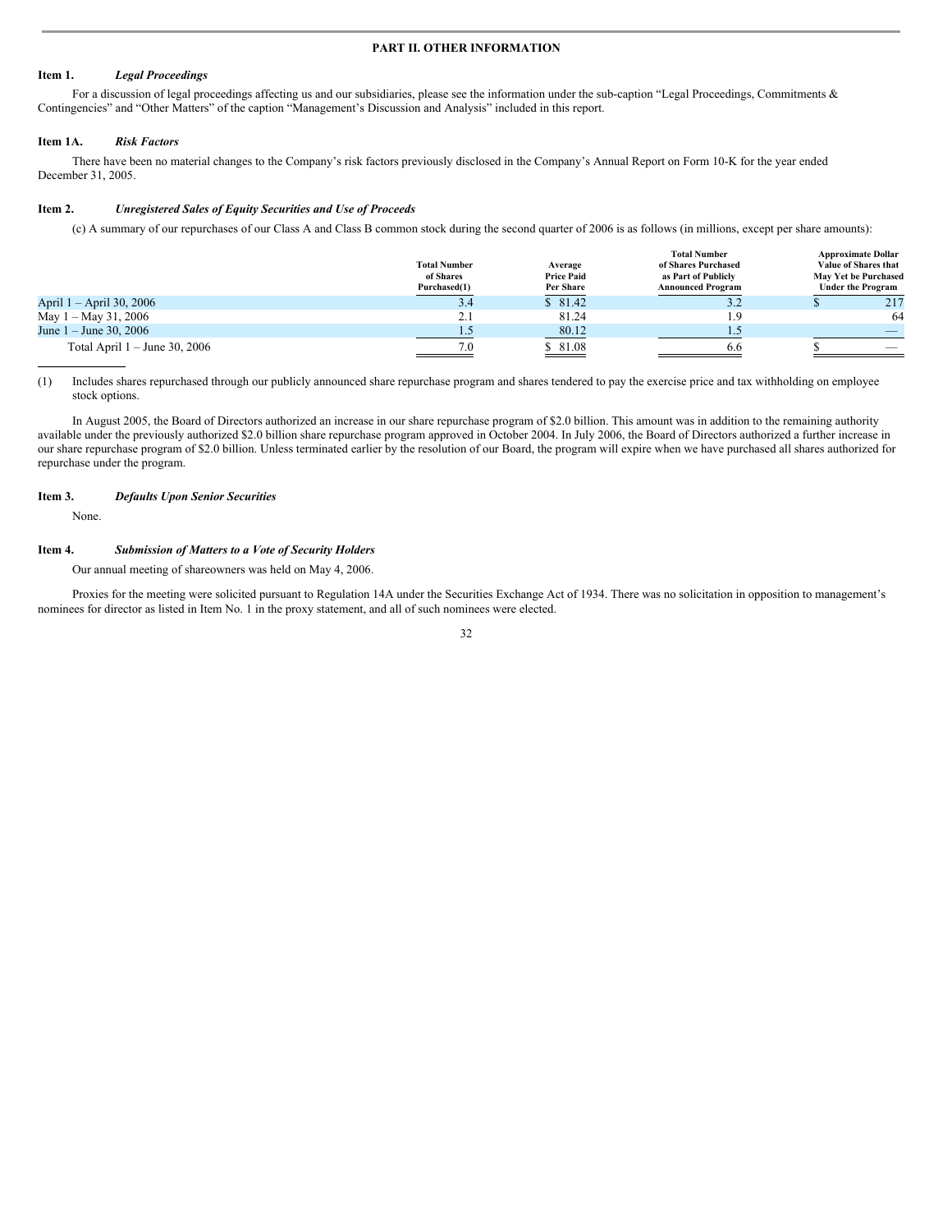## PART II. OTHER INFORMATION

### Item 1. *Legal Proceedings*

For a discussion of legal proceedings affecting us and our subsidiaries, please see the information under the sub-caption "Legal Proceedings, Commitments & Contingencies" and "Other Matters" of the caption "Management's Discussion and Analysis" included in this report.

### Item 1A. *Risk Factors*

There have been no material changes to the Company's risk factors previously disclosed in the Company's Annual Report on Form 10-K for the year ended December 31, 2005.

### Item 2. *Unregistered Sales of Equity Securities and Use of Proceeds*

(c) A summary of our repurchases of our Class A and Class B common stock during the second quarter of 2006 is as follows (in millions, except per share amounts):

| | Total Number of Shares Purchased(1) | Average Price Paid Per Share | Total Number of Shares Purchased as Part of Publicly Announced Program | Approximate Dollar Value of Shares that May Yet be Purchased Under the Program |
|---|---|---|---|---|
| April 1 – April 30, 2006 | 3.4 | $ 81.42 | 3.2 | $ 217 |
| May 1 – May 31, 2006 | 2.1 | 81.24 | 1.9 | 64 |
| June 1 – June 30, 2006 | 1.5 | 80.12 | 1.5 | — |
| Total April 1 – June 30, 2006 | 7.0 | $ 81.08 | 6.6 | $ — |

(1) Includes shares repurchased through our publicly announced share repurchase program and shares tendered to pay the exercise price and tax withholding on employee stock options.

In August 2005, the Board of Directors authorized an increase in our share repurchase program of $2.0 billion. This amount was in addition to the remaining authority available under the previously authorized $2.0 billion share repurchase program approved in October 2004. In July 2006, the Board of Directors authorized a further increase in our share repurchase program of $2.0 billion. Unless terminated earlier by the resolution of our Board, the program will expire when we have purchased all shares authorized for repurchase under the program.

### Item 3. *Defaults Upon Senior Securities*

None.

### Item 4. *Submission of Matters to a Vote of Security Holders*

Our annual meeting of shareowners was held on May 4, 2006.

Proxies for the meeting were solicited pursuant to Regulation 14A under the Securities Exchange Act of 1934. There was no solicitation in opposition to management's nominees for director as listed in Item No. 1 in the proxy statement, and all of such nominees were elected.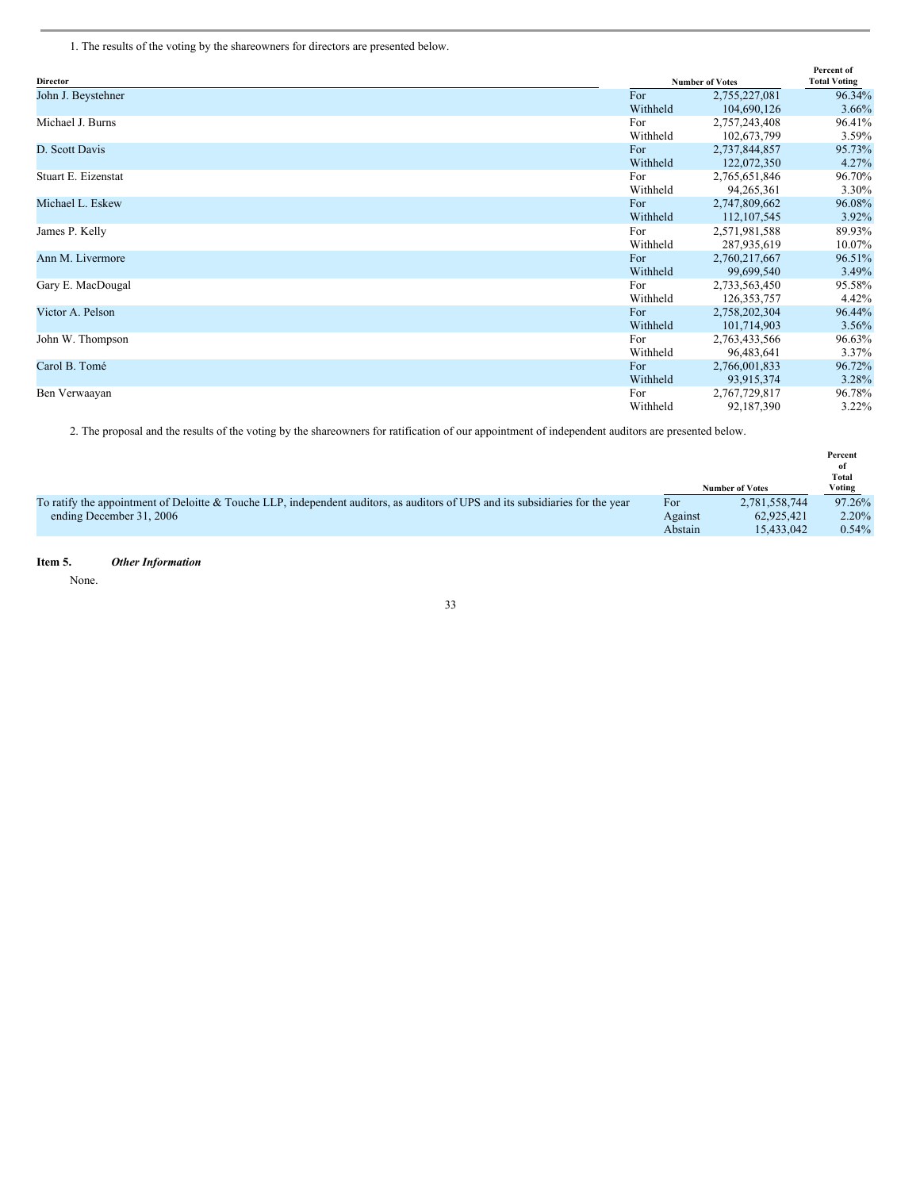1. The results of the voting by the shareowners for directors are presented below.

| Director | | Number of Votes | Percent of Total Voting |
|---|---|---|---|
| John J. Beystehner | For | 2,755,227,081 | 96.34% |
| | Withheld | 104,690,126 | 3.66% |
| Michael J. Burns | For | 2,757,243,408 | 96.41% |
| | Withheld | 102,673,799 | 3.59% |
| D. Scott Davis | For | 2,737,844,857 | 95.73% |
| | Withheld | 122,072,350 | 4.27% |
| Stuart E. Eizenstat | For | 2,765,651,846 | 96.70% |
| | Withheld | 94,265,361 | 3.30% |
| Michael L. Eskew | For | 2,747,809,662 | 96.08% |
| | Withheld | 112,107,545 | 3.92% |
| James P. Kelly | For | 2,571,981,588 | 89.93% |
| | Withheld | 287,935,619 | 10.07% |
| Ann M. Livermore | For | 2,760,217,667 | 96.51% |
| | Withheld | 99,699,540 | 3.49% |
| Gary E. MacDougal | For | 2,733,563,450 | 95.58% |
| | Withheld | 126,353,757 | 4.42% |
| Victor A. Pelson | For | 2,758,202,304 | 96.44% |
| | Withheld | 101,714,903 | 3.56% |
| John W. Thompson | For | 2,763,433,566 | 96.63% |
| | Withheld | 96,483,641 | 3.37% |
| Carol B. Tomé | For | 2,766,001,833 | 96.72% |
| | Withheld | 93,915,374 | 3.28% |
| Ben Verwaayan | For | 2,767,729,817 | 96.78% |
| | Withheld | 92,187,390 | 3.22% |

2. The proposal and the results of the voting by the shareowners for ratification of our appointment of independent auditors are presented below.

| | | Number of Votes | Percent of Total Voting |
|---|---|---|---|
| To ratify the appointment of Deloitte & Touche LLP, independent auditors, as auditors of UPS and its subsidiaries for the year ending December 31, 2006 | For | 2,781,558,744 | 97.26% |
| | Against | 62,925,421 | 2.20% |
| | Abstain | 15,433,042 | 0.54% |

**Item 5.** ***Other Information***

None.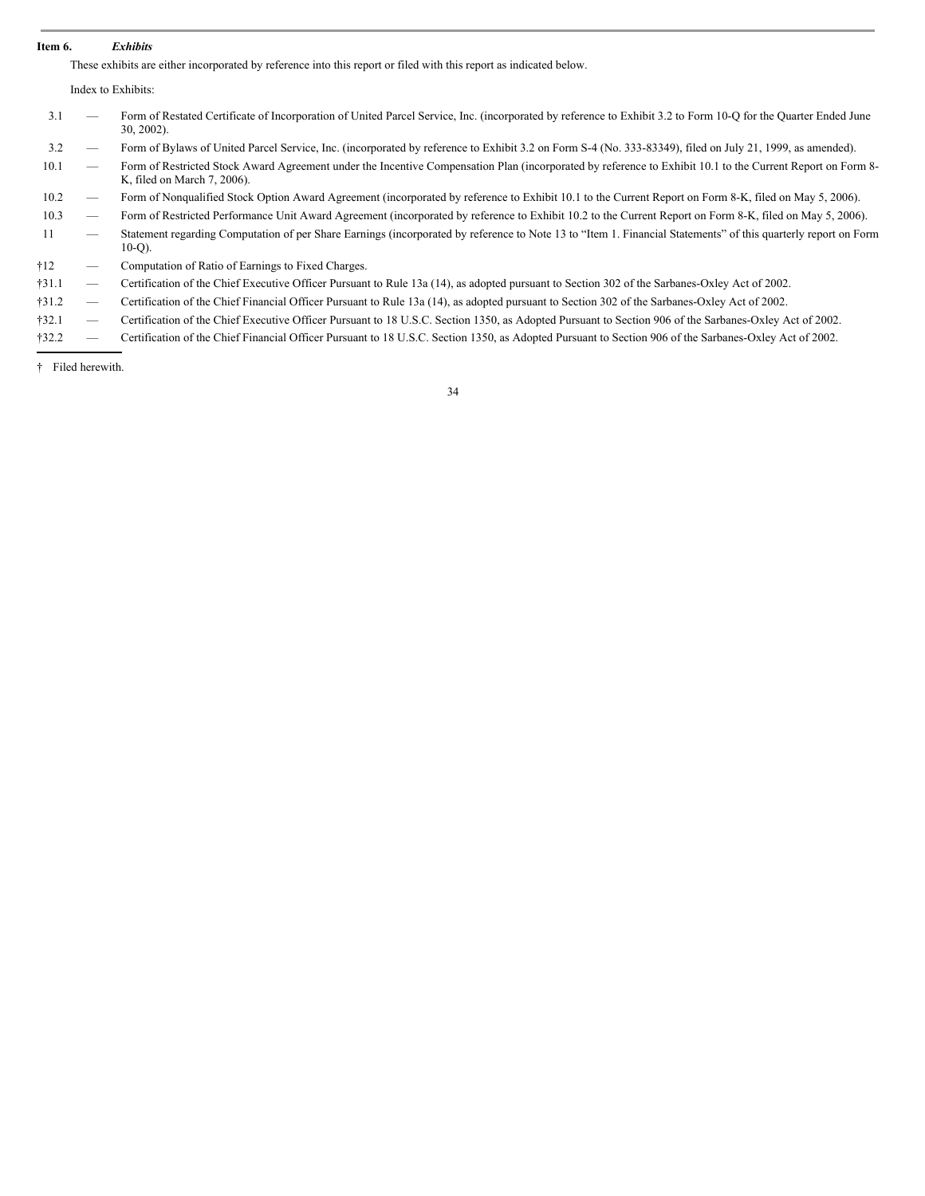**Item 6.** ***Exhibits***

These exhibits are either incorporated by reference into this report or filed with this report as indicated below.

Index to Exhibits:

| | | |
|---|---|---|
| 3.1 | — | Form of Restated Certificate of Incorporation of United Parcel Service, Inc. (incorporated by reference to Exhibit 3.2 to Form 10-Q for the Quarter Ended June 30, 2002). |
| 3.2 | — | Form of Bylaws of United Parcel Service, Inc. (incorporated by reference to Exhibit 3.2 on Form S-4 (No. 333-83349), filed on July 21, 1999, as amended). |
| 10.1 | — | Form of Restricted Stock Award Agreement under the Incentive Compensation Plan (incorporated by reference to Exhibit 10.1 to the Current Report on Form 8-K, filed on March 7, 2006). |
| 10.2 | — | Form of Nonqualified Stock Option Award Agreement (incorporated by reference to Exhibit 10.1 to the Current Report on Form 8-K, filed on May 5, 2006). |
| 10.3 | — | Form of Restricted Performance Unit Award Agreement (incorporated by reference to Exhibit 10.2 to the Current Report on Form 8-K, filed on May 5, 2006). |
| 11 | — | Statement regarding Computation of per Share Earnings (incorporated by reference to Note 13 to "Item 1. Financial Statements" of this quarterly report on Form 10-Q). |
| †12 | — | Computation of Ratio of Earnings to Fixed Charges. |
| †31.1 | — | Certification of the Chief Executive Officer Pursuant to Rule 13a (14), as adopted pursuant to Section 302 of the Sarbanes-Oxley Act of 2002. |
| †31.2 | — | Certification of the Chief Financial Officer Pursuant to Rule 13a (14), as adopted pursuant to Section 302 of the Sarbanes-Oxley Act of 2002. |
| †32.1 | — | Certification of the Chief Executive Officer Pursuant to 18 U.S.C. Section 1350, as Adopted Pursuant to Section 906 of the Sarbanes-Oxley Act of 2002. |
| †32.2 | — | Certification of the Chief Financial Officer Pursuant to 18 U.S.C. Section 1350, as Adopted Pursuant to Section 906 of the Sarbanes-Oxley Act of 2002. |

† Filed herewith.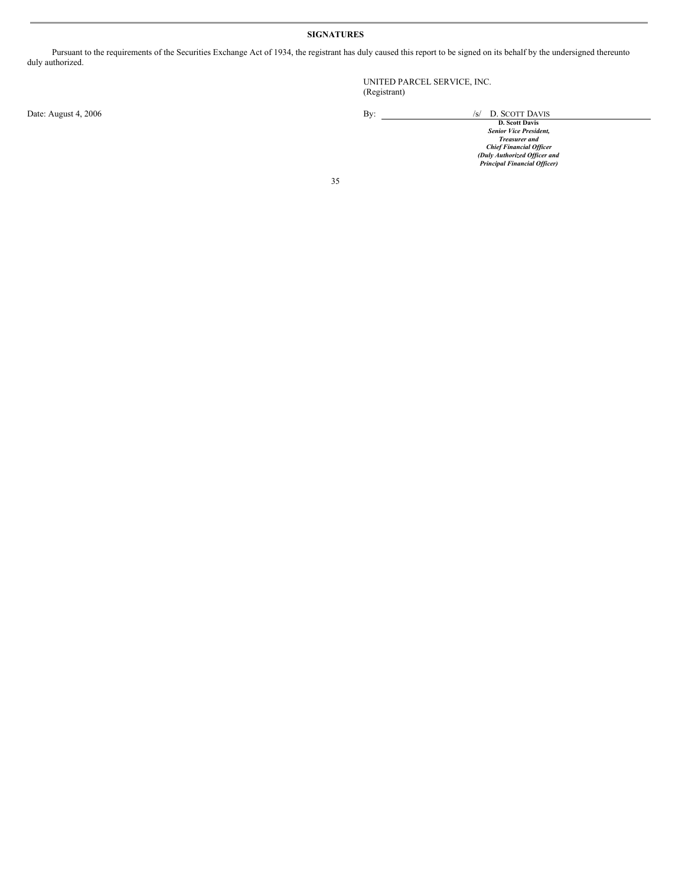## SIGNATURES

Pursuant to the requirements of the Securities Exchange Act of 1934, the registrant has duly caused this report to be signed on its behalf by the undersigned thereunto duly authorized.

UNITED PARCEL SERVICE, INC.
(Registrant)

Date: August 4, 2006

By: /s/ D. SCOTT DAVIS

**D. Scott Davis**
***Senior Vice President,***
***Treasurer and***
***Chief Financial Officer***
***(Duly Authorized Officer and***
***Principal Financial Officer)***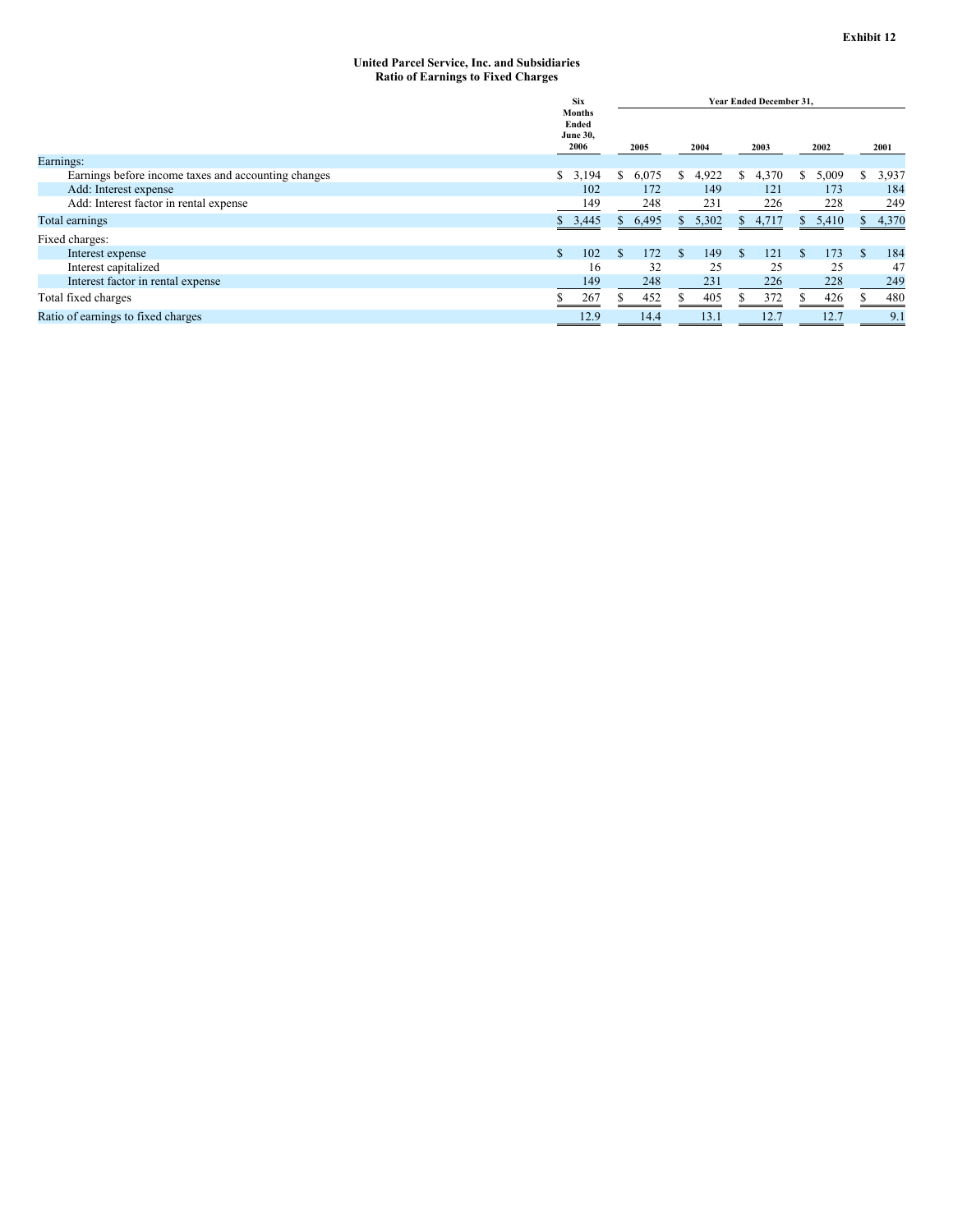**Exhibit 12**

**United Parcel Service, Inc. and Subsidiaries**
**Ratio of Earnings to Fixed Charges**

| | Six Months Ended June 30, 2006 | Year Ended December 31, 2005 | 2004 | 2003 | 2002 | 2001 |
|---|---|---|---|---|---|---|
| Earnings: | | | | | | |
| Earnings before income taxes and accounting changes | $ 3,194 | $ 6,075 | $ 4,922 | $ 4,370 | $ 5,009 | $ 3,937 |
| Add: Interest expense | 102 | 172 | 149 | 121 | 173 | 184 |
| Add: Interest factor in rental expense | 149 | 248 | 231 | 226 | 228 | 249 |
| Total earnings | $ 3,445 | $ 6,495 | $ 5,302 | $ 4,717 | $ 5,410 | $ 4,370 |
| Fixed charges: | | | | | | |
| Interest expense | $ 102 | $ 172 | $ 149 | $ 121 | $ 173 | $ 184 |
| Interest capitalized | 16 | 32 | 25 | 25 | 25 | 47 |
| Interest factor in rental expense | 149 | 248 | 231 | 226 | 228 | 249 |
| Total fixed charges | $ 267 | $ 452 | $ 405 | $ 372 | $ 426 | $ 480 |
| Ratio of earnings to fixed charges | 12.9 | 14.4 | 13.1 | 12.7 | 12.7 | 9.1 |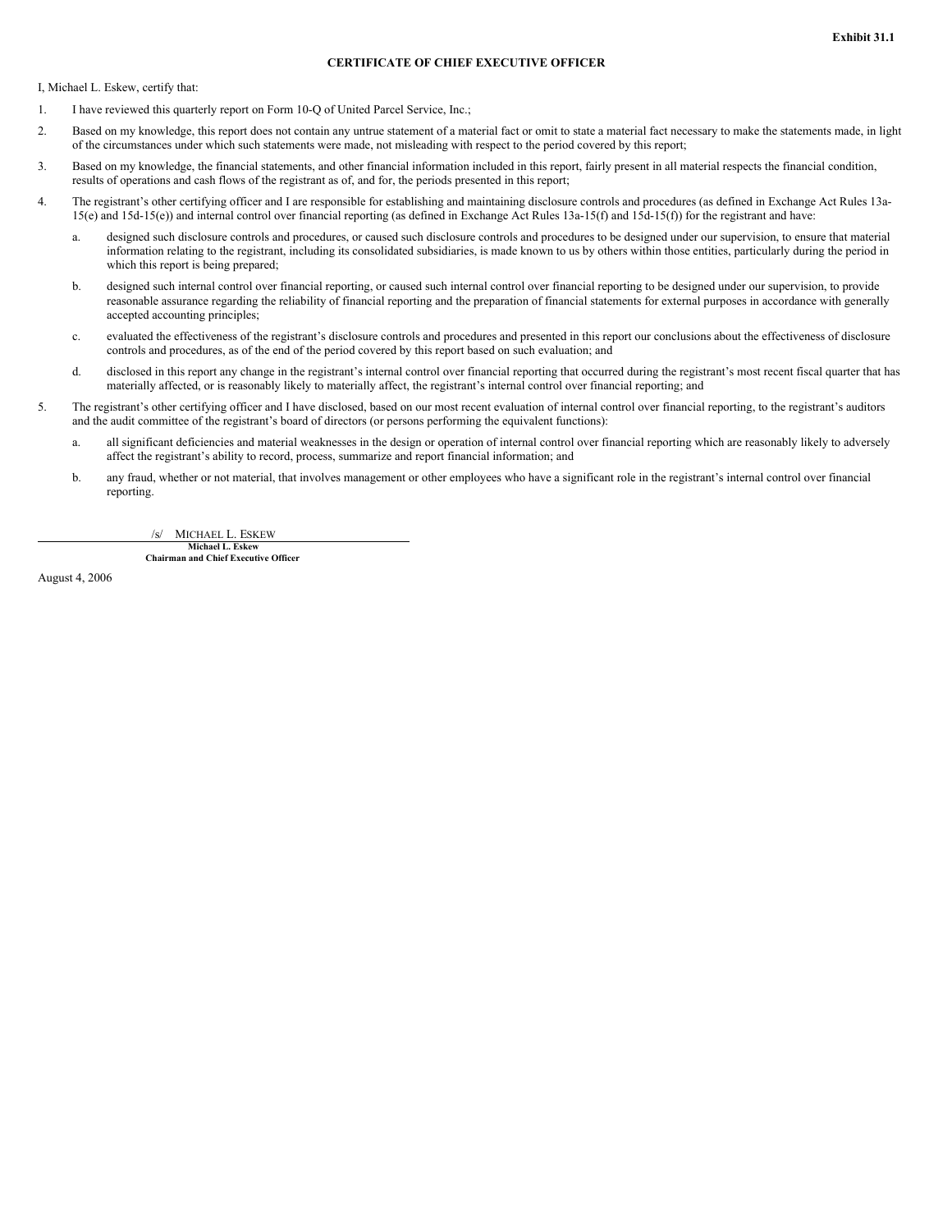**Exhibit 31.1**

**CERTIFICATE OF CHIEF EXECUTIVE OFFICER**

I, Michael L. Eskew, certify that:

1. I have reviewed this quarterly report on Form 10-Q of United Parcel Service, Inc.;

2. Based on my knowledge, this report does not contain any untrue statement of a material fact or omit to state a material fact necessary to make the statements made, in light of the circumstances under which such statements were made, not misleading with respect to the period covered by this report;

3. Based on my knowledge, the financial statements, and other financial information included in this report, fairly present in all material respects the financial condition, results of operations and cash flows of the registrant as of, and for, the periods presented in this report;

4. The registrant's other certifying officer and I are responsible for establishing and maintaining disclosure controls and procedures (as defined in Exchange Act Rules 13a-15(e) and 15d-15(e)) and internal control over financial reporting (as defined in Exchange Act Rules 13a-15(f) and 15d-15(f)) for the registrant and have:

   a. designed such disclosure controls and procedures, or caused such disclosure controls and procedures to be designed under our supervision, to ensure that material information relating to the registrant, including its consolidated subsidiaries, is made known to us by others within those entities, particularly during the period in which this report is being prepared;

   b. designed such internal control over financial reporting, or caused such internal control over financial reporting to be designed under our supervision, to provide reasonable assurance regarding the reliability of financial reporting and the preparation of financial statements for external purposes in accordance with generally accepted accounting principles;

   c. evaluated the effectiveness of the registrant's disclosure controls and procedures and presented in this report our conclusions about the effectiveness of disclosure controls and procedures, as of the end of the period covered by this report based on such evaluation; and

   d. disclosed in this report any change in the registrant's internal control over financial reporting that occurred during the registrant's most recent fiscal quarter that has materially affected, or is reasonably likely to materially affect, the registrant's internal control over financial reporting; and

5. The registrant's other certifying officer and I have disclosed, based on our most recent evaluation of internal control over financial reporting, to the registrant's auditors and the audit committee of the registrant's board of directors (or persons performing the equivalent functions):

   a. all significant deficiencies and material weaknesses in the design or operation of internal control over financial reporting which are reasonably likely to adversely affect the registrant's ability to record, process, summarize and report financial information; and

   b. any fraud, whether or not material, that involves management or other employees who have a significant role in the registrant's internal control over financial reporting.

/s/ MICHAEL L. ESKEW

**Michael L. Eskew**
**Chairman and Chief Executive Officer**

August 4, 2006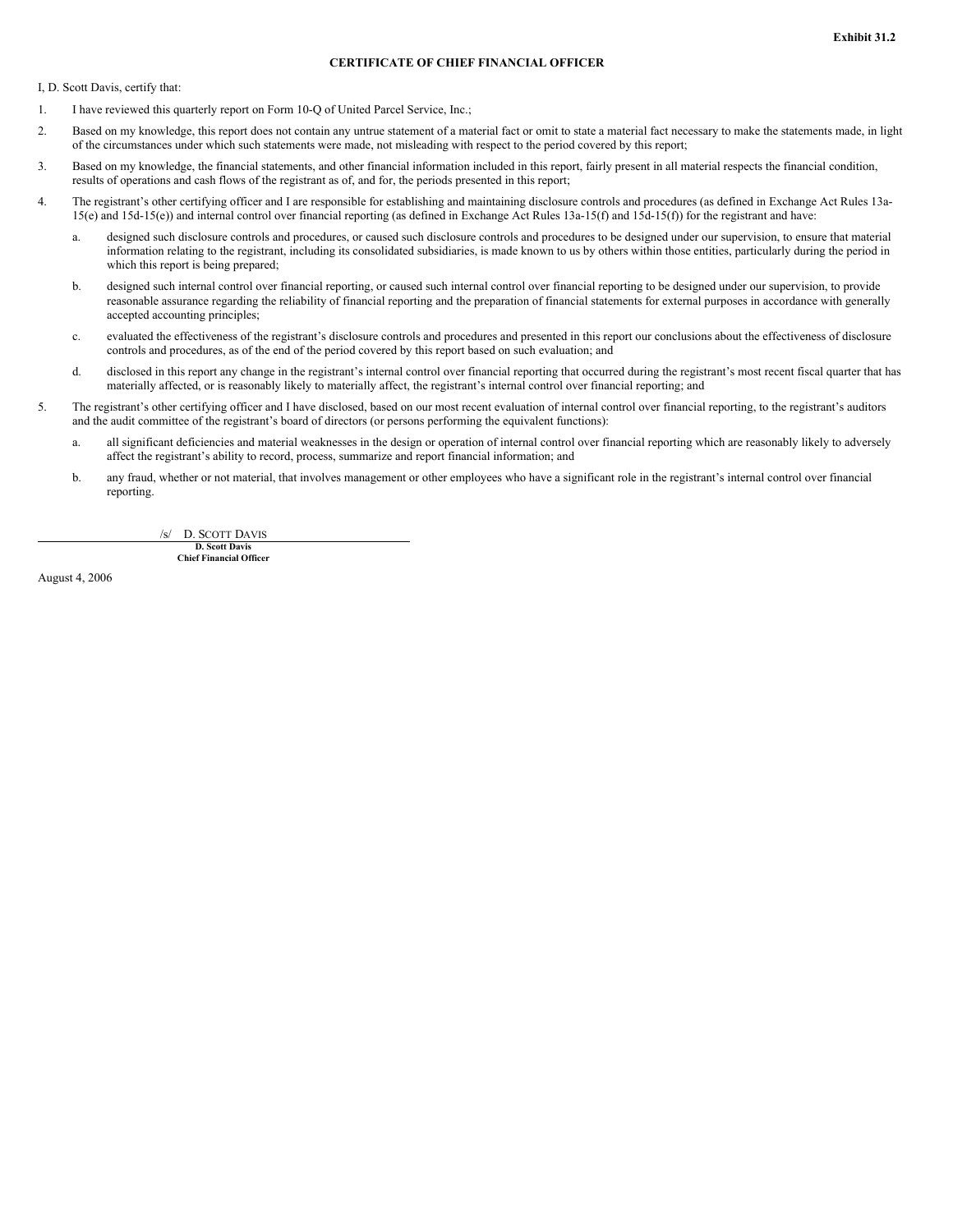**Exhibit 31.2**

# CERTIFICATE OF CHIEF FINANCIAL OFFICER

I, D. Scott Davis, certify that:

1. I have reviewed this quarterly report on Form 10-Q of United Parcel Service, Inc.;
2. Based on my knowledge, this report does not contain any untrue statement of a material fact or omit to state a material fact necessary to make the statements made, in light of the circumstances under which such statements were made, not misleading with respect to the period covered by this report;
3. Based on my knowledge, the financial statements, and other financial information included in this report, fairly present in all material respects the financial condition, results of operations and cash flows of the registrant as of, and for, the periods presented in this report;
4. The registrant's other certifying officer and I are responsible for establishing and maintaining disclosure controls and procedures (as defined in Exchange Act Rules 13a-15(e) and 15d-15(e)) and internal control over financial reporting (as defined in Exchange Act Rules 13a-15(f) and 15d-15(f)) for the registrant and have:
   a. designed such disclosure controls and procedures, or caused such disclosure controls and procedures to be designed under our supervision, to ensure that material information relating to the registrant, including its consolidated subsidiaries, is made known to us by others within those entities, particularly during the period in which this report is being prepared;
   b. designed such internal control over financial reporting, or caused such internal control over financial reporting to be designed under our supervision, to provide reasonable assurance regarding the reliability of financial reporting and the preparation of financial statements for external purposes in accordance with generally accepted accounting principles;
   c. evaluated the effectiveness of the registrant's disclosure controls and procedures and presented in this report our conclusions about the effectiveness of disclosure controls and procedures, as of the end of the period covered by this report based on such evaluation; and
   d. disclosed in this report any change in the registrant's internal control over financial reporting that occurred during the registrant's most recent fiscal quarter that has materially affected, or is reasonably likely to materially affect, the registrant's internal control over financial reporting; and
5. The registrant's other certifying officer and I have disclosed, based on our most recent evaluation of internal control over financial reporting, to the registrant's auditors and the audit committee of the registrant's board of directors (or persons performing the equivalent functions):
   a. all significant deficiencies and material weaknesses in the design or operation of internal control over financial reporting which are reasonably likely to adversely affect the registrant's ability to record, process, summarize and report financial information; and
   b. any fraud, whether or not material, that involves management or other employees who have a significant role in the registrant's internal control over financial reporting.

/s/ D. SCOTT DAVIS

**D. Scott Davis**
**Chief Financial Officer**

August 4, 2006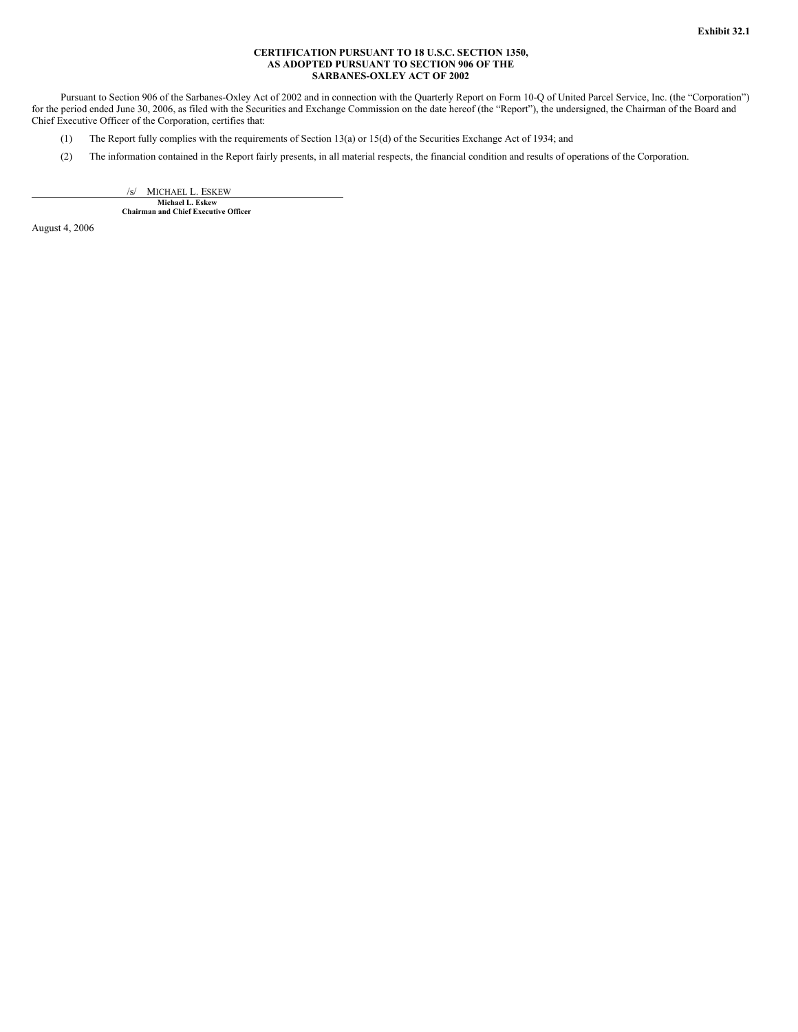**Exhibit 32.1**

**CERTIFICATION PURSUANT TO 18 U.S.C. SECTION 1350,**
**AS ADOPTED PURSUANT TO SECTION 906 OF THE**
**SARBANES-OXLEY ACT OF 2002**

Pursuant to Section 906 of the Sarbanes-Oxley Act of 2002 and in connection with the Quarterly Report on Form 10-Q of United Parcel Service, Inc. (the "Corporation") for the period ended June 30, 2006, as filed with the Securities and Exchange Commission on the date hereof (the "Report"), the undersigned, the Chairman of the Board and Chief Executive Officer of the Corporation, certifies that:

(1) The Report fully complies with the requirements of Section 13(a) or 15(d) of the Securities Exchange Act of 1934; and

(2) The information contained in the Report fairly presents, in all material respects, the financial condition and results of operations of the Corporation.

/s/ MICHAEL L. ESKEW

**Michael L. Eskew**
**Chairman and Chief Executive Officer**

August 4, 2006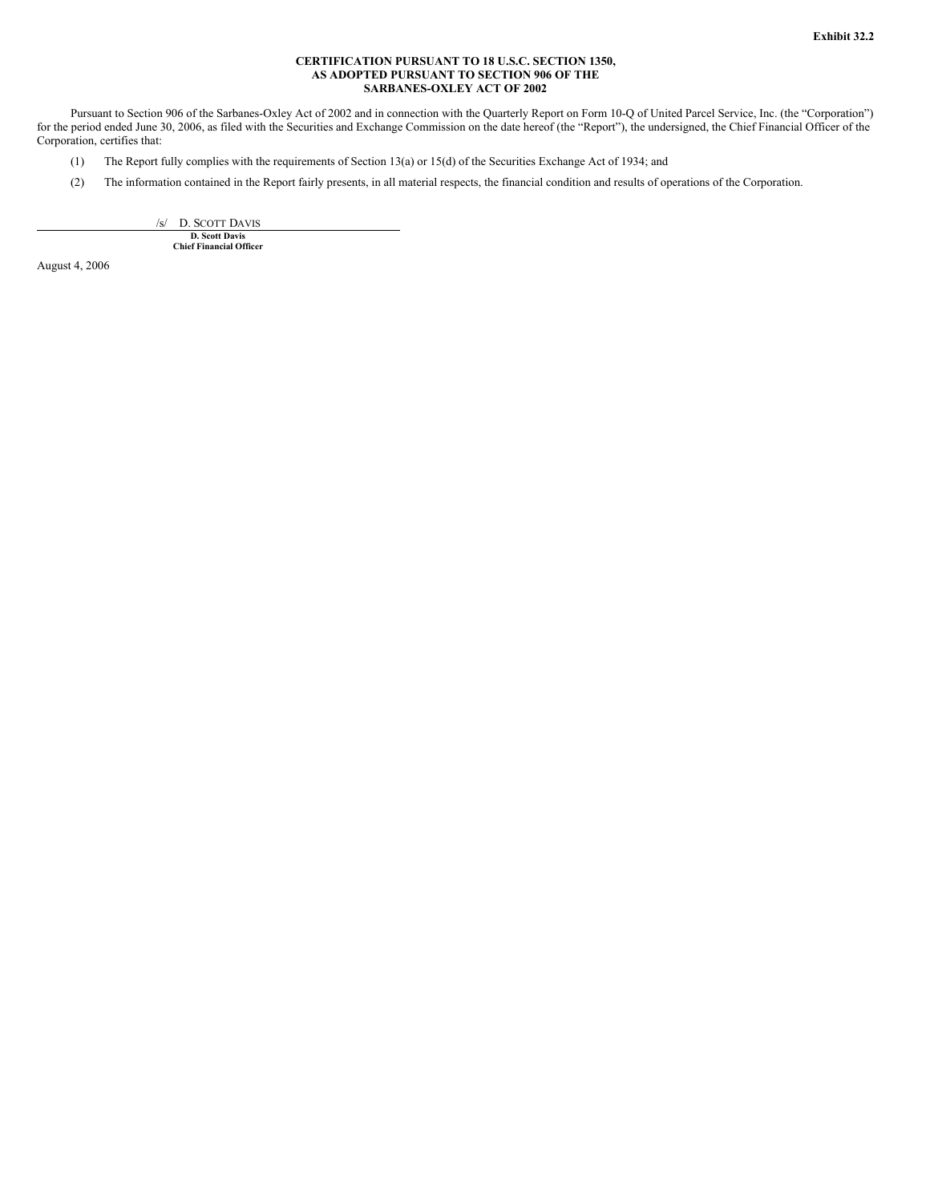Exhibit 32.2

**CERTIFICATION PURSUANT TO 18 U.S.C. SECTION 1350,
AS ADOPTED PURSUANT TO SECTION 906 OF THE
SARBANES-OXLEY ACT OF 2002**

Pursuant to Section 906 of the Sarbanes-Oxley Act of 2002 and in connection with the Quarterly Report on Form 10-Q of United Parcel Service, Inc. (the "Corporation") for the period ended June 30, 2006, as filed with the Securities and Exchange Commission on the date hereof (the "Report"), the undersigned, the Chief Financial Officer of the Corporation, certifies that:

(1) The Report fully complies with the requirements of Section 13(a) or 15(d) of the Securities Exchange Act of 1934; and

(2) The information contained in the Report fairly presents, in all material respects, the financial condition and results of operations of the Corporation.

/s/ D. SCOTT DAVIS

**D. Scott Davis**
**Chief Financial Officer**

August 4, 2006